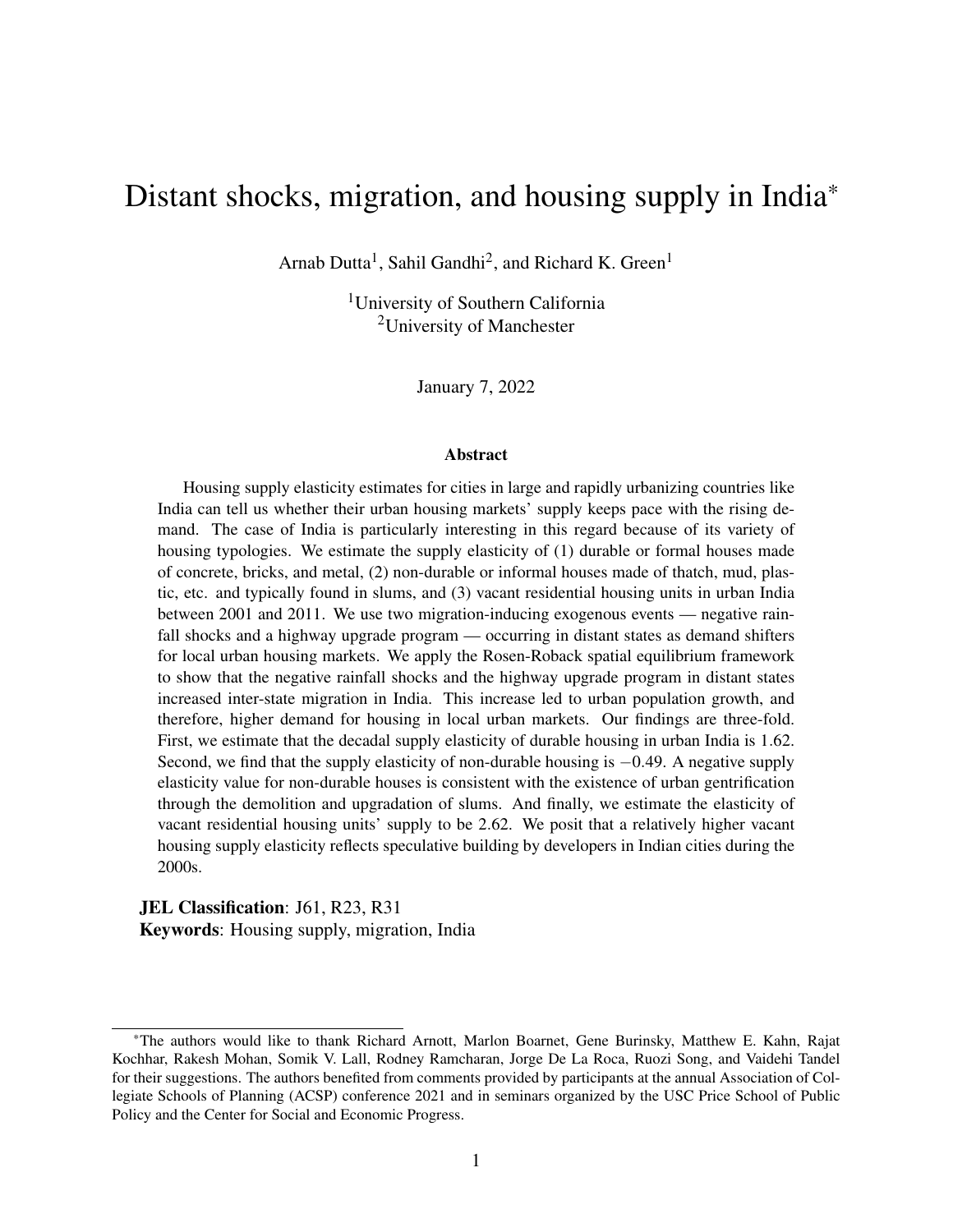# Distant shocks, migration, and housing supply in India*

Arnab Dutta[1], Sahil Gandhi[2], and Richard K. Green[1]

[1]University of Southern California
[2]University of Manchester

January 7, 2022

## Abstract

Housing supply elasticity estimates for cities in large and rapidly urbanizing countries like India can tell us whether their urban housing markets' supply keeps pace with the rising demand. The case of India is particularly interesting in this regard because of its variety of housing typologies. We estimate the supply elasticity of (1) durable or formal houses made of concrete, bricks, and metal, (2) non-durable or informal houses made of thatch, mud, plastic, etc. and typically found in slums, and (3) vacant residential housing units in urban India between 2001 and 2011. We use two migration-inducing exogenous events — negative rainfall shocks and a highway upgrade program — occurring in distant states as demand shifters for local urban housing markets. We apply the Rosen-Roback spatial equilibrium framework to show that the negative rainfall shocks and the highway upgrade program in distant states increased inter-state migration in India. This increase led to urban population growth, and therefore, higher demand for housing in local urban markets. Our findings are three-fold. First, we estimate that the decadal supply elasticity of durable housing in urban India is 1.62. Second, we find that the supply elasticity of non-durable housing is $-0.49$. A negative supply elasticity value for non-durable houses is consistent with the existence of urban gentrification through the demolition and upgradation of slums. And finally, we estimate the elasticity of vacant residential housing units' supply to be 2.62. We posit that a relatively higher vacant housing supply elasticity reflects speculative building by developers in Indian cities during the 2000s.

**JEL Classification**: J61, R23, R31
**Keywords**: Housing supply, migration, India

*The authors would like to thank Richard Arnott, Marlon Boarnet, Gene Burinsky, Matthew E. Kahn, Rajat Kochhar, Rakesh Mohan, Somik V. Lall, Rodney Ramcharan, Jorge De La Roca, Ruozi Song, and Vaidehi Tandel for their suggestions. The authors benefited from comments provided by participants at the annual Association of Collegiate Schools of Planning (ACSP) conference 2021 and in seminars organized by the USC Price School of Public Policy and the Center for Social and Economic Progress.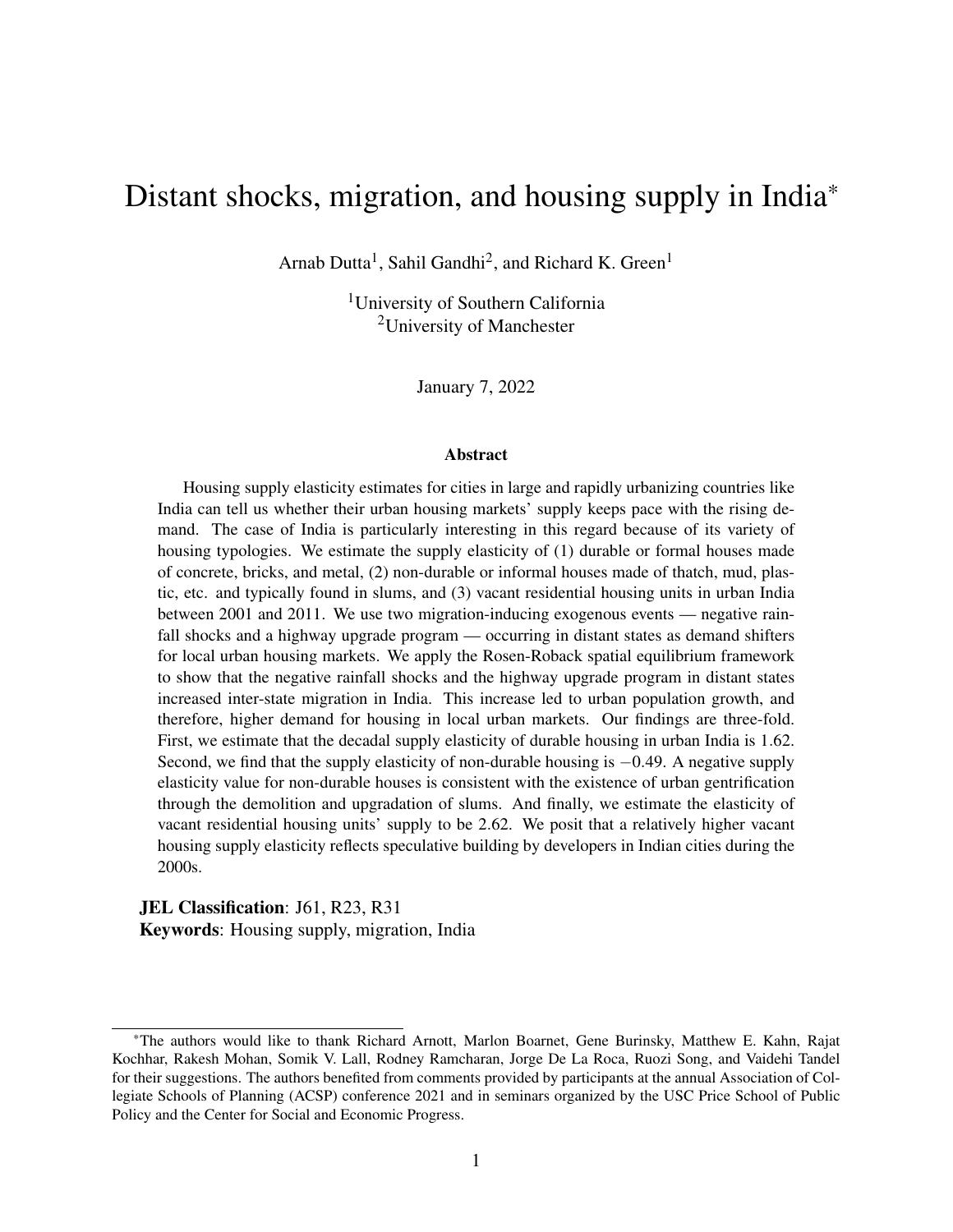// Distant shocks, migration, and housing supply in India*

Arnab Dutta[1], Sahil Gandhi[2], and Richard K. Green[1]

[1]University of Southern California
[2]University of Manchester

January 7, 2022

## Abstract

Housing supply elasticity estimates for cities in large and rapidly urbanizing countries like India can tell us whether their urban housing markets' supply keeps pace with the rising demand. The case of India is particularly interesting in this regard because of its variety of housing typologies. We estimate the supply elasticity of (1) durable or formal houses made of concrete, bricks, and metal, (2) non-durable or informal houses made of thatch, mud, plastic, etc. and typically found in slums, and (3) vacant residential housing units in urban India between 2001 and 2011. We use two migration-inducing exogenous events — negative rainfall shocks and a highway upgrade program — occurring in distant states as demand shifters for local urban housing markets. We apply the Rosen-Roback spatial equilibrium framework to show that the negative rainfall shocks and the highway upgrade program in distant states increased inter-state migration in India. This increase led to urban population growth, and therefore, higher demand for housing in local urban markets. Our findings are three-fold. First, we estimate that the decadal supply elasticity of durable housing in urban India is 1.62. Second, we find that the supply elasticity of non-durable housing is $-0.49$. A negative supply elasticity value for non-durable houses is consistent with the existence of urban gentrification through the demolition and upgradation of slums. And finally, we estimate the elasticity of vacant residential housing units' supply to be 2.62. We posit that a relatively higher vacant housing supply elasticity reflects speculative building by developers in Indian cities during the 2000s.

**JEL Classification**: J61, R23, R31
**Keywords**: Housing supply, migration, India

*The authors would like to thank Richard Arnott, Marlon Boarnet, Gene Burinsky, Matthew E. Kahn, Rajat Kochhar, Rakesh Mohan, Somik V. Lall, Rodney Ramcharan, Jorge De La Roca, Ruozi Song, and Vaidehi Tandel for their suggestions. The authors benefited from comments provided by participants at the annual Association of Collegiate Schools of Planning (ACSP) conference 2021 and in seminars organized by the USC Price School of Public Policy and the Center for Social and Economic Progress.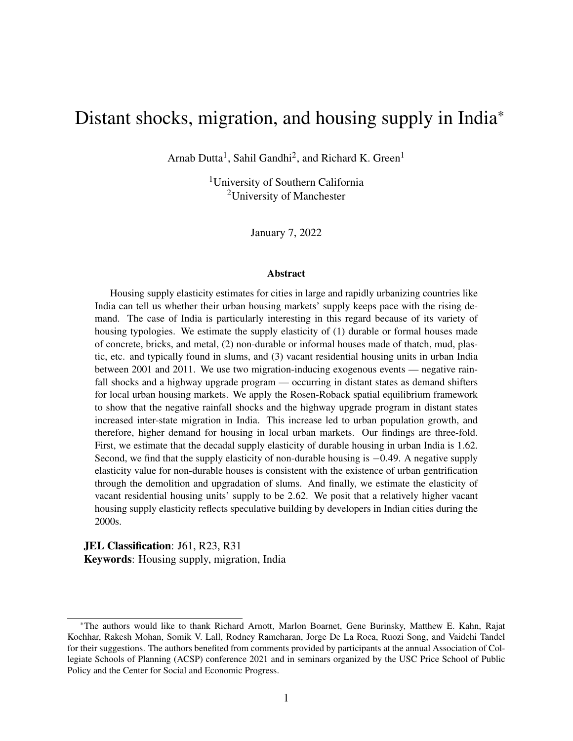# Distant shocks, migration, and housing supply in India*

Arnab Dutta[1], Sahil Gandhi[2], and Richard K. Green[1]

[1]University of Southern California
[2]University of Manchester

January 7, 2022

## Abstract

Housing supply elasticity estimates for cities in large and rapidly urbanizing countries like India can tell us whether their urban housing markets' supply keeps pace with the rising demand. The case of India is particularly interesting in this regard because of its variety of housing typologies. We estimate the supply elasticity of (1) durable or formal houses made of concrete, bricks, and metal, (2) non-durable or informal houses made of thatch, mud, plastic, etc. and typically found in slums, and (3) vacant residential housing units in urban India between 2001 and 2011. We use two migration-inducing exogenous events — negative rainfall shocks and a highway upgrade program — occurring in distant states as demand shifters for local urban housing markets. We apply the Rosen-Roback spatial equilibrium framework to show that the negative rainfall shocks and the highway upgrade program in distant states increased inter-state migration in India. This increase led to urban population growth, and therefore, higher demand for housing in local urban markets. Our findings are three-fold. First, we estimate that the decadal supply elasticity of durable housing in urban India is 1.62. Second, we find that the supply elasticity of non-durable housing is $-0.49$. A negative supply elasticity value for non-durable houses is consistent with the existence of urban gentrification through the demolition and upgradation of slums. And finally, we estimate the elasticity of vacant residential housing units' supply to be 2.62. We posit that a relatively higher vacant housing supply elasticity reflects speculative building by developers in Indian cities during the 2000s.

**JEL Classification**: J61, R23, R31
**Keywords**: Housing supply, migration, India

---

*The authors would like to thank Richard Arnott, Marlon Boarnet, Gene Burinsky, Matthew E. Kahn, Rajat Kochhar, Rakesh Mohan, Somik V. Lall, Rodney Ramcharan, Jorge De La Roca, Ruozi Song, and Vaidehi Tandel for their suggestions. The authors benefited from comments provided by participants at the annual Association of Collegiate Schools of Planning (ACSP) conference 2021 and in seminars organized by the USC Price School of Public Policy and the Center for Social and Economic Progress.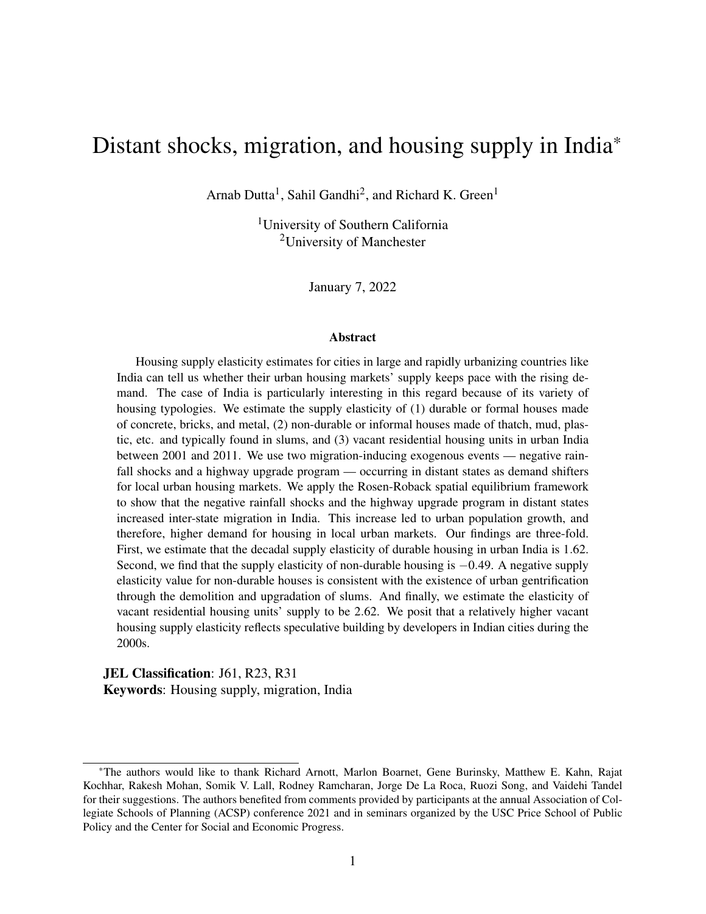# Distant shocks, migration, and housing supply in India*

Arnab Dutta[1], Sahil Gandhi[2], and Richard K. Green[1]

[1]University of Southern California
[2]University of Manchester

January 7, 2022

## Abstract

Housing supply elasticity estimates for cities in large and rapidly urbanizing countries like India can tell us whether their urban housing markets' supply keeps pace with the rising demand. The case of India is particularly interesting in this regard because of its variety of housing typologies. We estimate the supply elasticity of (1) durable or formal houses made of concrete, bricks, and metal, (2) non-durable or informal houses made of thatch, mud, plastic, etc. and typically found in slums, and (3) vacant residential housing units in urban India between 2001 and 2011. We use two migration-inducing exogenous events — negative rainfall shocks and a highway upgrade program — occurring in distant states as demand shifters for local urban housing markets. We apply the Rosen-Roback spatial equilibrium framework to show that the negative rainfall shocks and the highway upgrade program in distant states increased inter-state migration in India. This increase led to urban population growth, and therefore, higher demand for housing in local urban markets. Our findings are three-fold. First, we estimate that the decadal supply elasticity of durable housing in urban India is 1.62. Second, we find that the supply elasticity of non-durable housing is $-0.49$. A negative supply elasticity value for non-durable houses is consistent with the existence of urban gentrification through the demolition and upgradation of slums. And finally, we estimate the elasticity of vacant residential housing units' supply to be 2.62. We posit that a relatively higher vacant housing supply elasticity reflects speculative building by developers in Indian cities during the 2000s.

**JEL Classification**: J61, R23, R31
**Keywords**: Housing supply, migration, India

*The authors would like to thank Richard Arnott, Marlon Boarnet, Gene Burinsky, Matthew E. Kahn, Rajat Kochhar, Rakesh Mohan, Somik V. Lall, Rodney Ramcharan, Jorge De La Roca, Ruozi Song, and Vaidehi Tandel for their suggestions. The authors benefited from comments provided by participants at the annual Association of Collegiate Schools of Planning (ACSP) conference 2021 and in seminars organized by the USC Price School of Public Policy and the Center for Social and Economic Progress.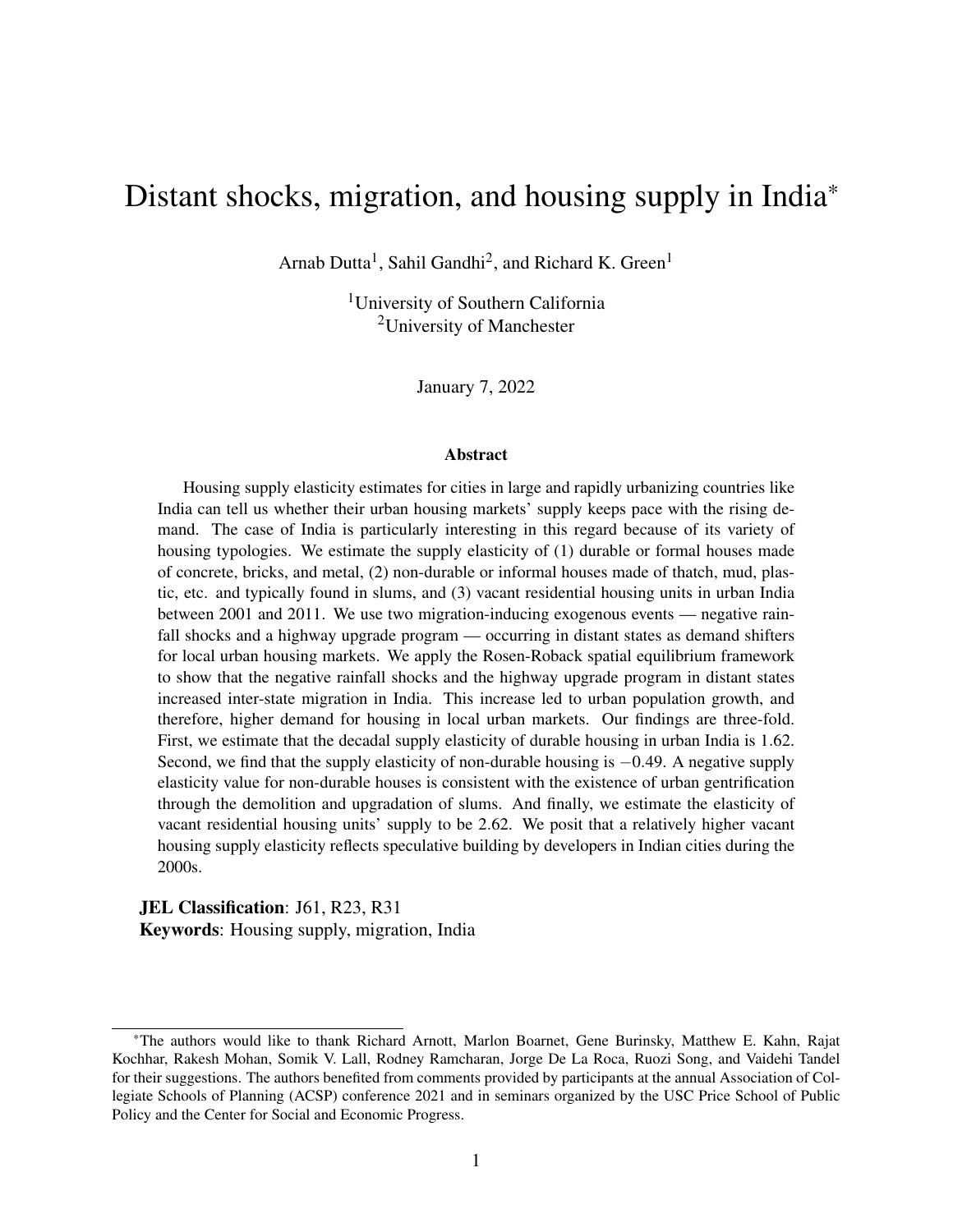# Distant shocks, migration, and housing supply in India*

Arnab Dutta[1], Sahil Gandhi[2], and Richard K. Green[1]

[1]University of Southern California
[2]University of Manchester

January 7, 2022

### Abstract

Housing supply elasticity estimates for cities in large and rapidly urbanizing countries like India can tell us whether their urban housing markets' supply keeps pace with the rising demand. The case of India is particularly interesting in this regard because of its variety of housing typologies. We estimate the supply elasticity of (1) durable or formal houses made of concrete, bricks, and metal, (2) non-durable or informal houses made of thatch, mud, plastic, etc. and typically found in slums, and (3) vacant residential housing units in urban India between 2001 and 2011. We use two migration-inducing exogenous events — negative rainfall shocks and a highway upgrade program — occurring in distant states as demand shifters for local urban housing markets. We apply the Rosen-Roback spatial equilibrium framework to show that the negative rainfall shocks and the highway upgrade program in distant states increased inter-state migration in India. This increase led to urban population growth, and therefore, higher demand for housing in local urban markets. Our findings are three-fold. First, we estimate that the decadal supply elasticity of durable housing in urban India is 1.62. Second, we find that the supply elasticity of non-durable housing is $-0.49$. A negative supply elasticity value for non-durable houses is consistent with the existence of urban gentrification through the demolition and upgradation of slums. And finally, we estimate the elasticity of vacant residential housing units' supply to be 2.62. We posit that a relatively higher vacant housing supply elasticity reflects speculative building by developers in Indian cities during the 2000s.

**JEL Classification**: J61, R23, R31
**Keywords**: Housing supply, migration, India

*The authors would like to thank Richard Arnott, Marlon Boarnet, Gene Burinsky, Matthew E. Kahn, Rajat Kochhar, Rakesh Mohan, Somik V. Lall, Rodney Ramcharan, Jorge De La Roca, Ruozi Song, and Vaidehi Tandel for their suggestions. The authors benefited from comments provided by participants at the annual Association of Collegiate Schools of Planning (ACSP) conference 2021 and in seminars organized by the USC Price School of Public Policy and the Center for Social and Economic Progress.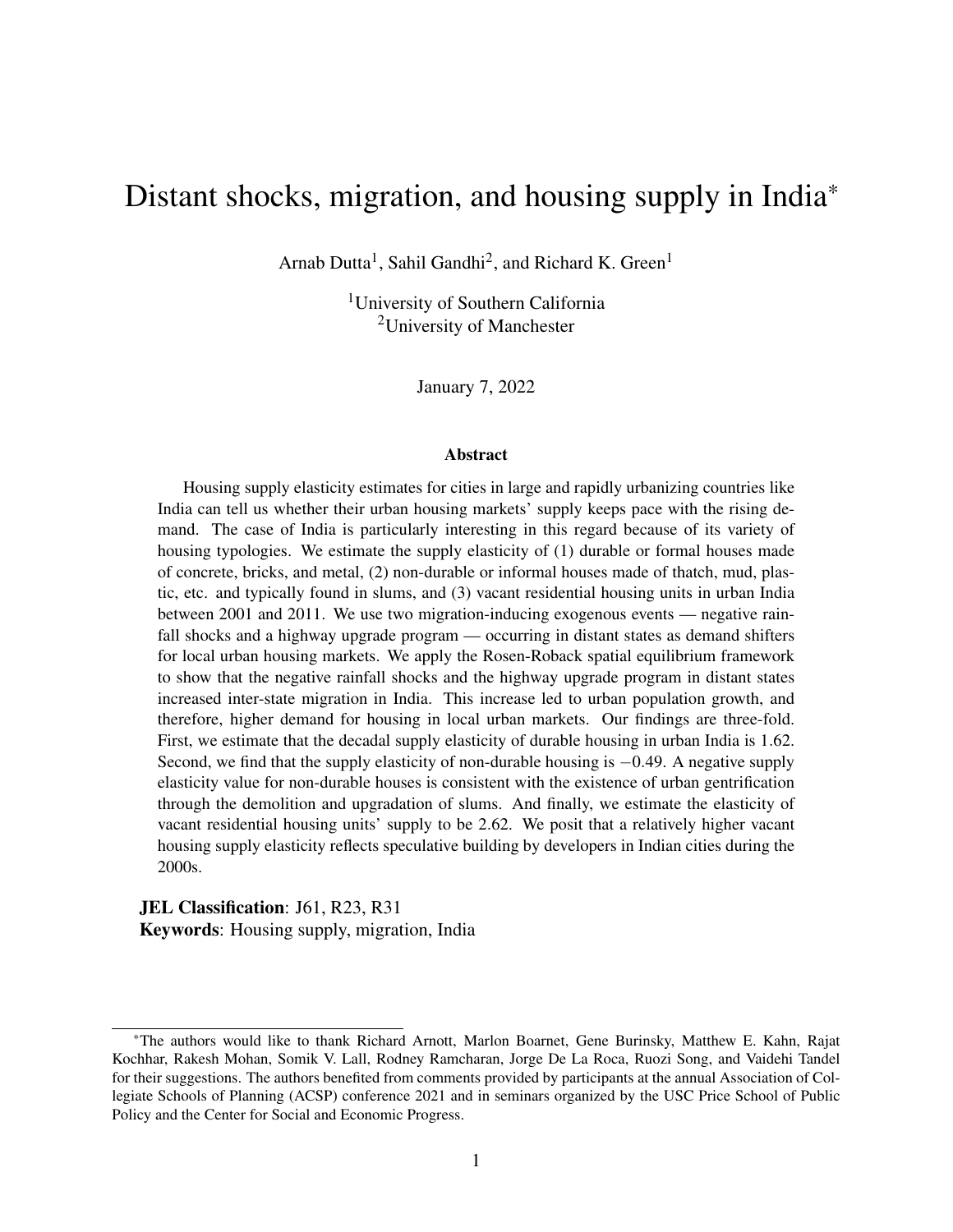# Distant shocks, migration, and housing supply in India*

Arnab Dutta[1], Sahil Gandhi[2], and Richard K. Green[1]

[1]University of Southern California
[2]University of Manchester

January 7, 2022

## Abstract

Housing supply elasticity estimates for cities in large and rapidly urbanizing countries like India can tell us whether their urban housing markets' supply keeps pace with the rising demand. The case of India is particularly interesting in this regard because of its variety of housing typologies. We estimate the supply elasticity of (1) durable or formal houses made of concrete, bricks, and metal, (2) non-durable or informal houses made of thatch, mud, plastic, etc. and typically found in slums, and (3) vacant residential housing units in urban India between 2001 and 2011. We use two migration-inducing exogenous events — negative rainfall shocks and a highway upgrade program — occurring in distant states as demand shifters for local urban housing markets. We apply the Rosen-Roback spatial equilibrium framework to show that the negative rainfall shocks and the highway upgrade program in distant states increased inter-state migration in India. This increase led to urban population growth, and therefore, higher demand for housing in local urban markets. Our findings are three-fold. First, we estimate that the decadal supply elasticity of durable housing in urban India is 1.62. Second, we find that the supply elasticity of non-durable housing is $-0.49$. A negative supply elasticity value for non-durable houses is consistent with the existence of urban gentrification through the demolition and upgradation of slums. And finally, we estimate the elasticity of vacant residential housing units' supply to be 2.62. We posit that a relatively higher vacant housing supply elasticity reflects speculative building by developers in Indian cities during the 2000s.

**JEL Classification**: J61, R23, R31
**Keywords**: Housing supply, migration, India

---

*The authors would like to thank Richard Arnott, Marlon Boarnet, Gene Burinsky, Matthew E. Kahn, Rajat Kochhar, Rakesh Mohan, Somik V. Lall, Rodney Ramcharan, Jorge De La Roca, Ruozi Song, and Vaidehi Tandel for their suggestions. The authors benefited from comments provided by participants at the annual Association of Collegiate Schools of Planning (ACSP) conference 2021 and in seminars organized by the USC Price School of Public Policy and the Center for Social and Economic Progress.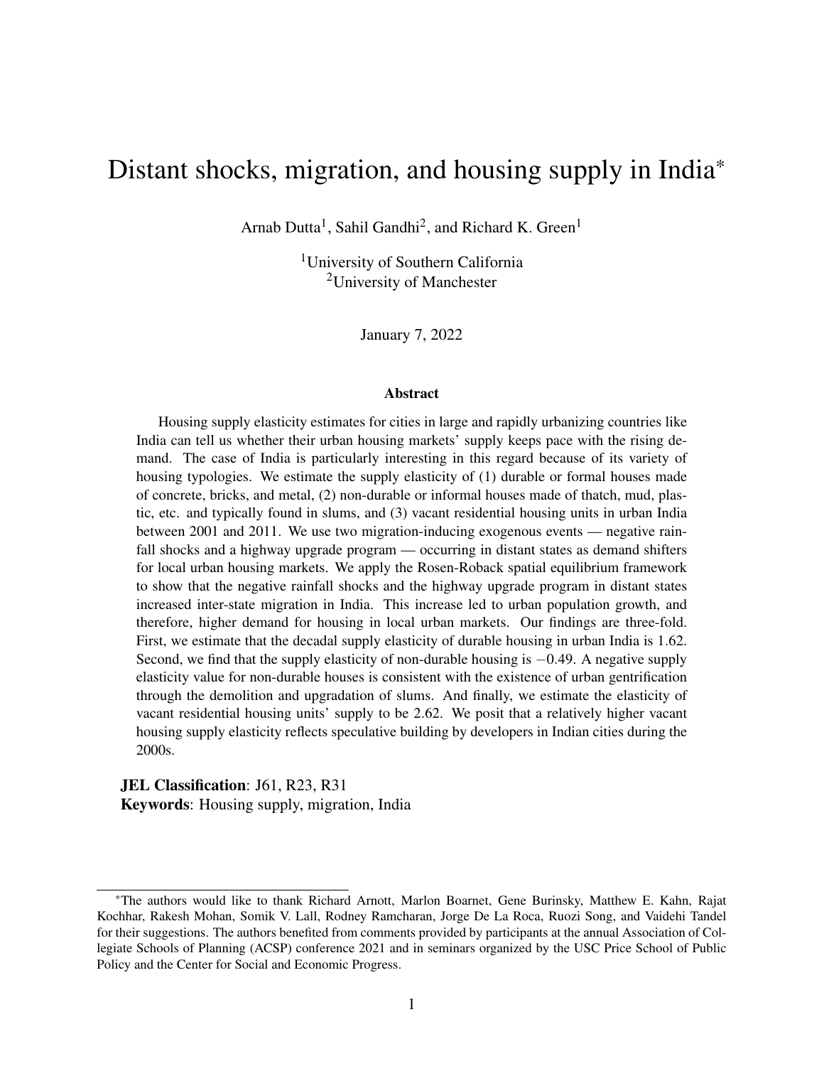# Distant shocks, migration, and housing supply in India*

Arnab Dutta[1], Sahil Gandhi[2], and Richard K. Green[1]

[1]University of Southern California
[2]University of Manchester

January 7, 2022

### Abstract

Housing supply elasticity estimates for cities in large and rapidly urbanizing countries like India can tell us whether their urban housing markets' supply keeps pace with the rising demand. The case of India is particularly interesting in this regard because of its variety of housing typologies. We estimate the supply elasticity of (1) durable or formal houses made of concrete, bricks, and metal, (2) non-durable or informal houses made of thatch, mud, plastic, etc. and typically found in slums, and (3) vacant residential housing units in urban India between 2001 and 2011. We use two migration-inducing exogenous events — negative rainfall shocks and a highway upgrade program — occurring in distant states as demand shifters for local urban housing markets. We apply the Rosen-Roback spatial equilibrium framework to show that the negative rainfall shocks and the highway upgrade program in distant states increased inter-state migration in India. This increase led to urban population growth, and therefore, higher demand for housing in local urban markets. Our findings are three-fold. First, we estimate that the decadal supply elasticity of durable housing in urban India is 1.62. Second, we find that the supply elasticity of non-durable housing is $-0.49$. A negative supply elasticity value for non-durable houses is consistent with the existence of urban gentrification through the demolition and upgradation of slums. And finally, we estimate the elasticity of vacant residential housing units' supply to be 2.62. We posit that a relatively higher vacant housing supply elasticity reflects speculative building by developers in Indian cities during the 2000s.

**JEL Classification**: J61, R23, R31
**Keywords**: Housing supply, migration, India

*The authors would like to thank Richard Arnott, Marlon Boarnet, Gene Burinsky, Matthew E. Kahn, Rajat Kochhar, Rakesh Mohan, Somik V. Lall, Rodney Ramcharan, Jorge De La Roca, Ruozi Song, and Vaidehi Tandel for their suggestions. The authors benefited from comments provided by participants at the annual Association of Collegiate Schools of Planning (ACSP) conference 2021 and in seminars organized by the USC Price School of Public Policy and the Center for Social and Economic Progress.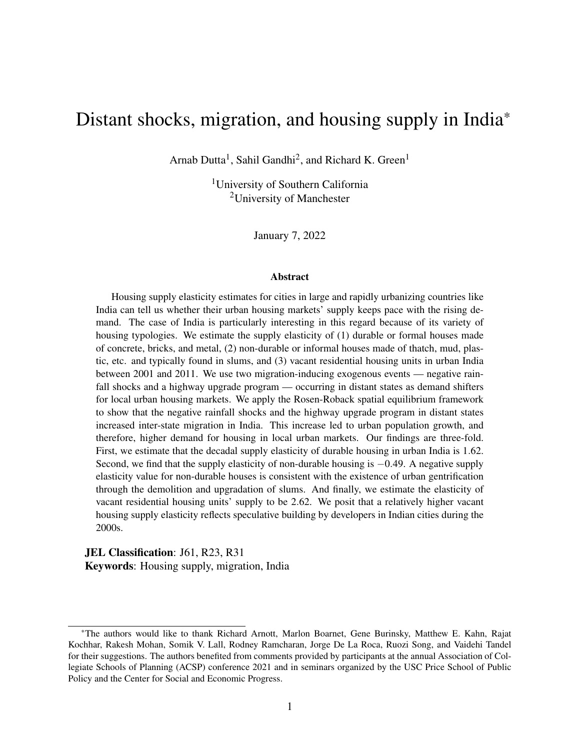# Distant shocks, migration, and housing supply in India*

Arnab Dutta[1], Sahil Gandhi[2], and Richard K. Green[1]

[1]University of Southern California
[2]University of Manchester

January 7, 2022

### Abstract

Housing supply elasticity estimates for cities in large and rapidly urbanizing countries like India can tell us whether their urban housing markets' supply keeps pace with the rising demand. The case of India is particularly interesting in this regard because of its variety of housing typologies. We estimate the supply elasticity of (1) durable or formal houses made of concrete, bricks, and metal, (2) non-durable or informal houses made of thatch, mud, plastic, etc. and typically found in slums, and (3) vacant residential housing units in urban India between 2001 and 2011. We use two migration-inducing exogenous events — negative rainfall shocks and a highway upgrade program — occurring in distant states as demand shifters for local urban housing markets. We apply the Rosen-Roback spatial equilibrium framework to show that the negative rainfall shocks and the highway upgrade program in distant states increased inter-state migration in India. This increase led to urban population growth, and therefore, higher demand for housing in local urban markets. Our findings are three-fold. First, we estimate that the decadal supply elasticity of durable housing in urban India is 1.62. Second, we find that the supply elasticity of non-durable housing is $-0.49$. A negative supply elasticity value for non-durable houses is consistent with the existence of urban gentrification through the demolition and upgradation of slums. And finally, we estimate the elasticity of vacant residential housing units' supply to be 2.62. We posit that a relatively higher vacant housing supply elasticity reflects speculative building by developers in Indian cities during the 2000s.

**JEL Classification**: J61, R23, R31
**Keywords**: Housing supply, migration, India

---

*The authors would like to thank Richard Arnott, Marlon Boarnet, Gene Burinsky, Matthew E. Kahn, Rajat Kochhar, Rakesh Mohan, Somik V. Lall, Rodney Ramcharan, Jorge De La Roca, Ruozi Song, and Vaidehi Tandel for their suggestions. The authors benefited from comments provided by participants at the annual Association of Collegiate Schools of Planning (ACSP) conference 2021 and in seminars organized by the USC Price School of Public Policy and the Center for Social and Economic Progress.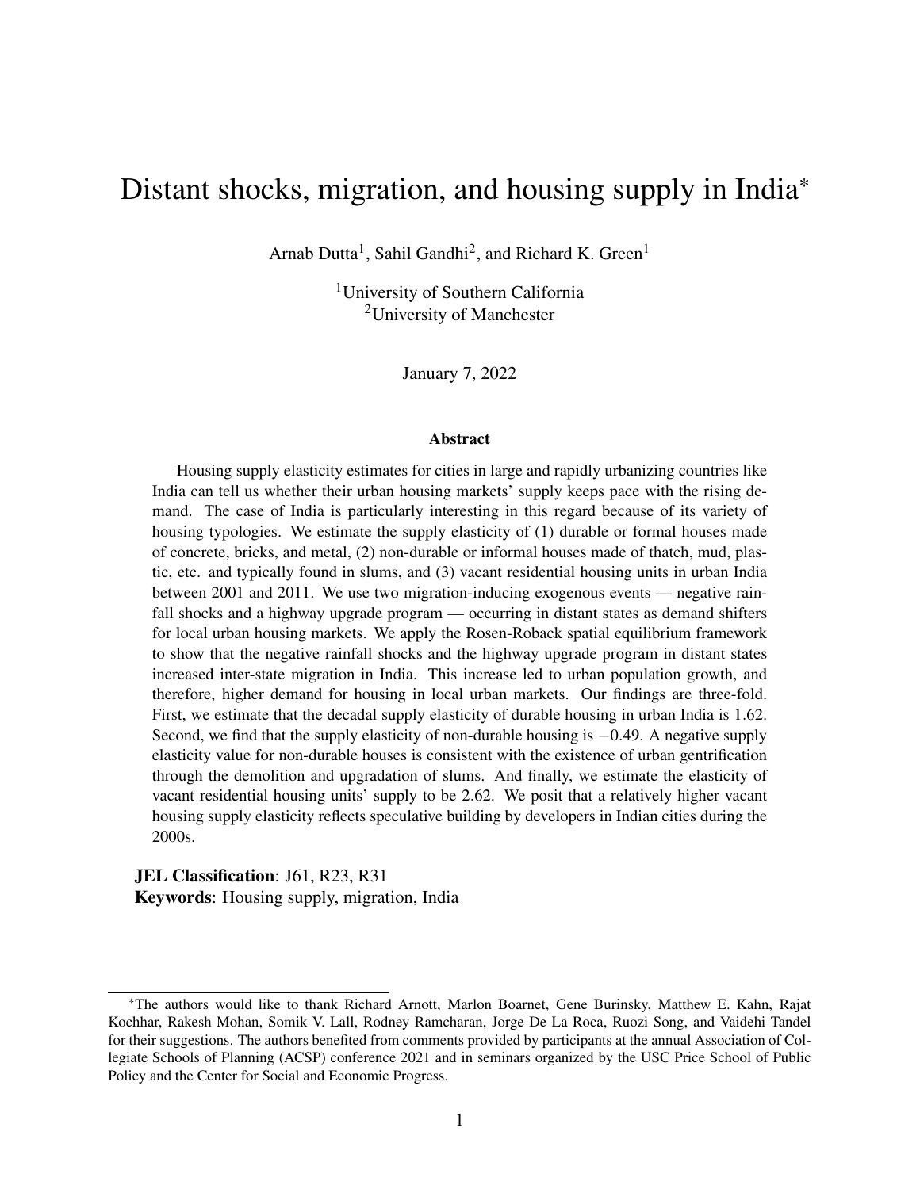# Distant shocks, migration, and housing supply in India*

Arnab Dutta[1], Sahil Gandhi[2], and Richard K. Green[1]

[1]University of Southern California
[2]University of Manchester

January 7, 2022

### Abstract

Housing supply elasticity estimates for cities in large and rapidly urbanizing countries like India can tell us whether their urban housing markets' supply keeps pace with the rising demand. The case of India is particularly interesting in this regard because of its variety of housing typologies. We estimate the supply elasticity of (1) durable or formal houses made of concrete, bricks, and metal, (2) non-durable or informal houses made of thatch, mud, plastic, etc. and typically found in slums, and (3) vacant residential housing units in urban India between 2001 and 2011. We use two migration-inducing exogenous events — negative rainfall shocks and a highway upgrade program — occurring in distant states as demand shifters for local urban housing markets. We apply the Rosen-Roback spatial equilibrium framework to show that the negative rainfall shocks and the highway upgrade program in distant states increased inter-state migration in India. This increase led to urban population growth, and therefore, higher demand for housing in local urban markets. Our findings are three-fold. First, we estimate that the decadal supply elasticity of durable housing in urban India is 1.62. Second, we find that the supply elasticity of non-durable housing is $-0.49$. A negative supply elasticity value for non-durable houses is consistent with the existence of urban gentrification through the demolition and upgradation of slums. And finally, we estimate the elasticity of vacant residential housing units' supply to be 2.62. We posit that a relatively higher vacant housing supply elasticity reflects speculative building by developers in Indian cities during the 2000s.

**JEL Classification**: J61, R23, R31
**Keywords**: Housing supply, migration, India

*The authors would like to thank Richard Arnott, Marlon Boarnet, Gene Burinsky, Matthew E. Kahn, Rajat Kochhar, Rakesh Mohan, Somik V. Lall, Rodney Ramcharan, Jorge De La Roca, Ruozi Song, and Vaidehi Tandel for their suggestions. The authors benefited from comments provided by participants at the annual Association of Collegiate Schools of Planning (ACSP) conference 2021 and in seminars organized by the USC Price School of Public Policy and the Center for Social and Economic Progress.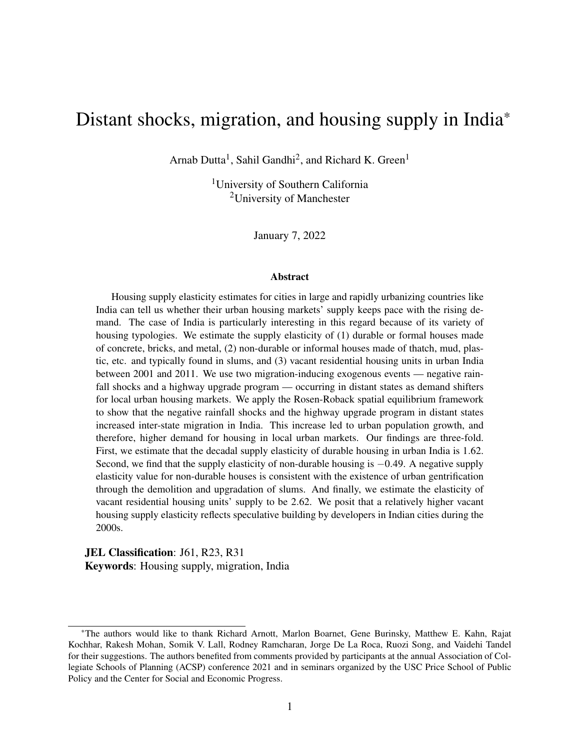# Distant shocks, migration, and housing supply in India*

Arnab Dutta[1], Sahil Gandhi[2], and Richard K. Green[1]

[1]University of Southern California
[2]University of Manchester

January 7, 2022

## Abstract

Housing supply elasticity estimates for cities in large and rapidly urbanizing countries like India can tell us whether their urban housing markets' supply keeps pace with the rising demand. The case of India is particularly interesting in this regard because of its variety of housing typologies. We estimate the supply elasticity of (1) durable or formal houses made of concrete, bricks, and metal, (2) non-durable or informal houses made of thatch, mud, plastic, etc. and typically found in slums, and (3) vacant residential housing units in urban India between 2001 and 2011. We use two migration-inducing exogenous events — negative rainfall shocks and a highway upgrade program — occurring in distant states as demand shifters for local urban housing markets. We apply the Rosen-Roback spatial equilibrium framework to show that the negative rainfall shocks and the highway upgrade program in distant states increased inter-state migration in India. This increase led to urban population growth, and therefore, higher demand for housing in local urban markets. Our findings are three-fold. First, we estimate that the decadal supply elasticity of durable housing in urban India is 1.62. Second, we find that the supply elasticity of non-durable housing is $-0.49$. A negative supply elasticity value for non-durable houses is consistent with the existence of urban gentrification through the demolition and upgradation of slums. And finally, we estimate the elasticity of vacant residential housing units' supply to be 2.62. We posit that a relatively higher vacant housing supply elasticity reflects speculative building by developers in Indian cities during the 2000s.

**JEL Classification**: J61, R23, R31
**Keywords**: Housing supply, migration, India

*The authors would like to thank Richard Arnott, Marlon Boarnet, Gene Burinsky, Matthew E. Kahn, Rajat Kochhar, Rakesh Mohan, Somik V. Lall, Rodney Ramcharan, Jorge De La Roca, Ruozi Song, and Vaidehi Tandel for their suggestions. The authors benefited from comments provided by participants at the annual Association of Collegiate Schools of Planning (ACSP) conference 2021 and in seminars organized by the USC Price School of Public Policy and the Center for Social and Economic Progress.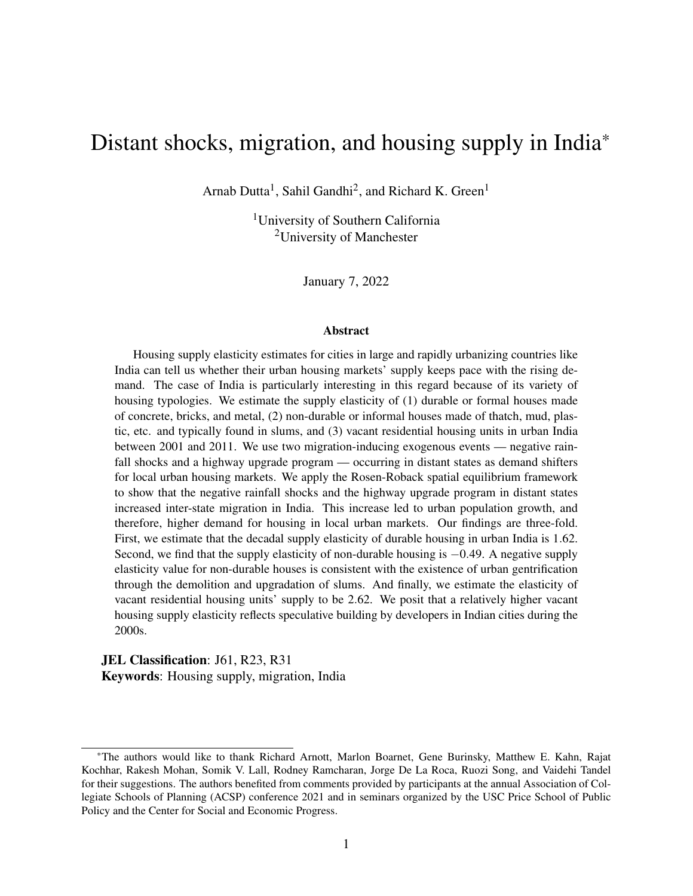# Distant shocks, migration, and housing supply in India*

Arnab Dutta[1], Sahil Gandhi[2], and Richard K. Green[1]

[1]University of Southern California
[2]University of Manchester

January 7, 2022

## Abstract

Housing supply elasticity estimates for cities in large and rapidly urbanizing countries like India can tell us whether their urban housing markets' supply keeps pace with the rising demand. The case of India is particularly interesting in this regard because of its variety of housing typologies. We estimate the supply elasticity of (1) durable or formal houses made of concrete, bricks, and metal, (2) non-durable or informal houses made of thatch, mud, plastic, etc. and typically found in slums, and (3) vacant residential housing units in urban India between 2001 and 2011. We use two migration-inducing exogenous events — negative rainfall shocks and a highway upgrade program — occurring in distant states as demand shifters for local urban housing markets. We apply the Rosen-Roback spatial equilibrium framework to show that the negative rainfall shocks and the highway upgrade program in distant states increased inter-state migration in India. This increase led to urban population growth, and therefore, higher demand for housing in local urban markets. Our findings are three-fold. First, we estimate that the decadal supply elasticity of durable housing in urban India is 1.62. Second, we find that the supply elasticity of non-durable housing is $-0.49$. A negative supply elasticity value for non-durable houses is consistent with the existence of urban gentrification through the demolition and upgradation of slums. And finally, we estimate the elasticity of vacant residential housing units' supply to be 2.62. We posit that a relatively higher vacant housing supply elasticity reflects speculative building by developers in Indian cities during the 2000s.

**JEL Classification**: J61, R23, R31
**Keywords**: Housing supply, migration, India

*The authors would like to thank Richard Arnott, Marlon Boarnet, Gene Burinsky, Matthew E. Kahn, Rajat Kochhar, Rakesh Mohan, Somik V. Lall, Rodney Ramcharan, Jorge De La Roca, Ruozi Song, and Vaidehi Tandel for their suggestions. The authors benefited from comments provided by participants at the annual Association of Collegiate Schools of Planning (ACSP) conference 2021 and in seminars organized by the USC Price School of Public Policy and the Center for Social and Economic Progress.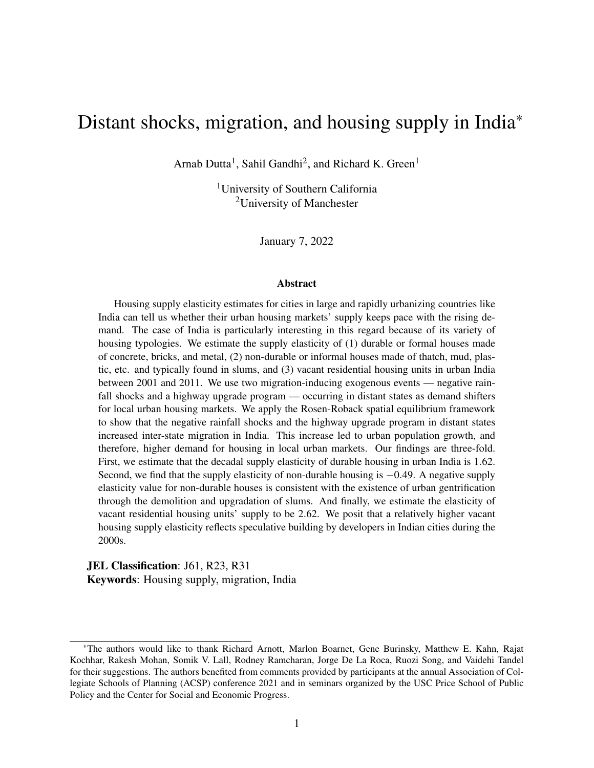# Distant shocks, migration, and housing supply in India*

Arnab Dutta[1], Sahil Gandhi[2], and Richard K. Green[1]

[1]University of Southern California
[2]University of Manchester

January 7, 2022

### Abstract

Housing supply elasticity estimates for cities in large and rapidly urbanizing countries like India can tell us whether their urban housing markets' supply keeps pace with the rising demand. The case of India is particularly interesting in this regard because of its variety of housing typologies. We estimate the supply elasticity of (1) durable or formal houses made of concrete, bricks, and metal, (2) non-durable or informal houses made of thatch, mud, plastic, etc. and typically found in slums, and (3) vacant residential housing units in urban India between 2001 and 2011. We use two migration-inducing exogenous events — negative rainfall shocks and a highway upgrade program — occurring in distant states as demand shifters for local urban housing markets. We apply the Rosen-Roback spatial equilibrium framework to show that the negative rainfall shocks and the highway upgrade program in distant states increased inter-state migration in India. This increase led to urban population growth, and therefore, higher demand for housing in local urban markets. Our findings are three-fold. First, we estimate that the decadal supply elasticity of durable housing in urban India is 1.62. Second, we find that the supply elasticity of non-durable housing is $-0.49$. A negative supply elasticity value for non-durable houses is consistent with the existence of urban gentrification through the demolition and upgradation of slums. And finally, we estimate the elasticity of vacant residential housing units' supply to be 2.62. We posit that a relatively higher vacant housing supply elasticity reflects speculative building by developers in Indian cities during the 2000s.

**JEL Classification**: J61, R23, R31
**Keywords**: Housing supply, migration, India

*The authors would like to thank Richard Arnott, Marlon Boarnet, Gene Burinsky, Matthew E. Kahn, Rajat Kochhar, Rakesh Mohan, Somik V. Lall, Rodney Ramcharan, Jorge De La Roca, Ruozi Song, and Vaidehi Tandel for their suggestions. The authors benefited from comments provided by participants at the annual Association of Collegiate Schools of Planning (ACSP) conference 2021 and in seminars organized by the USC Price School of Public Policy and the Center for Social and Economic Progress.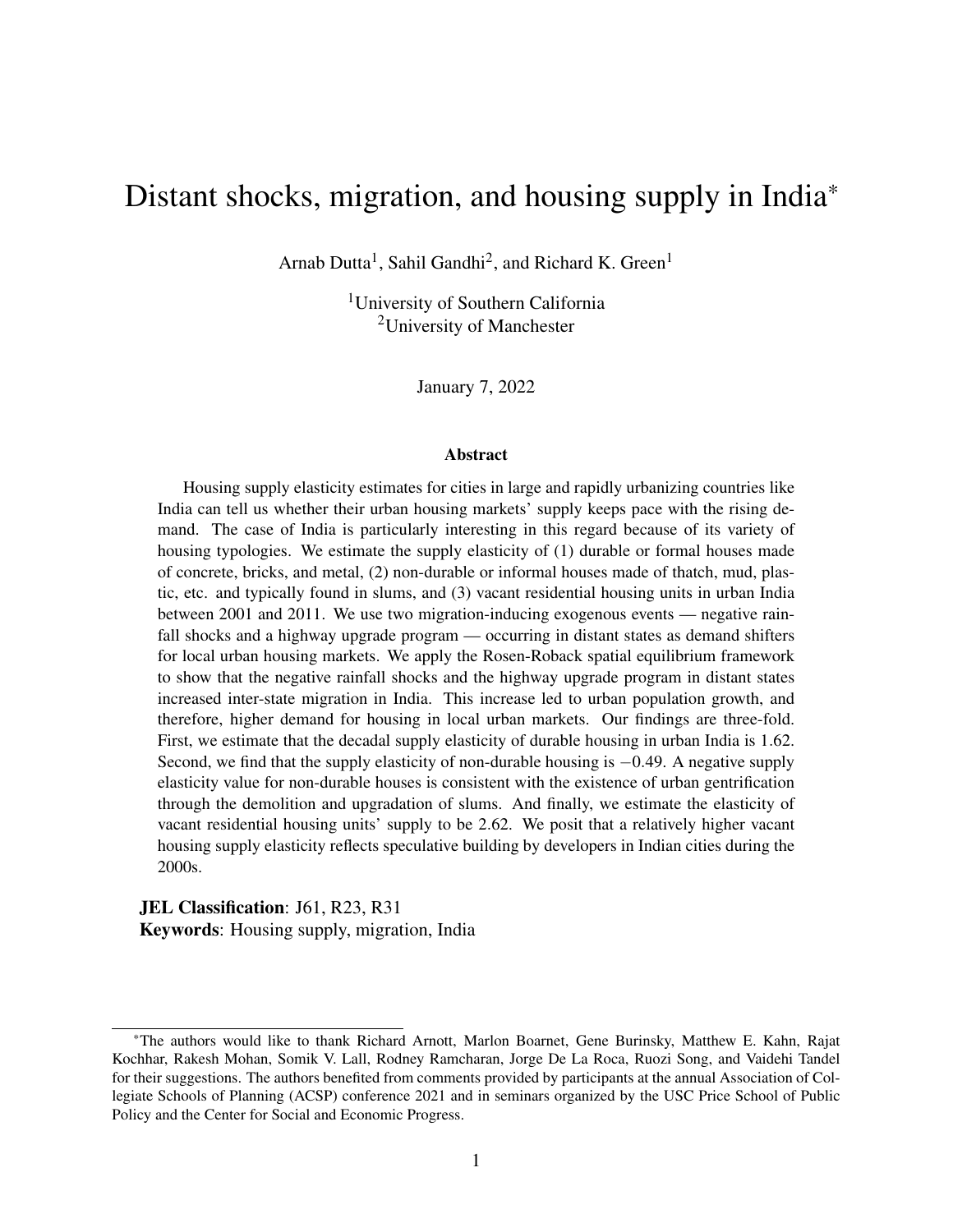# Distant shocks, migration, and housing supply in India*

Arnab Dutta[1], Sahil Gandhi[2], and Richard K. Green[1]

[1]University of Southern California
[2]University of Manchester

January 7, 2022

### Abstract

Housing supply elasticity estimates for cities in large and rapidly urbanizing countries like India can tell us whether their urban housing markets' supply keeps pace with the rising demand. The case of India is particularly interesting in this regard because of its variety of housing typologies. We estimate the supply elasticity of (1) durable or formal houses made of concrete, bricks, and metal, (2) non-durable or informal houses made of thatch, mud, plastic, etc. and typically found in slums, and (3) vacant residential housing units in urban India between 2001 and 2011. We use two migration-inducing exogenous events — negative rainfall shocks and a highway upgrade program — occurring in distant states as demand shifters for local urban housing markets. We apply the Rosen-Roback spatial equilibrium framework to show that the negative rainfall shocks and the highway upgrade program in distant states increased inter-state migration in India. This increase led to urban population growth, and therefore, higher demand for housing in local urban markets. Our findings are three-fold. First, we estimate that the decadal supply elasticity of durable housing in urban India is 1.62. Second, we find that the supply elasticity of non-durable housing is $-0.49$. A negative supply elasticity value for non-durable houses is consistent with the existence of urban gentrification through the demolition and upgradation of slums. And finally, we estimate the elasticity of vacant residential housing units' supply to be 2.62. We posit that a relatively higher vacant housing supply elasticity reflects speculative building by developers in Indian cities during the 2000s.

**JEL Classification**: J61, R23, R31
**Keywords**: Housing supply, migration, India

*The authors would like to thank Richard Arnott, Marlon Boarnet, Gene Burinsky, Matthew E. Kahn, Rajat Kochhar, Rakesh Mohan, Somik V. Lall, Rodney Ramcharan, Jorge De La Roca, Ruozi Song, and Vaidehi Tandel for their suggestions. The authors benefited from comments provided by participants at the annual Association of Collegiate Schools of Planning (ACSP) conference 2021 and in seminars organized by the USC Price School of Public Policy and the Center for Social and Economic Progress.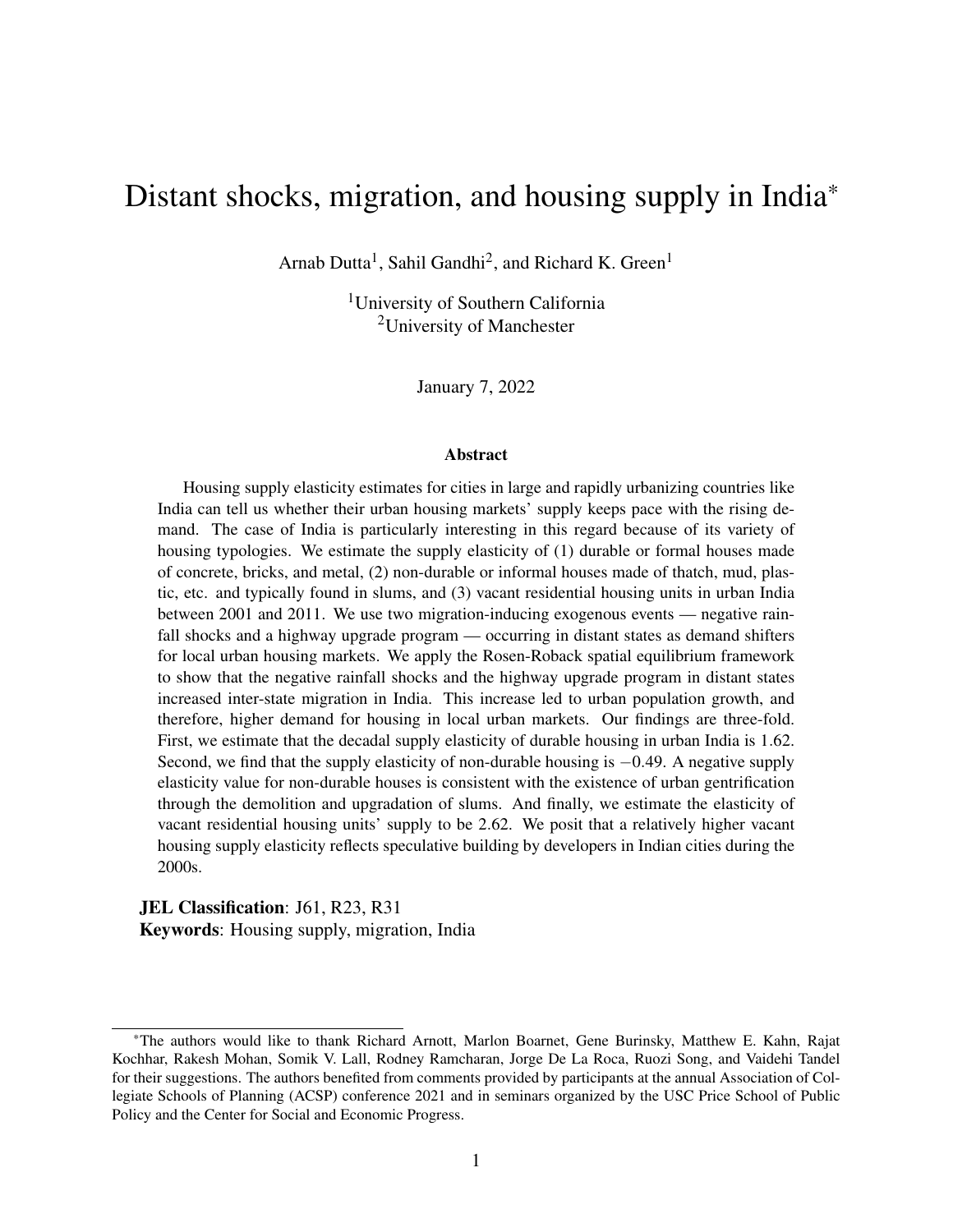# Distant shocks, migration, and housing supply in India*

Arnab Dutta[1], Sahil Gandhi[2], and Richard K. Green[1]

[1]University of Southern California
[2]University of Manchester

January 7, 2022

### Abstract

Housing supply elasticity estimates for cities in large and rapidly urbanizing countries like India can tell us whether their urban housing markets' supply keeps pace with the rising demand. The case of India is particularly interesting in this regard because of its variety of housing typologies. We estimate the supply elasticity of (1) durable or formal houses made of concrete, bricks, and metal, (2) non-durable or informal houses made of thatch, mud, plastic, etc. and typically found in slums, and (3) vacant residential housing units in urban India between 2001 and 2011. We use two migration-inducing exogenous events — negative rainfall shocks and a highway upgrade program — occurring in distant states as demand shifters for local urban housing markets. We apply the Rosen-Roback spatial equilibrium framework to show that the negative rainfall shocks and the highway upgrade program in distant states increased inter-state migration in India. This increase led to urban population growth, and therefore, higher demand for housing in local urban markets. Our findings are three-fold. First, we estimate that the decadal supply elasticity of durable housing in urban India is 1.62. Second, we find that the supply elasticity of non-durable housing is $-0.49$. A negative supply elasticity value for non-durable houses is consistent with the existence of urban gentrification through the demolition and upgradation of slums. And finally, we estimate the elasticity of vacant residential housing units' supply to be 2.62. We posit that a relatively higher vacant housing supply elasticity reflects speculative building by developers in Indian cities during the 2000s.

**JEL Classification**: J61, R23, R31
**Keywords**: Housing supply, migration, India

---

*The authors would like to thank Richard Arnott, Marlon Boarnet, Gene Burinsky, Matthew E. Kahn, Rajat Kochhar, Rakesh Mohan, Somik V. Lall, Rodney Ramcharan, Jorge De La Roca, Ruozi Song, and Vaidehi Tandel for their suggestions. The authors benefited from comments provided by participants at the annual Association of Collegiate Schools of Planning (ACSP) conference 2021 and in seminars organized by the USC Price School of Public Policy and the Center for Social and Economic Progress.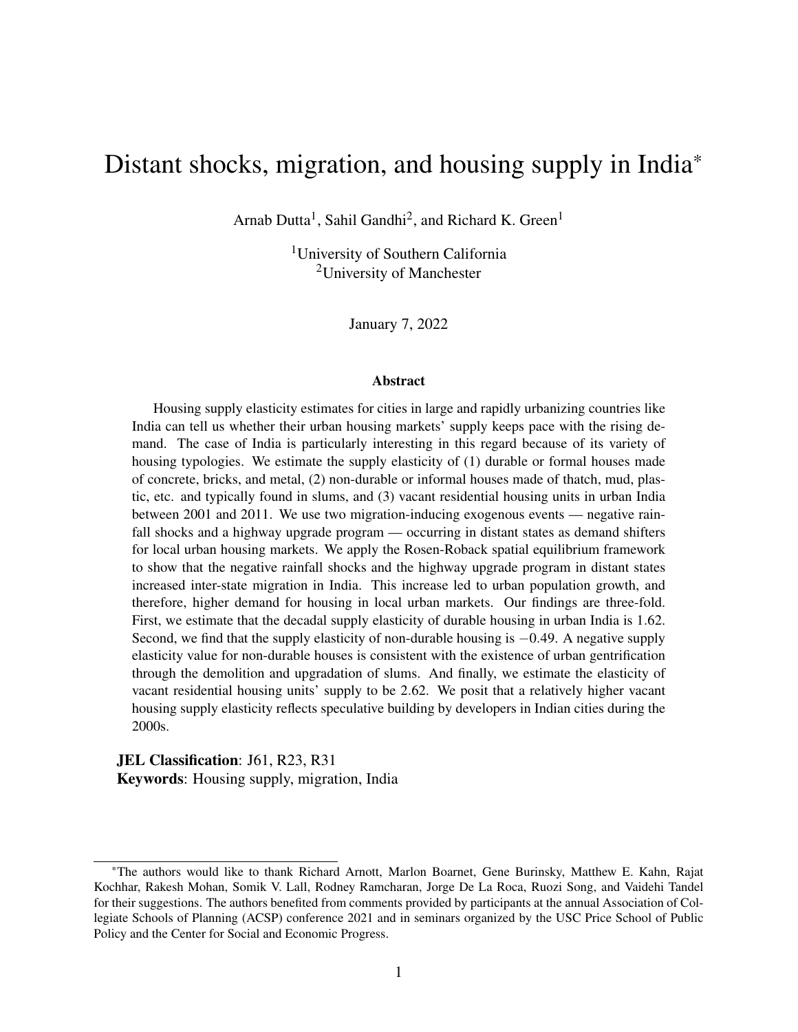# Distant shocks, migration, and housing supply in India*

Arnab Dutta[1], Sahil Gandhi[2], and Richard K. Green[1]

[1]University of Southern California
[2]University of Manchester

January 7, 2022

### Abstract

Housing supply elasticity estimates for cities in large and rapidly urbanizing countries like India can tell us whether their urban housing markets' supply keeps pace with the rising demand. The case of India is particularly interesting in this regard because of its variety of housing typologies. We estimate the supply elasticity of (1) durable or formal houses made of concrete, bricks, and metal, (2) non-durable or informal houses made of thatch, mud, plastic, etc. and typically found in slums, and (3) vacant residential housing units in urban India between 2001 and 2011. We use two migration-inducing exogenous events — negative rainfall shocks and a highway upgrade program — occurring in distant states as demand shifters for local urban housing markets. We apply the Rosen-Roback spatial equilibrium framework to show that the negative rainfall shocks and the highway upgrade program in distant states increased inter-state migration in India. This increase led to urban population growth, and therefore, higher demand for housing in local urban markets. Our findings are three-fold. First, we estimate that the decadal supply elasticity of durable housing in urban India is 1.62. Second, we find that the supply elasticity of non-durable housing is $-0.49$. A negative supply elasticity value for non-durable houses is consistent with the existence of urban gentrification through the demolition and upgradation of slums. And finally, we estimate the elasticity of vacant residential housing units' supply to be 2.62. We posit that a relatively higher vacant housing supply elasticity reflects speculative building by developers in Indian cities during the 2000s.

**JEL Classification**: J61, R23, R31
**Keywords**: Housing supply, migration, India

---

*The authors would like to thank Richard Arnott, Marlon Boarnet, Gene Burinsky, Matthew E. Kahn, Rajat Kochhar, Rakesh Mohan, Somik V. Lall, Rodney Ramcharan, Jorge De La Roca, Ruozi Song, and Vaidehi Tandel for their suggestions. The authors benefited from comments provided by participants at the annual Association of Collegiate Schools of Planning (ACSP) conference 2021 and in seminars organized by the USC Price School of Public Policy and the Center for Social and Economic Progress.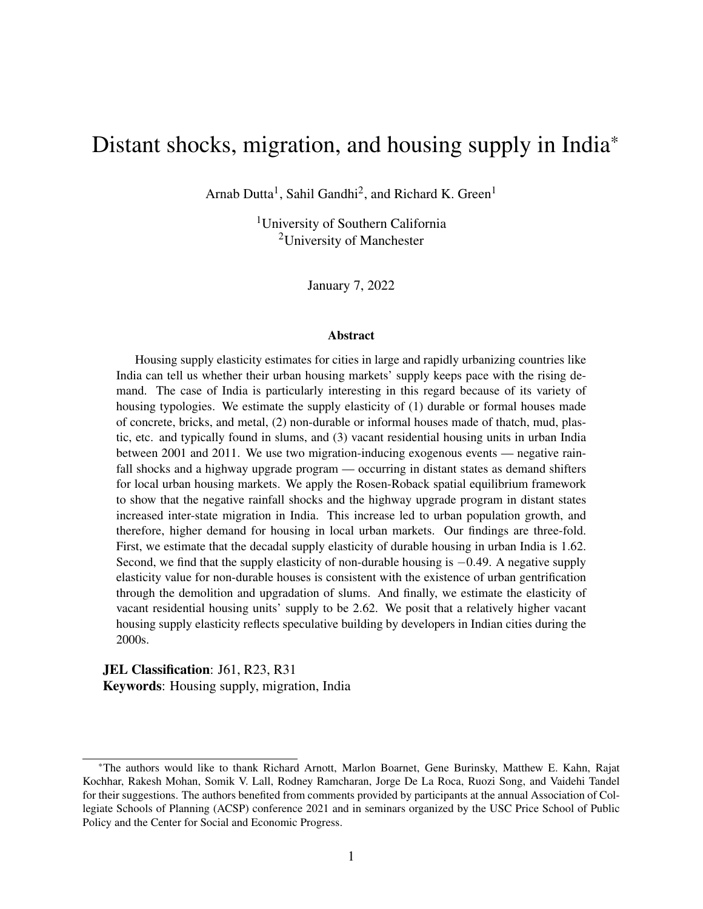# Distant shocks, migration, and housing supply in India*

Arnab Dutta[1], Sahil Gandhi[2], and Richard K. Green[1]

[1]University of Southern California
[2]University of Manchester

January 7, 2022

### Abstract

Housing supply elasticity estimates for cities in large and rapidly urbanizing countries like India can tell us whether their urban housing markets' supply keeps pace with the rising demand. The case of India is particularly interesting in this regard because of its variety of housing typologies. We estimate the supply elasticity of (1) durable or formal houses made of concrete, bricks, and metal, (2) non-durable or informal houses made of thatch, mud, plastic, etc. and typically found in slums, and (3) vacant residential housing units in urban India between 2001 and 2011. We use two migration-inducing exogenous events — negative rainfall shocks and a highway upgrade program — occurring in distant states as demand shifters for local urban housing markets. We apply the Rosen-Roback spatial equilibrium framework to show that the negative rainfall shocks and the highway upgrade program in distant states increased inter-state migration in India. This increase led to urban population growth, and therefore, higher demand for housing in local urban markets. Our findings are three-fold. First, we estimate that the decadal supply elasticity of durable housing in urban India is 1.62. Second, we find that the supply elasticity of non-durable housing is $-0.49$. A negative supply elasticity value for non-durable houses is consistent with the existence of urban gentrification through the demolition and upgradation of slums. And finally, we estimate the elasticity of vacant residential housing units' supply to be 2.62. We posit that a relatively higher vacant housing supply elasticity reflects speculative building by developers in Indian cities during the 2000s.

**JEL Classification**: J61, R23, R31
**Keywords**: Housing supply, migration, India

*The authors would like to thank Richard Arnott, Marlon Boarnet, Gene Burinsky, Matthew E. Kahn, Rajat Kochhar, Rakesh Mohan, Somik V. Lall, Rodney Ramcharan, Jorge De La Roca, Ruozi Song, and Vaidehi Tandel for their suggestions. The authors benefited from comments provided by participants at the annual Association of Collegiate Schools of Planning (ACSP) conference 2021 and in seminars organized by the USC Price School of Public Policy and the Center for Social and Economic Progress.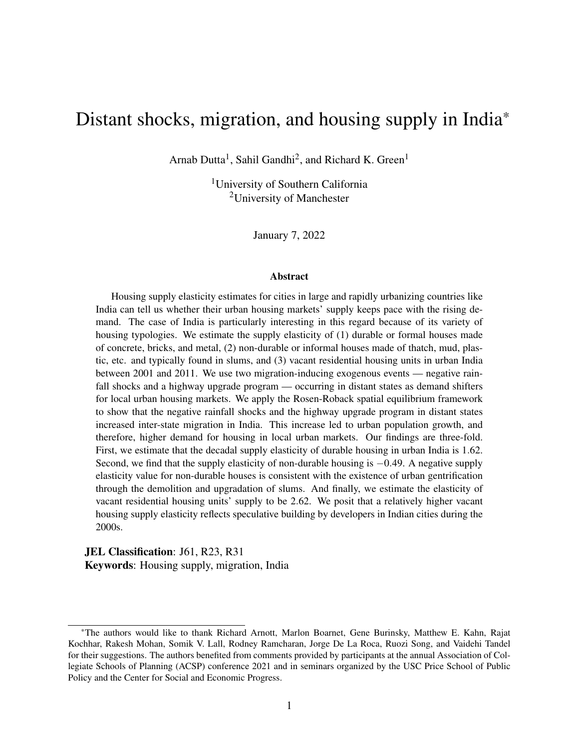# Distant shocks, migration, and housing supply in India*

Arnab Dutta[1], Sahil Gandhi[2], and Richard K. Green[1]

[1]University of Southern California
[2]University of Manchester

January 7, 2022

### Abstract

Housing supply elasticity estimates for cities in large and rapidly urbanizing countries like India can tell us whether their urban housing markets' supply keeps pace with the rising demand. The case of India is particularly interesting in this regard because of its variety of housing typologies. We estimate the supply elasticity of (1) durable or formal houses made of concrete, bricks, and metal, (2) non-durable or informal houses made of thatch, mud, plastic, etc. and typically found in slums, and (3) vacant residential housing units in urban India between 2001 and 2011. We use two migration-inducing exogenous events — negative rainfall shocks and a highway upgrade program — occurring in distant states as demand shifters for local urban housing markets. We apply the Rosen-Roback spatial equilibrium framework to show that the negative rainfall shocks and the highway upgrade program in distant states increased inter-state migration in India. This increase led to urban population growth, and therefore, higher demand for housing in local urban markets. Our findings are three-fold. First, we estimate that the decadal supply elasticity of durable housing in urban India is 1.62. Second, we find that the supply elasticity of non-durable housing is $-0.49$. A negative supply elasticity value for non-durable houses is consistent with the existence of urban gentrification through the demolition and upgradation of slums. And finally, we estimate the elasticity of vacant residential housing units' supply to be 2.62. We posit that a relatively higher vacant housing supply elasticity reflects speculative building by developers in Indian cities during the 2000s.

**JEL Classification**: J61, R23, R31
**Keywords**: Housing supply, migration, India

*The authors would like to thank Richard Arnott, Marlon Boarnet, Gene Burinsky, Matthew E. Kahn, Rajat Kochhar, Rakesh Mohan, Somik V. Lall, Rodney Ramcharan, Jorge De La Roca, Ruozi Song, and Vaidehi Tandel for their suggestions. The authors benefited from comments provided by participants at the annual Association of Collegiate Schools of Planning (ACSP) conference 2021 and in seminars organized by the USC Price School of Public Policy and the Center for Social and Economic Progress.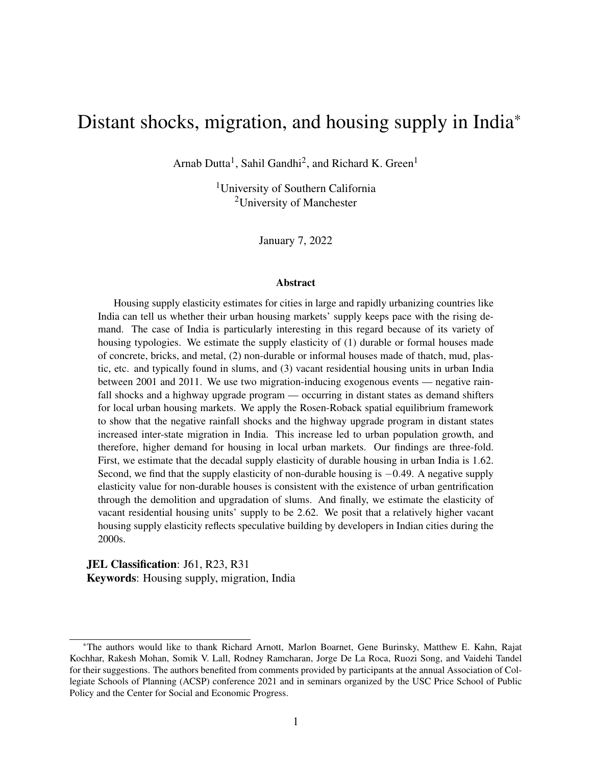# Distant shocks, migration, and housing supply in India*

Arnab Dutta[1], Sahil Gandhi[2], and Richard K. Green[1]

[1]University of Southern California
[2]University of Manchester

January 7, 2022

### Abstract

Housing supply elasticity estimates for cities in large and rapidly urbanizing countries like India can tell us whether their urban housing markets' supply keeps pace with the rising demand. The case of India is particularly interesting in this regard because of its variety of housing typologies. We estimate the supply elasticity of (1) durable or formal houses made of concrete, bricks, and metal, (2) non-durable or informal houses made of thatch, mud, plastic, etc. and typically found in slums, and (3) vacant residential housing units in urban India between 2001 and 2011. We use two migration-inducing exogenous events — negative rainfall shocks and a highway upgrade program — occurring in distant states as demand shifters for local urban housing markets. We apply the Rosen-Roback spatial equilibrium framework to show that the negative rainfall shocks and the highway upgrade program in distant states increased inter-state migration in India. This increase led to urban population growth, and therefore, higher demand for housing in local urban markets. Our findings are three-fold. First, we estimate that the decadal supply elasticity of durable housing in urban India is 1.62. Second, we find that the supply elasticity of non-durable housing is $-0.49$. A negative supply elasticity value for non-durable houses is consistent with the existence of urban gentrification through the demolition and upgradation of slums. And finally, we estimate the elasticity of vacant residential housing units' supply to be 2.62. We posit that a relatively higher vacant housing supply elasticity reflects speculative building by developers in Indian cities during the 2000s.

**JEL Classification**: J61, R23, R31
**Keywords**: Housing supply, migration, India

---

*The authors would like to thank Richard Arnott, Marlon Boarnet, Gene Burinsky, Matthew E. Kahn, Rajat Kochhar, Rakesh Mohan, Somik V. Lall, Rodney Ramcharan, Jorge De La Roca, Ruozi Song, and Vaidehi Tandel for their suggestions. The authors benefited from comments provided by participants at the annual Association of Collegiate Schools of Planning (ACSP) conference 2021 and in seminars organized by the USC Price School of Public Policy and the Center for Social and Economic Progress.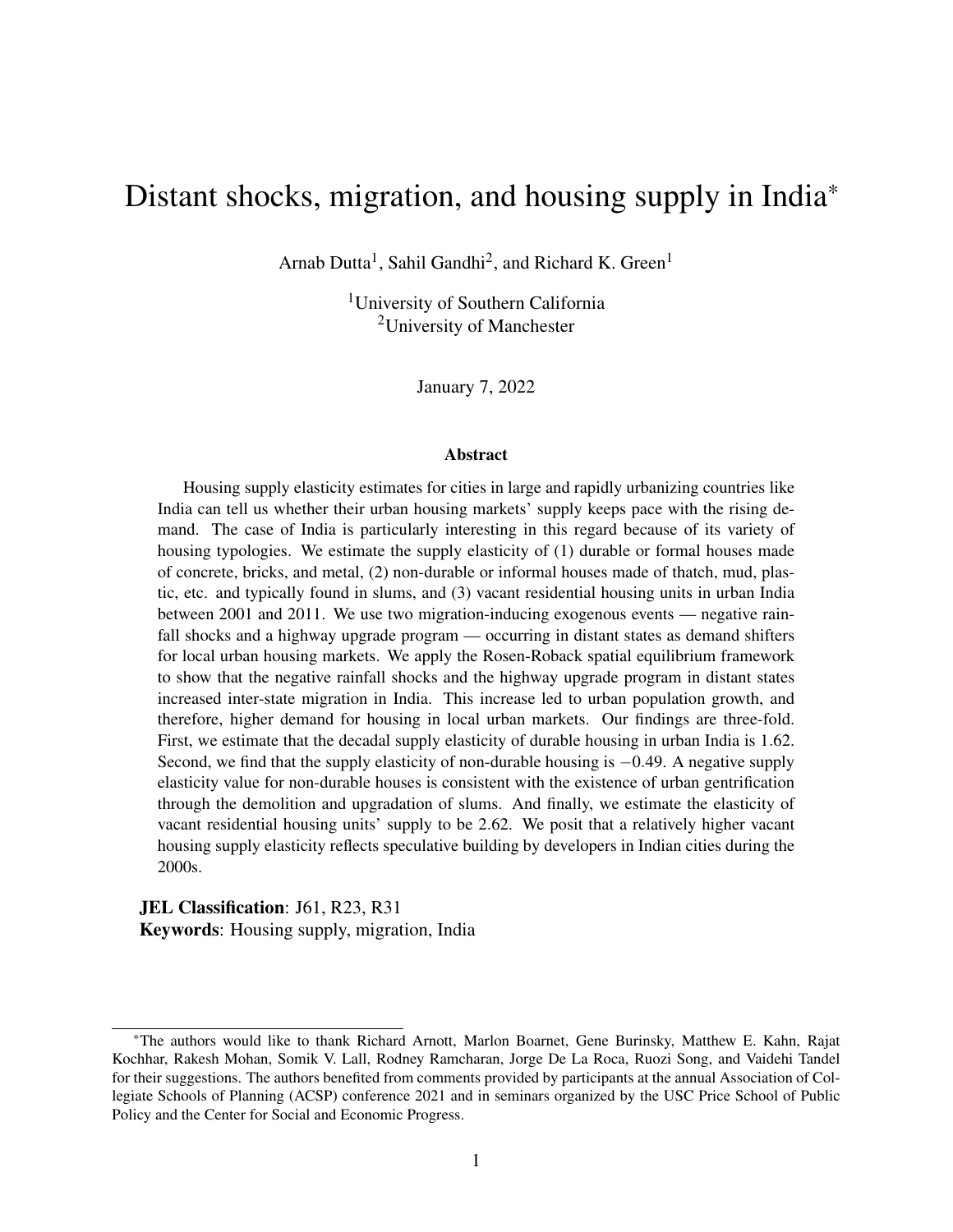# Distant shocks, migration, and housing supply in India*

Arnab Dutta[1], Sahil Gandhi[2], and Richard K. Green[1]

[1]University of Southern California
[2]University of Manchester

January 7, 2022

### Abstract

Housing supply elasticity estimates for cities in large and rapidly urbanizing countries like India can tell us whether their urban housing markets' supply keeps pace with the rising demand. The case of India is particularly interesting in this regard because of its variety of housing typologies. We estimate the supply elasticity of (1) durable or formal houses made of concrete, bricks, and metal, (2) non-durable or informal houses made of thatch, mud, plastic, etc. and typically found in slums, and (3) vacant residential housing units in urban India between 2001 and 2011. We use two migration-inducing exogenous events — negative rainfall shocks and a highway upgrade program — occurring in distant states as demand shifters for local urban housing markets. We apply the Rosen-Roback spatial equilibrium framework to show that the negative rainfall shocks and the highway upgrade program in distant states increased inter-state migration in India. This increase led to urban population growth, and therefore, higher demand for housing in local urban markets. Our findings are three-fold. First, we estimate that the decadal supply elasticity of durable housing in urban India is 1.62. Second, we find that the supply elasticity of non-durable housing is $-0.49$. A negative supply elasticity value for non-durable houses is consistent with the existence of urban gentrification through the demolition and upgradation of slums. And finally, we estimate the elasticity of vacant residential housing units' supply to be 2.62. We posit that a relatively higher vacant housing supply elasticity reflects speculative building by developers in Indian cities during the 2000s.

**JEL Classification**: J61, R23, R31
**Keywords**: Housing supply, migration, India

---

*The authors would like to thank Richard Arnott, Marlon Boarnet, Gene Burinsky, Matthew E. Kahn, Rajat Kochhar, Rakesh Mohan, Somik V. Lall, Rodney Ramcharan, Jorge De La Roca, Ruozi Song, and Vaidehi Tandel for their suggestions. The authors benefited from comments provided by participants at the annual Association of Collegiate Schools of Planning (ACSP) conference 2021 and in seminars organized by the USC Price School of Public Policy and the Center for Social and Economic Progress.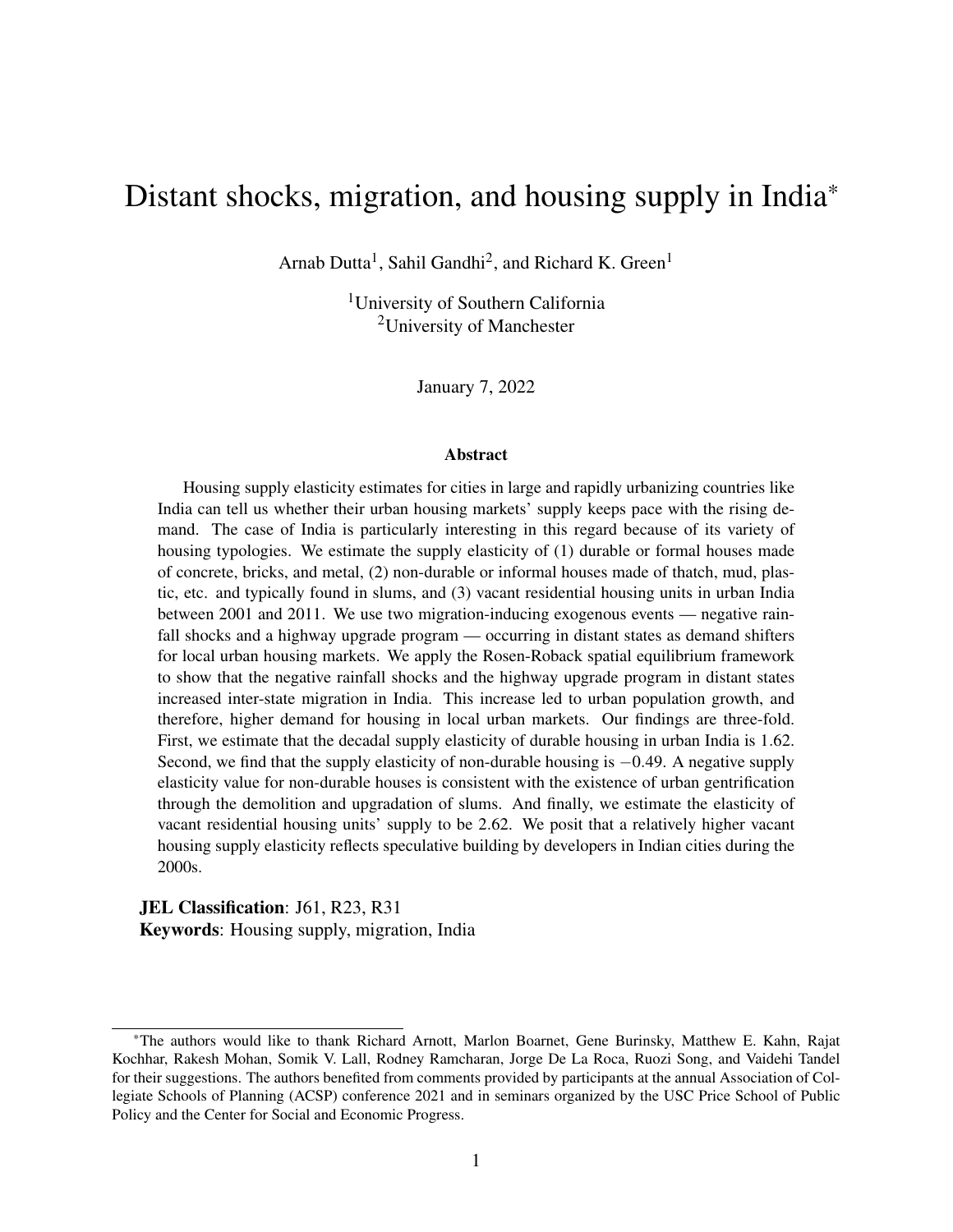# Distant shocks, migration, and housing supply in India*

Arnab Dutta[1], Sahil Gandhi[2], and Richard K. Green[1]

[1]University of Southern California
[2]University of Manchester

January 7, 2022

### Abstract

Housing supply elasticity estimates for cities in large and rapidly urbanizing countries like India can tell us whether their urban housing markets' supply keeps pace with the rising demand. The case of India is particularly interesting in this regard because of its variety of housing typologies. We estimate the supply elasticity of (1) durable or formal houses made of concrete, bricks, and metal, (2) non-durable or informal houses made of thatch, mud, plastic, etc. and typically found in slums, and (3) vacant residential housing units in urban India between 2001 and 2011. We use two migration-inducing exogenous events — negative rainfall shocks and a highway upgrade program — occurring in distant states as demand shifters for local urban housing markets. We apply the Rosen-Roback spatial equilibrium framework to show that the negative rainfall shocks and the highway upgrade program in distant states increased inter-state migration in India. This increase led to urban population growth, and therefore, higher demand for housing in local urban markets. Our findings are three-fold. First, we estimate that the decadal supply elasticity of durable housing in urban India is 1.62. Second, we find that the supply elasticity of non-durable housing is $-0.49$. A negative supply elasticity value for non-durable houses is consistent with the existence of urban gentrification through the demolition and upgradation of slums. And finally, we estimate the elasticity of vacant residential housing units' supply to be 2.62. We posit that a relatively higher vacant housing supply elasticity reflects speculative building by developers in Indian cities during the 2000s.

**JEL Classification**: J61, R23, R31
**Keywords**: Housing supply, migration, India

*The authors would like to thank Richard Arnott, Marlon Boarnet, Gene Burinsky, Matthew E. Kahn, Rajat Kochhar, Rakesh Mohan, Somik V. Lall, Rodney Ramcharan, Jorge De La Roca, Ruozi Song, and Vaidehi Tandel for their suggestions. The authors benefited from comments provided by participants at the annual Association of Collegiate Schools of Planning (ACSP) conference 2021 and in seminars organized by the USC Price School of Public Policy and the Center for Social and Economic Progress.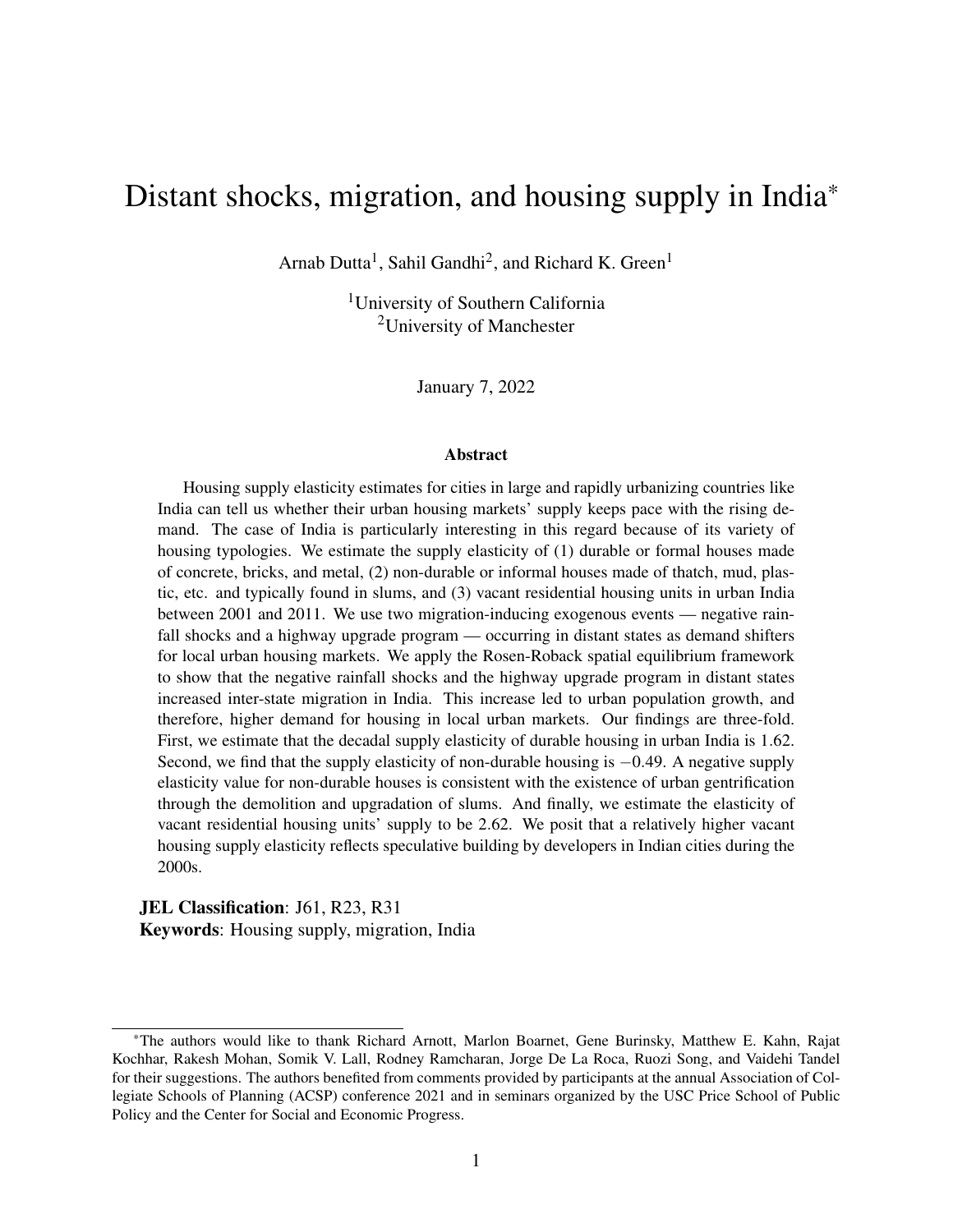# Distant shocks, migration, and housing supply in India*

Arnab Dutta[1], Sahil Gandhi[2], and Richard K. Green[1]

[1]University of Southern California
[2]University of Manchester

January 7, 2022

### Abstract

Housing supply elasticity estimates for cities in large and rapidly urbanizing countries like India can tell us whether their urban housing markets' supply keeps pace with the rising demand. The case of India is particularly interesting in this regard because of its variety of housing typologies. We estimate the supply elasticity of (1) durable or formal houses made of concrete, bricks, and metal, (2) non-durable or informal houses made of thatch, mud, plastic, etc. and typically found in slums, and (3) vacant residential housing units in urban India between 2001 and 2011. We use two migration-inducing exogenous events — negative rainfall shocks and a highway upgrade program — occurring in distant states as demand shifters for local urban housing markets. We apply the Rosen-Roback spatial equilibrium framework to show that the negative rainfall shocks and the highway upgrade program in distant states increased inter-state migration in India. This increase led to urban population growth, and therefore, higher demand for housing in local urban markets. Our findings are three-fold. First, we estimate that the decadal supply elasticity of durable housing in urban India is 1.62. Second, we find that the supply elasticity of non-durable housing is $-0.49$. A negative supply elasticity value for non-durable houses is consistent with the existence of urban gentrification through the demolition and upgradation of slums. And finally, we estimate the elasticity of vacant residential housing units' supply to be 2.62. We posit that a relatively higher vacant housing supply elasticity reflects speculative building by developers in Indian cities during the 2000s.

**JEL Classification**: J61, R23, R31
**Keywords**: Housing supply, migration, India

*The authors would like to thank Richard Arnott, Marlon Boarnet, Gene Burinsky, Matthew E. Kahn, Rajat Kochhar, Rakesh Mohan, Somik V. Lall, Rodney Ramcharan, Jorge De La Roca, Ruozi Song, and Vaidehi Tandel for their suggestions. The authors benefited from comments provided by participants at the annual Association of Collegiate Schools of Planning (ACSP) conference 2021 and in seminars organized by the USC Price School of Public Policy and the Center for Social and Economic Progress.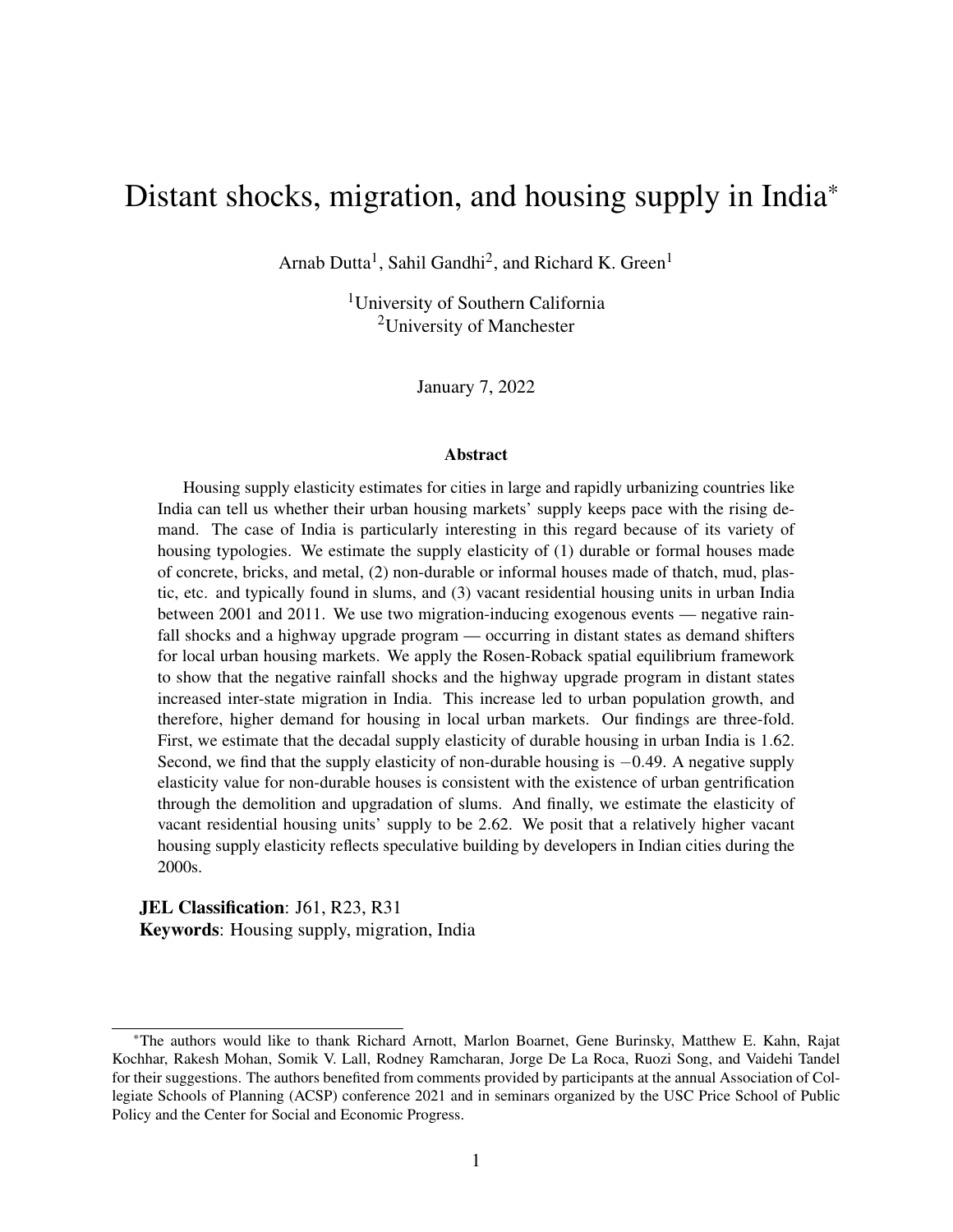# Distant shocks, migration, and housing supply in India*

Arnab Dutta[1], Sahil Gandhi[2], and Richard K. Green[1]

[1]University of Southern California
[2]University of Manchester

January 7, 2022

### Abstract

Housing supply elasticity estimates for cities in large and rapidly urbanizing countries like India can tell us whether their urban housing markets' supply keeps pace with the rising demand. The case of India is particularly interesting in this regard because of its variety of housing typologies. We estimate the supply elasticity of (1) durable or formal houses made of concrete, bricks, and metal, (2) non-durable or informal houses made of thatch, mud, plastic, etc. and typically found in slums, and (3) vacant residential housing units in urban India between 2001 and 2011. We use two migration-inducing exogenous events — negative rainfall shocks and a highway upgrade program — occurring in distant states as demand shifters for local urban housing markets. We apply the Rosen-Roback spatial equilibrium framework to show that the negative rainfall shocks and the highway upgrade program in distant states increased inter-state migration in India. This increase led to urban population growth, and therefore, higher demand for housing in local urban markets. Our findings are three-fold. First, we estimate that the decadal supply elasticity of durable housing in urban India is 1.62. Second, we find that the supply elasticity of non-durable housing is $-0.49$. A negative supply elasticity value for non-durable houses is consistent with the existence of urban gentrification through the demolition and upgradation of slums. And finally, we estimate the elasticity of vacant residential housing units' supply to be 2.62. We posit that a relatively higher vacant housing supply elasticity reflects speculative building by developers in Indian cities during the 2000s.

**JEL Classification**: J61, R23, R31
**Keywords**: Housing supply, migration, India

---

*The authors would like to thank Richard Arnott, Marlon Boarnet, Gene Burinsky, Matthew E. Kahn, Rajat Kochhar, Rakesh Mohan, Somik V. Lall, Rodney Ramcharan, Jorge De La Roca, Ruozi Song, and Vaidehi Tandel for their suggestions. The authors benefited from comments provided by participants at the annual Association of Collegiate Schools of Planning (ACSP) conference 2021 and in seminars organized by the USC Price School of Public Policy and the Center for Social and Economic Progress.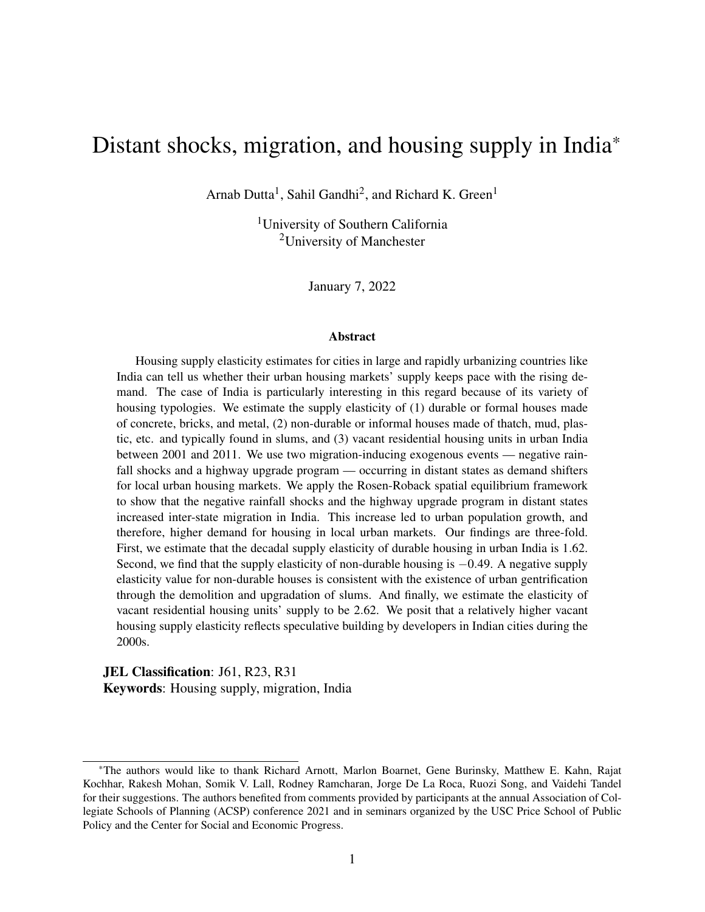# Distant shocks, migration, and housing supply in India*

Arnab Dutta[1], Sahil Gandhi[2], and Richard K. Green[1]

[1]University of Southern California
[2]University of Manchester

January 7, 2022

### Abstract

Housing supply elasticity estimates for cities in large and rapidly urbanizing countries like India can tell us whether their urban housing markets' supply keeps pace with the rising demand. The case of India is particularly interesting in this regard because of its variety of housing typologies. We estimate the supply elasticity of (1) durable or formal houses made of concrete, bricks, and metal, (2) non-durable or informal houses made of thatch, mud, plastic, etc. and typically found in slums, and (3) vacant residential housing units in urban India between 2001 and 2011. We use two migration-inducing exogenous events — negative rainfall shocks and a highway upgrade program — occurring in distant states as demand shifters for local urban housing markets. We apply the Rosen-Roback spatial equilibrium framework to show that the negative rainfall shocks and the highway upgrade program in distant states increased inter-state migration in India. This increase led to urban population growth, and therefore, higher demand for housing in local urban markets. Our findings are three-fold. First, we estimate that the decadal supply elasticity of durable housing in urban India is 1.62. Second, we find that the supply elasticity of non-durable housing is $-0.49$. A negative supply elasticity value for non-durable houses is consistent with the existence of urban gentrification through the demolition and upgradation of slums. And finally, we estimate the elasticity of vacant residential housing units' supply to be 2.62. We posit that a relatively higher vacant housing supply elasticity reflects speculative building by developers in Indian cities during the 2000s.

**JEL Classification**: J61, R23, R31
**Keywords**: Housing supply, migration, India

*The authors would like to thank Richard Arnott, Marlon Boarnet, Gene Burinsky, Matthew E. Kahn, Rajat Kochhar, Rakesh Mohan, Somik V. Lall, Rodney Ramcharan, Jorge De La Roca, Ruozi Song, and Vaidehi Tandel for their suggestions. The authors benefited from comments provided by participants at the annual Association of Collegiate Schools of Planning (ACSP) conference 2021 and in seminars organized by the USC Price School of Public Policy and the Center for Social and Economic Progress.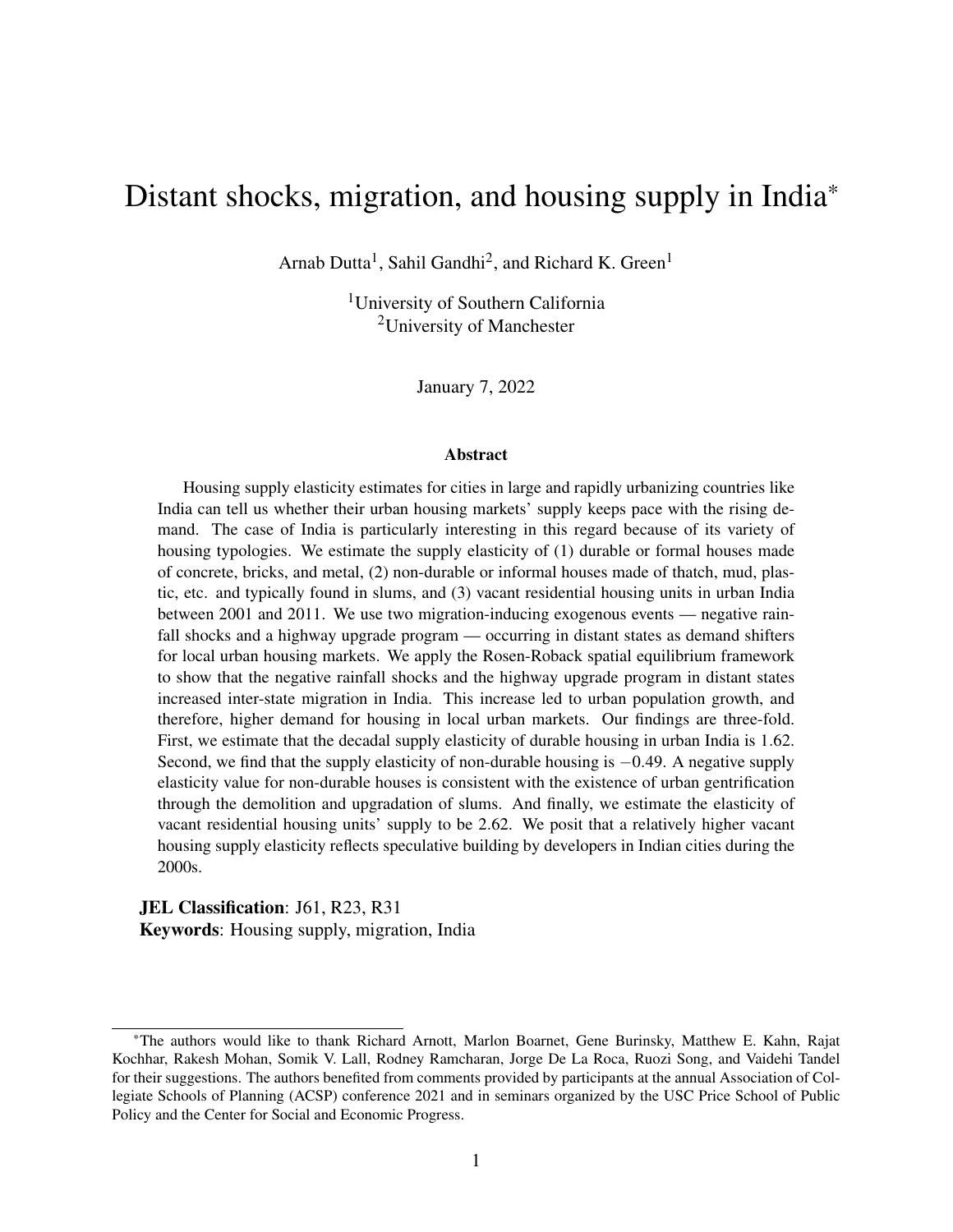# Distant shocks, migration, and housing supply in India*

Arnab Dutta[1], Sahil Gandhi[2], and Richard K. Green[1]

[1]University of Southern California
[2]University of Manchester

January 7, 2022

### Abstract

Housing supply elasticity estimates for cities in large and rapidly urbanizing countries like India can tell us whether their urban housing markets' supply keeps pace with the rising demand. The case of India is particularly interesting in this regard because of its variety of housing typologies. We estimate the supply elasticity of (1) durable or formal houses made of concrete, bricks, and metal, (2) non-durable or informal houses made of thatch, mud, plastic, etc. and typically found in slums, and (3) vacant residential housing units in urban India between 2001 and 2011. We use two migration-inducing exogenous events — negative rainfall shocks and a highway upgrade program — occurring in distant states as demand shifters for local urban housing markets. We apply the Rosen-Roback spatial equilibrium framework to show that the negative rainfall shocks and the highway upgrade program in distant states increased inter-state migration in India. This increase led to urban population growth, and therefore, higher demand for housing in local urban markets. Our findings are three-fold. First, we estimate that the decadal supply elasticity of durable housing in urban India is 1.62. Second, we find that the supply elasticity of non-durable housing is $-0.49$. A negative supply elasticity value for non-durable houses is consistent with the existence of urban gentrification through the demolition and upgradation of slums. And finally, we estimate the elasticity of vacant residential housing units' supply to be 2.62. We posit that a relatively higher vacant housing supply elasticity reflects speculative building by developers in Indian cities during the 2000s.

**JEL Classification**: J61, R23, R31
**Keywords**: Housing supply, migration, India

---

*The authors would like to thank Richard Arnott, Marlon Boarnet, Gene Burinsky, Matthew E. Kahn, Rajat Kochhar, Rakesh Mohan, Somik V. Lall, Rodney Ramcharan, Jorge De La Roca, Ruozi Song, and Vaidehi Tandel for their suggestions. The authors benefited from comments provided by participants at the annual Association of Collegiate Schools of Planning (ACSP) conference 2021 and in seminars organized by the USC Price School of Public Policy and the Center for Social and Economic Progress.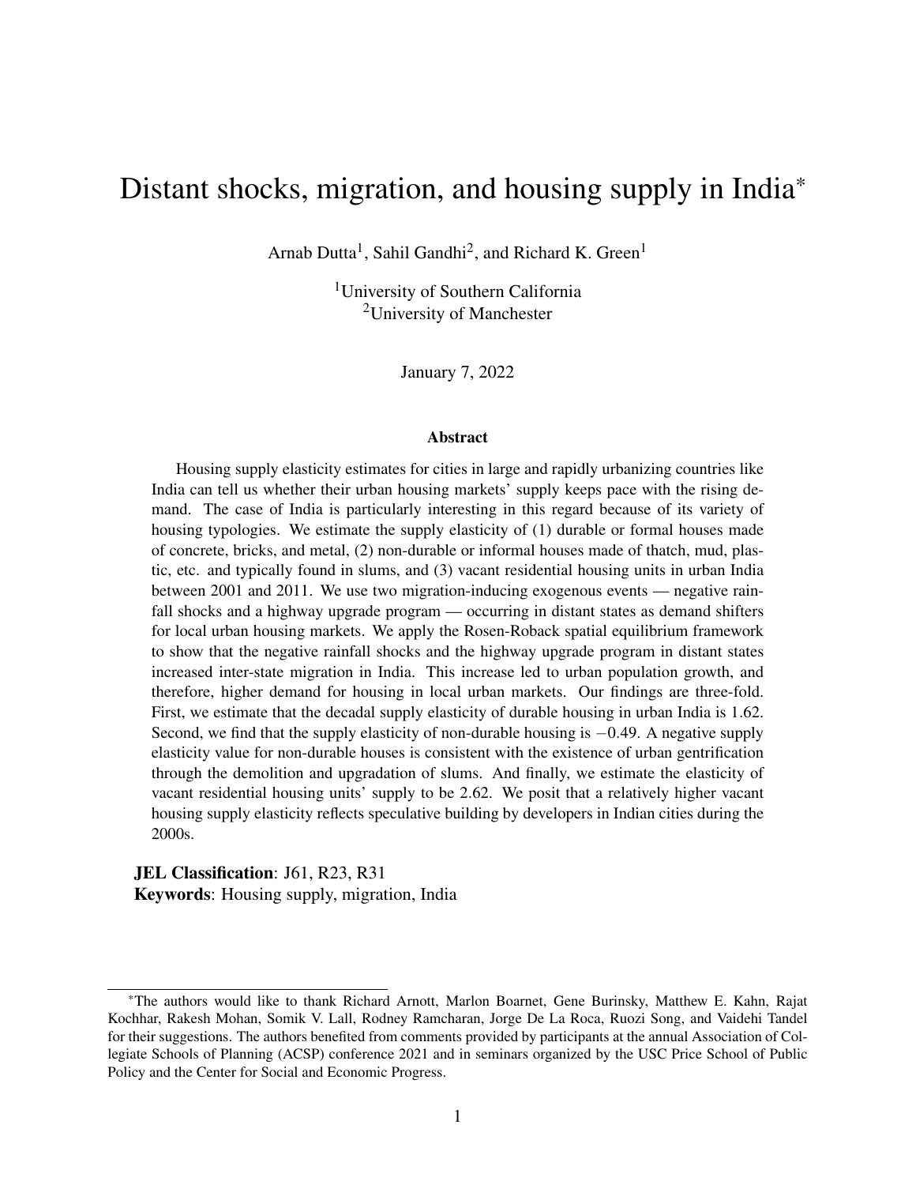# Distant shocks, migration, and housing supply in India*

Arnab Dutta[1], Sahil Gandhi[2], and Richard K. Green[1]

[1]University of Southern California
[2]University of Manchester

January 7, 2022

### Abstract

Housing supply elasticity estimates for cities in large and rapidly urbanizing countries like India can tell us whether their urban housing markets' supply keeps pace with the rising demand. The case of India is particularly interesting in this regard because of its variety of housing typologies. We estimate the supply elasticity of (1) durable or formal houses made of concrete, bricks, and metal, (2) non-durable or informal houses made of thatch, mud, plastic, etc. and typically found in slums, and (3) vacant residential housing units in urban India between 2001 and 2011. We use two migration-inducing exogenous events — negative rainfall shocks and a highway upgrade program — occurring in distant states as demand shifters for local urban housing markets. We apply the Rosen-Roback spatial equilibrium framework to show that the negative rainfall shocks and the highway upgrade program in distant states increased inter-state migration in India. This increase led to urban population growth, and therefore, higher demand for housing in local urban markets. Our findings are three-fold. First, we estimate that the decadal supply elasticity of durable housing in urban India is 1.62. Second, we find that the supply elasticity of non-durable housing is $-0.49$. A negative supply elasticity value for non-durable houses is consistent with the existence of urban gentrification through the demolition and upgradation of slums. And finally, we estimate the elasticity of vacant residential housing units' supply to be 2.62. We posit that a relatively higher vacant housing supply elasticity reflects speculative building by developers in Indian cities during the 2000s.

**JEL Classification**: J61, R23, R31
**Keywords**: Housing supply, migration, India

*The authors would like to thank Richard Arnott, Marlon Boarnet, Gene Burinsky, Matthew E. Kahn, Rajat Kochhar, Rakesh Mohan, Somik V. Lall, Rodney Ramcharan, Jorge De La Roca, Ruozi Song, and Vaidehi Tandel for their suggestions. The authors benefited from comments provided by participants at the annual Association of Collegiate Schools of Planning (ACSP) conference 2021 and in seminars organized by the USC Price School of Public Policy and the Center for Social and Economic Progress.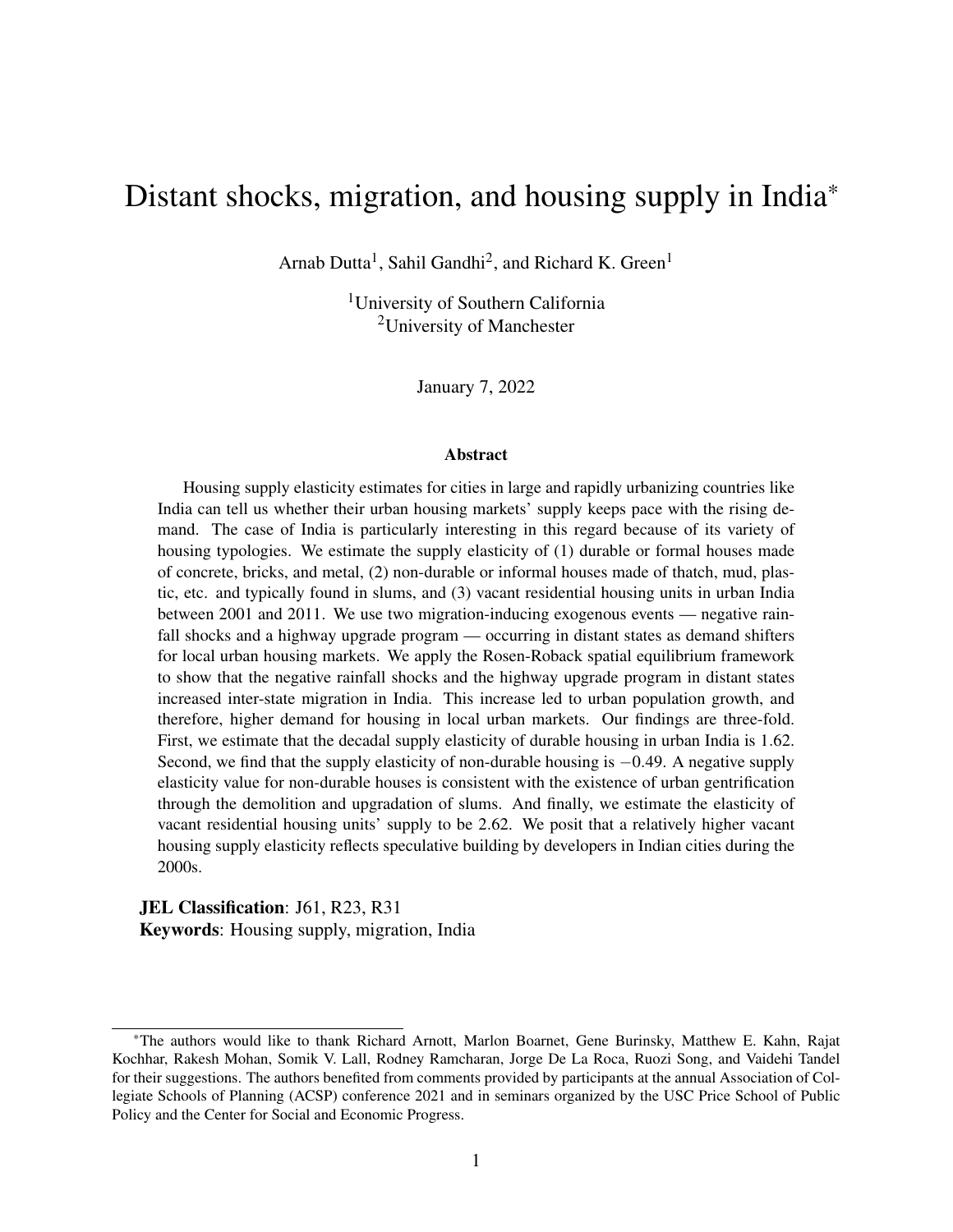# Distant shocks, migration, and housing supply in India*

Arnab Dutta[1], Sahil Gandhi[2], and Richard K. Green[1]

[1]University of Southern California
[2]University of Manchester

January 7, 2022

## Abstract

Housing supply elasticity estimates for cities in large and rapidly urbanizing countries like India can tell us whether their urban housing markets' supply keeps pace with the rising demand. The case of India is particularly interesting in this regard because of its variety of housing typologies. We estimate the supply elasticity of (1) durable or formal houses made of concrete, bricks, and metal, (2) non-durable or informal houses made of thatch, mud, plastic, etc. and typically found in slums, and (3) vacant residential housing units in urban India between 2001 and 2011. We use two migration-inducing exogenous events — negative rainfall shocks and a highway upgrade program — occurring in distant states as demand shifters for local urban housing markets. We apply the Rosen-Roback spatial equilibrium framework to show that the negative rainfall shocks and the highway upgrade program in distant states increased inter-state migration in India. This increase led to urban population growth, and therefore, higher demand for housing in local urban markets. Our findings are three-fold. First, we estimate that the decadal supply elasticity of durable housing in urban India is 1.62. Second, we find that the supply elasticity of non-durable housing is $-0.49$. A negative supply elasticity value for non-durable houses is consistent with the existence of urban gentrification through the demolition and upgradation of slums. And finally, we estimate the elasticity of vacant residential housing units' supply to be 2.62. We posit that a relatively higher vacant housing supply elasticity reflects speculative building by developers in Indian cities during the 2000s.

**JEL Classification**: J61, R23, R31
**Keywords**: Housing supply, migration, India

---

*The authors would like to thank Richard Arnott, Marlon Boarnet, Gene Burinsky, Matthew E. Kahn, Rajat Kochhar, Rakesh Mohan, Somik V. Lall, Rodney Ramcharan, Jorge De La Roca, Ruozi Song, and Vaidehi Tandel for their suggestions. The authors benefited from comments provided by participants at the annual Association of Collegiate Schools of Planning (ACSP) conference 2021 and in seminars organized by the USC Price School of Public Policy and the Center for Social and Economic Progress.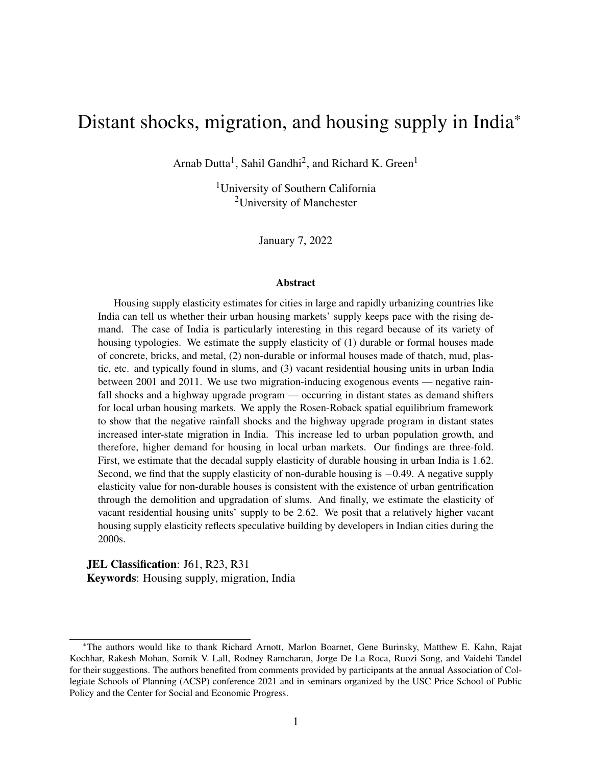# Distant shocks, migration, and housing supply in India*

Arnab Dutta[1], Sahil Gandhi[2], and Richard K. Green[1]

[1]University of Southern California
[2]University of Manchester

January 7, 2022

### Abstract

Housing supply elasticity estimates for cities in large and rapidly urbanizing countries like India can tell us whether their urban housing markets' supply keeps pace with the rising demand. The case of India is particularly interesting in this regard because of its variety of housing typologies. We estimate the supply elasticity of (1) durable or formal houses made of concrete, bricks, and metal, (2) non-durable or informal houses made of thatch, mud, plastic, etc. and typically found in slums, and (3) vacant residential housing units in urban India between 2001 and 2011. We use two migration-inducing exogenous events — negative rainfall shocks and a highway upgrade program — occurring in distant states as demand shifters for local urban housing markets. We apply the Rosen-Roback spatial equilibrium framework to show that the negative rainfall shocks and the highway upgrade program in distant states increased inter-state migration in India. This increase led to urban population growth, and therefore, higher demand for housing in local urban markets. Our findings are three-fold. First, we estimate that the decadal supply elasticity of durable housing in urban India is 1.62. Second, we find that the supply elasticity of non-durable housing is $-0.49$. A negative supply elasticity value for non-durable houses is consistent with the existence of urban gentrification through the demolition and upgradation of slums. And finally, we estimate the elasticity of vacant residential housing units' supply to be 2.62. We posit that a relatively higher vacant housing supply elasticity reflects speculative building by developers in Indian cities during the 2000s.

**JEL Classification**: J61, R23, R31
**Keywords**: Housing supply, migration, India

*The authors would like to thank Richard Arnott, Marlon Boarnet, Gene Burinsky, Matthew E. Kahn, Rajat Kochhar, Rakesh Mohan, Somik V. Lall, Rodney Ramcharan, Jorge De La Roca, Ruozi Song, and Vaidehi Tandel for their suggestions. The authors benefited from comments provided by participants at the annual Association of Collegiate Schools of Planning (ACSP) conference 2021 and in seminars organized by the USC Price School of Public Policy and the Center for Social and Economic Progress.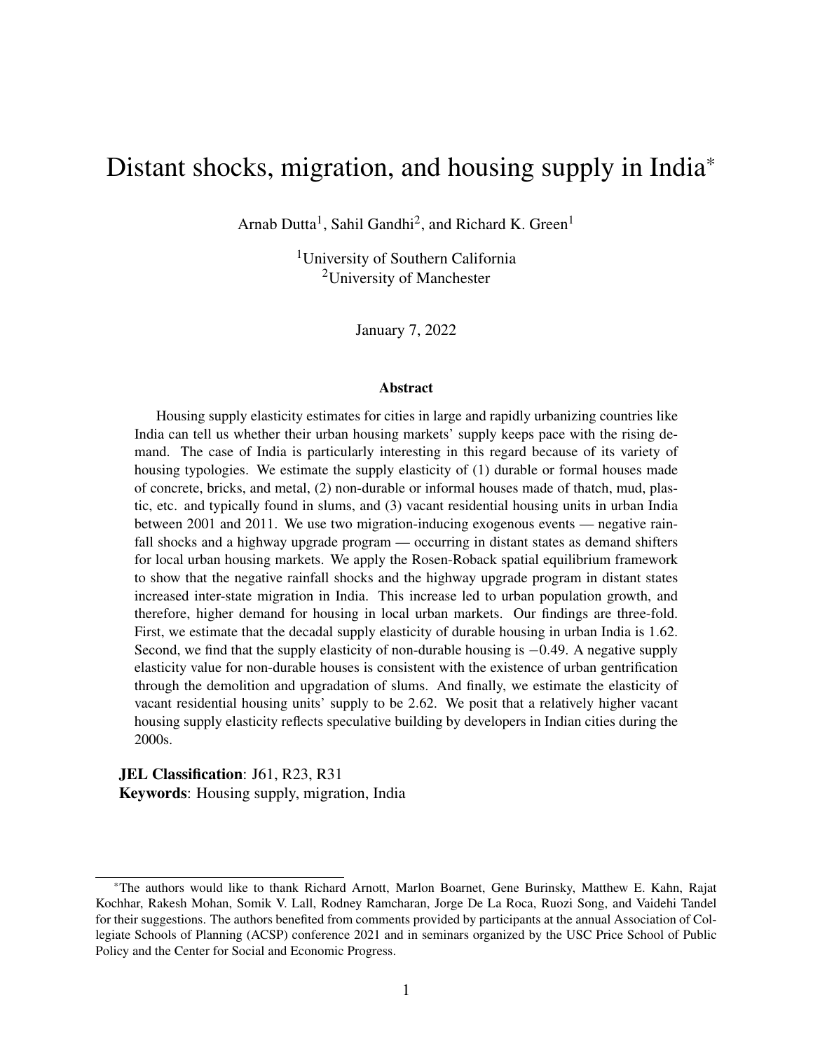# Distant shocks, migration, and housing supply in India*

Arnab Dutta[1], Sahil Gandhi[2], and Richard K. Green[1]

[1]University of Southern California
[2]University of Manchester

January 7, 2022

### Abstract

Housing supply elasticity estimates for cities in large and rapidly urbanizing countries like India can tell us whether their urban housing markets' supply keeps pace with the rising demand. The case of India is particularly interesting in this regard because of its variety of housing typologies. We estimate the supply elasticity of (1) durable or formal houses made of concrete, bricks, and metal, (2) non-durable or informal houses made of thatch, mud, plastic, etc. and typically found in slums, and (3) vacant residential housing units in urban India between 2001 and 2011. We use two migration-inducing exogenous events — negative rainfall shocks and a highway upgrade program — occurring in distant states as demand shifters for local urban housing markets. We apply the Rosen-Roback spatial equilibrium framework to show that the negative rainfall shocks and the highway upgrade program in distant states increased inter-state migration in India. This increase led to urban population growth, and therefore, higher demand for housing in local urban markets. Our findings are three-fold. First, we estimate that the decadal supply elasticity of durable housing in urban India is 1.62. Second, we find that the supply elasticity of non-durable housing is $-0.49$. A negative supply elasticity value for non-durable houses is consistent with the existence of urban gentrification through the demolition and upgradation of slums. And finally, we estimate the elasticity of vacant residential housing units' supply to be 2.62. We posit that a relatively higher vacant housing supply elasticity reflects speculative building by developers in Indian cities during the 2000s.

**JEL Classification**: J61, R23, R31
**Keywords**: Housing supply, migration, India

*The authors would like to thank Richard Arnott, Marlon Boarnet, Gene Burinsky, Matthew E. Kahn, Rajat Kochhar, Rakesh Mohan, Somik V. Lall, Rodney Ramcharan, Jorge De La Roca, Ruozi Song, and Vaidehi Tandel for their suggestions. The authors benefited from comments provided by participants at the annual Association of Collegiate Schools of Planning (ACSP) conference 2021 and in seminars organized by the USC Price School of Public Policy and the Center for Social and Economic Progress.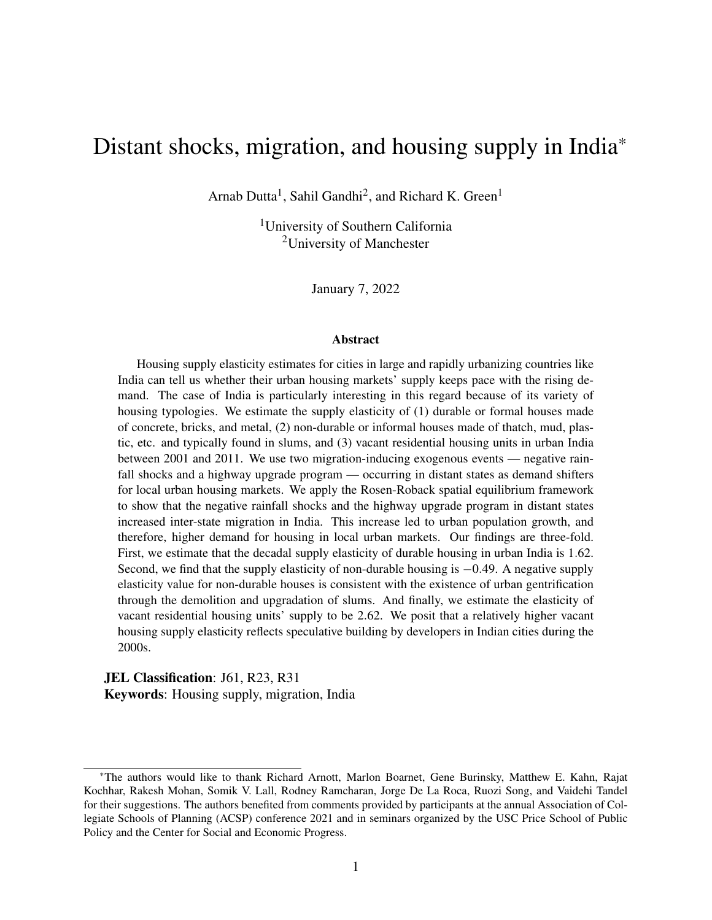# Distant shocks, migration, and housing supply in India*

Arnab Dutta[1], Sahil Gandhi[2], and Richard K. Green[1]

[1]University of Southern California
[2]University of Manchester

January 7, 2022

## Abstract

Housing supply elasticity estimates for cities in large and rapidly urbanizing countries like India can tell us whether their urban housing markets' supply keeps pace with the rising demand. The case of India is particularly interesting in this regard because of its variety of housing typologies. We estimate the supply elasticity of (1) durable or formal houses made of concrete, bricks, and metal, (2) non-durable or informal houses made of thatch, mud, plastic, etc. and typically found in slums, and (3) vacant residential housing units in urban India between 2001 and 2011. We use two migration-inducing exogenous events — negative rainfall shocks and a highway upgrade program — occurring in distant states as demand shifters for local urban housing markets. We apply the Rosen-Roback spatial equilibrium framework to show that the negative rainfall shocks and the highway upgrade program in distant states increased inter-state migration in India. This increase led to urban population growth, and therefore, higher demand for housing in local urban markets. Our findings are three-fold. First, we estimate that the decadal supply elasticity of durable housing in urban India is 1.62. Second, we find that the supply elasticity of non-durable housing is $-0.49$. A negative supply elasticity value for non-durable houses is consistent with the existence of urban gentrification through the demolition and upgradation of slums. And finally, we estimate the elasticity of vacant residential housing units' supply to be 2.62. We posit that a relatively higher vacant housing supply elasticity reflects speculative building by developers in Indian cities during the 2000s.

**JEL Classification**: J61, R23, R31
**Keywords**: Housing supply, migration, India

---

*The authors would like to thank Richard Arnott, Marlon Boarnet, Gene Burinsky, Matthew E. Kahn, Rajat Kochhar, Rakesh Mohan, Somik V. Lall, Rodney Ramcharan, Jorge De La Roca, Ruozi Song, and Vaidehi Tandel for their suggestions. The authors benefited from comments provided by participants at the annual Association of Collegiate Schools of Planning (ACSP) conference 2021 and in seminars organized by the USC Price School of Public Policy and the Center for Social and Economic Progress.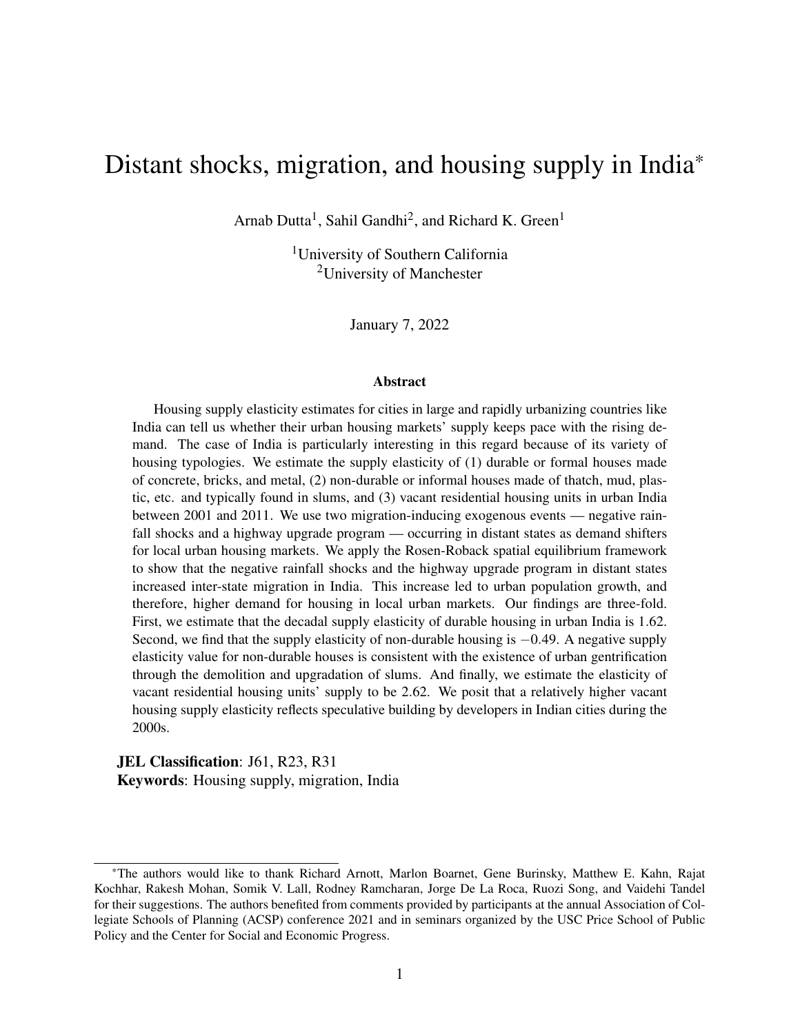# Distant shocks, migration, and housing supply in India*

Arnab Dutta[1], Sahil Gandhi[2], and Richard K. Green[1]

[1]University of Southern California
[2]University of Manchester

January 7, 2022

### Abstract

Housing supply elasticity estimates for cities in large and rapidly urbanizing countries like India can tell us whether their urban housing markets' supply keeps pace with the rising demand. The case of India is particularly interesting in this regard because of its variety of housing typologies. We estimate the supply elasticity of (1) durable or formal houses made of concrete, bricks, and metal, (2) non-durable or informal houses made of thatch, mud, plastic, etc. and typically found in slums, and (3) vacant residential housing units in urban India between 2001 and 2011. We use two migration-inducing exogenous events — negative rainfall shocks and a highway upgrade program — occurring in distant states as demand shifters for local urban housing markets. We apply the Rosen-Roback spatial equilibrium framework to show that the negative rainfall shocks and the highway upgrade program in distant states increased inter-state migration in India. This increase led to urban population growth, and therefore, higher demand for housing in local urban markets. Our findings are three-fold. First, we estimate that the decadal supply elasticity of durable housing in urban India is 1.62. Second, we find that the supply elasticity of non-durable housing is $-0.49$. A negative supply elasticity value for non-durable houses is consistent with the existence of urban gentrification through the demolition and upgradation of slums. And finally, we estimate the elasticity of vacant residential housing units' supply to be 2.62. We posit that a relatively higher vacant housing supply elasticity reflects speculative building by developers in Indian cities during the 2000s.

**JEL Classification**: J61, R23, R31
**Keywords**: Housing supply, migration, India

---

*The authors would like to thank Richard Arnott, Marlon Boarnet, Gene Burinsky, Matthew E. Kahn, Rajat Kochhar, Rakesh Mohan, Somik V. Lall, Rodney Ramcharan, Jorge De La Roca, Ruozi Song, and Vaidehi Tandel for their suggestions. The authors benefited from comments provided by participants at the annual Association of Collegiate Schools of Planning (ACSP) conference 2021 and in seminars organized by the USC Price School of Public Policy and the Center for Social and Economic Progress.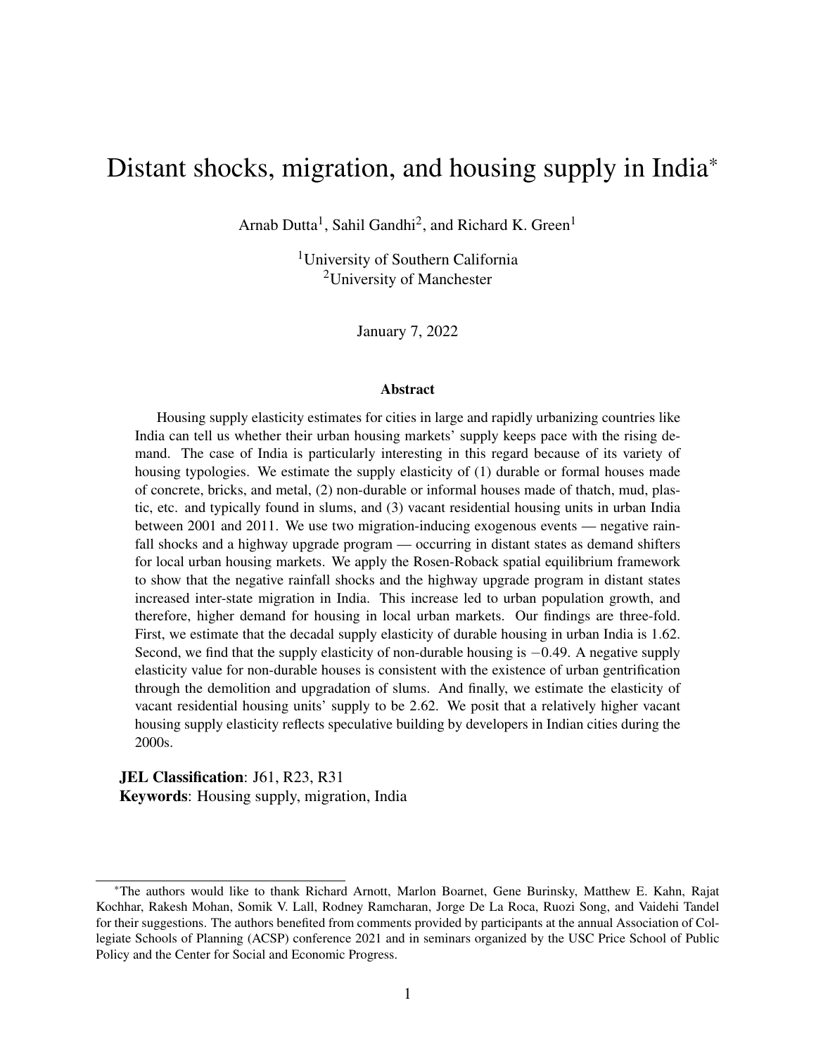# Distant shocks, migration, and housing supply in India*

Arnab Dutta[1], Sahil Gandhi[2], and Richard K. Green[1]

[1]University of Southern California
[2]University of Manchester

January 7, 2022

### Abstract

Housing supply elasticity estimates for cities in large and rapidly urbanizing countries like India can tell us whether their urban housing markets' supply keeps pace with the rising demand. The case of India is particularly interesting in this regard because of its variety of housing typologies. We estimate the supply elasticity of (1) durable or formal houses made of concrete, bricks, and metal, (2) non-durable or informal houses made of thatch, mud, plastic, etc. and typically found in slums, and (3) vacant residential housing units in urban India between 2001 and 2011. We use two migration-inducing exogenous events — negative rainfall shocks and a highway upgrade program — occurring in distant states as demand shifters for local urban housing markets. We apply the Rosen-Roback spatial equilibrium framework to show that the negative rainfall shocks and the highway upgrade program in distant states increased inter-state migration in India. This increase led to urban population growth, and therefore, higher demand for housing in local urban markets. Our findings are three-fold. First, we estimate that the decadal supply elasticity of durable housing in urban India is 1.62. Second, we find that the supply elasticity of non-durable housing is $-0.49$. A negative supply elasticity value for non-durable houses is consistent with the existence of urban gentrification through the demolition and upgradation of slums. And finally, we estimate the elasticity of vacant residential housing units' supply to be 2.62. We posit that a relatively higher vacant housing supply elasticity reflects speculative building by developers in Indian cities during the 2000s.

**JEL Classification**: J61, R23, R31
**Keywords**: Housing supply, migration, India

*The authors would like to thank Richard Arnott, Marlon Boarnet, Gene Burinsky, Matthew E. Kahn, Rajat Kochhar, Rakesh Mohan, Somik V. Lall, Rodney Ramcharan, Jorge De La Roca, Ruozi Song, and Vaidehi Tandel for their suggestions. The authors benefited from comments provided by participants at the annual Association of Collegiate Schools of Planning (ACSP) conference 2021 and in seminars organized by the USC Price School of Public Policy and the Center for Social and Economic Progress.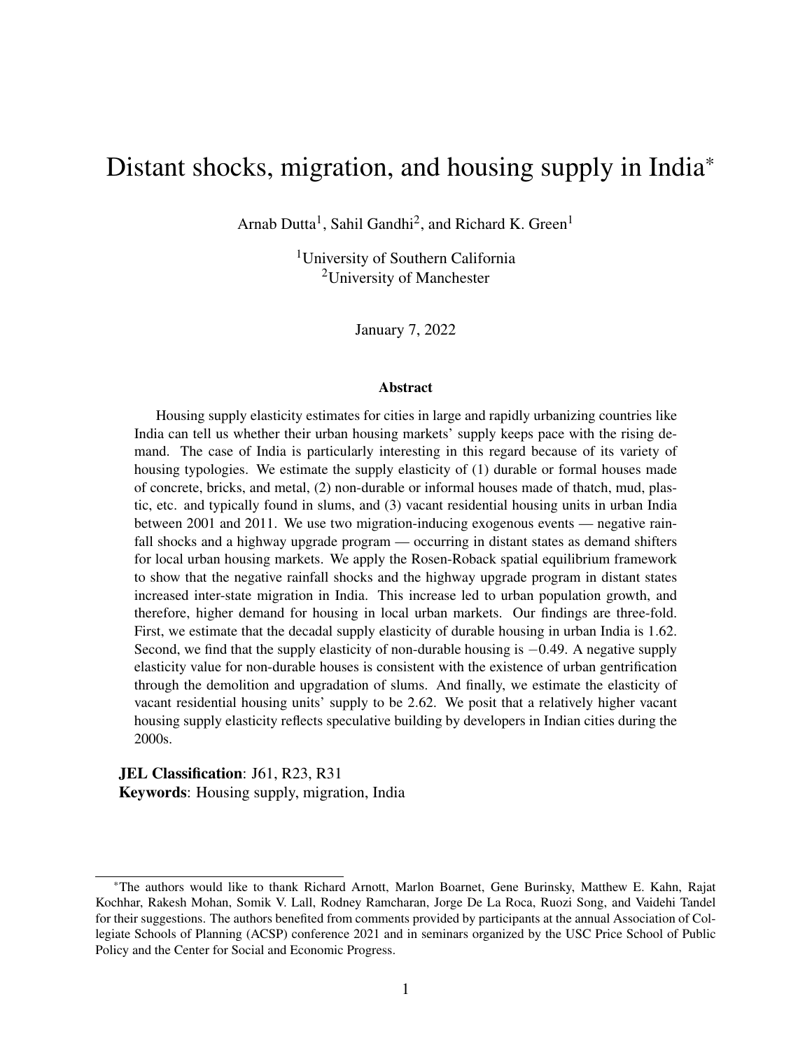# Distant shocks, migration, and housing supply in India*

Arnab Dutta[1], Sahil Gandhi[2], and Richard K. Green[1]

[1]University of Southern California
[2]University of Manchester

January 7, 2022

### Abstract

Housing supply elasticity estimates for cities in large and rapidly urbanizing countries like India can tell us whether their urban housing markets' supply keeps pace with the rising demand. The case of India is particularly interesting in this regard because of its variety of housing typologies. We estimate the supply elasticity of (1) durable or formal houses made of concrete, bricks, and metal, (2) non-durable or informal houses made of thatch, mud, plastic, etc. and typically found in slums, and (3) vacant residential housing units in urban India between 2001 and 2011. We use two migration-inducing exogenous events — negative rainfall shocks and a highway upgrade program — occurring in distant states as demand shifters for local urban housing markets. We apply the Rosen-Roback spatial equilibrium framework to show that the negative rainfall shocks and the highway upgrade program in distant states increased inter-state migration in India. This increase led to urban population growth, and therefore, higher demand for housing in local urban markets. Our findings are three-fold. First, we estimate that the decadal supply elasticity of durable housing in urban India is 1.62. Second, we find that the supply elasticity of non-durable housing is $-0.49$. A negative supply elasticity value for non-durable houses is consistent with the existence of urban gentrification through the demolition and upgradation of slums. And finally, we estimate the elasticity of vacant residential housing units' supply to be 2.62. We posit that a relatively higher vacant housing supply elasticity reflects speculative building by developers in Indian cities during the 2000s.

**JEL Classification**: J61, R23, R31
**Keywords**: Housing supply, migration, India

*The authors would like to thank Richard Arnott, Marlon Boarnet, Gene Burinsky, Matthew E. Kahn, Rajat Kochhar, Rakesh Mohan, Somik V. Lall, Rodney Ramcharan, Jorge De La Roca, Ruozi Song, and Vaidehi Tandel for their suggestions. The authors benefited from comments provided by participants at the annual Association of Collegiate Schools of Planning (ACSP) conference 2021 and in seminars organized by the USC Price School of Public Policy and the Center for Social and Economic Progress.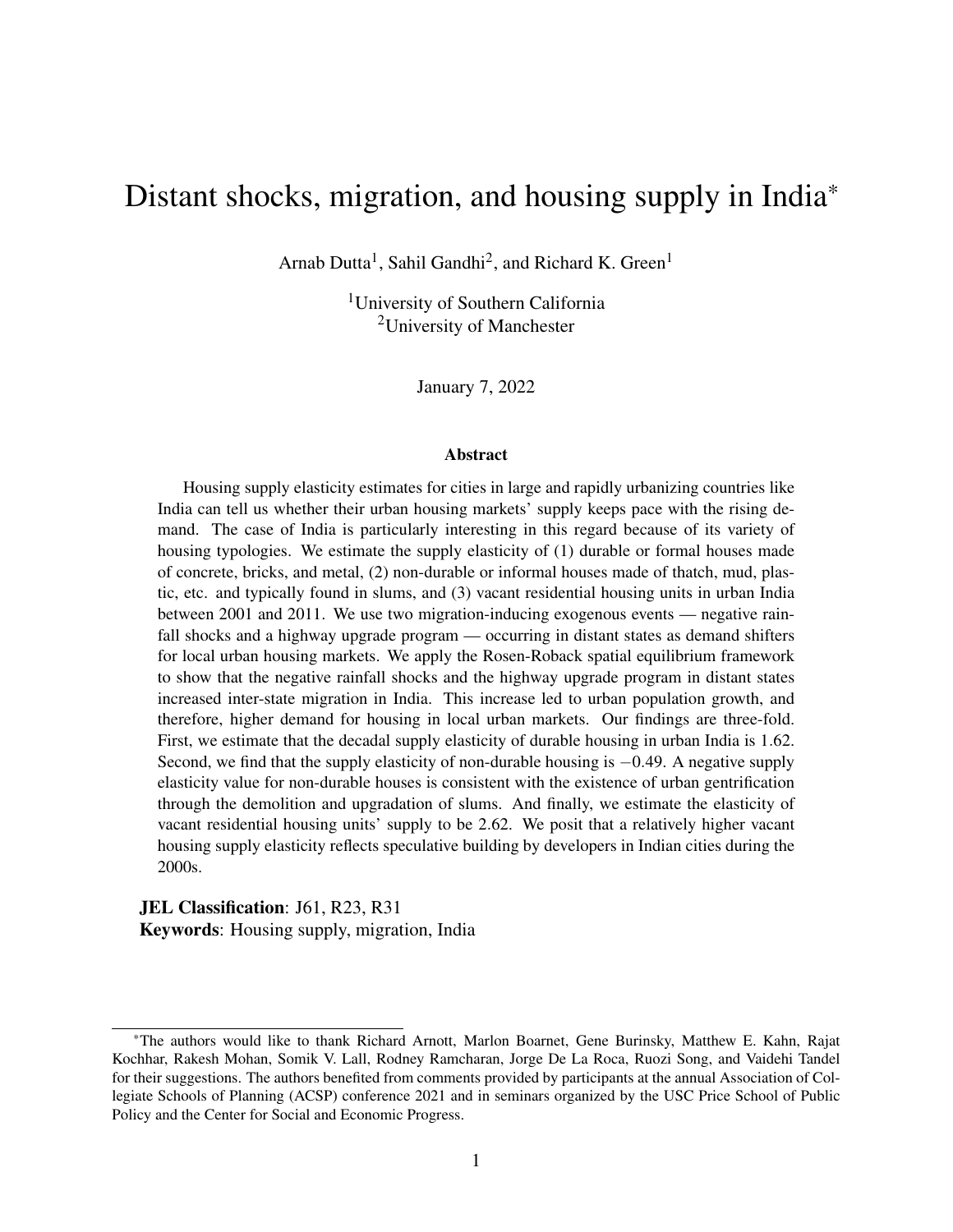# Distant shocks, migration, and housing supply in India*

Arnab Dutta[1], Sahil Gandhi[2], and Richard K. Green[1]

[1]University of Southern California
[2]University of Manchester

January 7, 2022

### Abstract

Housing supply elasticity estimates for cities in large and rapidly urbanizing countries like India can tell us whether their urban housing markets' supply keeps pace with the rising demand. The case of India is particularly interesting in this regard because of its variety of housing typologies. We estimate the supply elasticity of (1) durable or formal houses made of concrete, bricks, and metal, (2) non-durable or informal houses made of thatch, mud, plastic, etc. and typically found in slums, and (3) vacant residential housing units in urban India between 2001 and 2011. We use two migration-inducing exogenous events — negative rainfall shocks and a highway upgrade program — occurring in distant states as demand shifters for local urban housing markets. We apply the Rosen-Roback spatial equilibrium framework to show that the negative rainfall shocks and the highway upgrade program in distant states increased inter-state migration in India. This increase led to urban population growth, and therefore, higher demand for housing in local urban markets. Our findings are three-fold. First, we estimate that the decadal supply elasticity of durable housing in urban India is 1.62. Second, we find that the supply elasticity of non-durable housing is $-0.49$. A negative supply elasticity value for non-durable houses is consistent with the existence of urban gentrification through the demolition and upgradation of slums. And finally, we estimate the elasticity of vacant residential housing units' supply to be 2.62. We posit that a relatively higher vacant housing supply elasticity reflects speculative building by developers in Indian cities during the 2000s.

**JEL Classification**: J61, R23, R31
**Keywords**: Housing supply, migration, India

*The authors would like to thank Richard Arnott, Marlon Boarnet, Gene Burinsky, Matthew E. Kahn, Rajat Kochhar, Rakesh Mohan, Somik V. Lall, Rodney Ramcharan, Jorge De La Roca, Ruozi Song, and Vaidehi Tandel for their suggestions. The authors benefited from comments provided by participants at the annual Association of Collegiate Schools of Planning (ACSP) conference 2021 and in seminars organized by the USC Price School of Public Policy and the Center for Social and Economic Progress.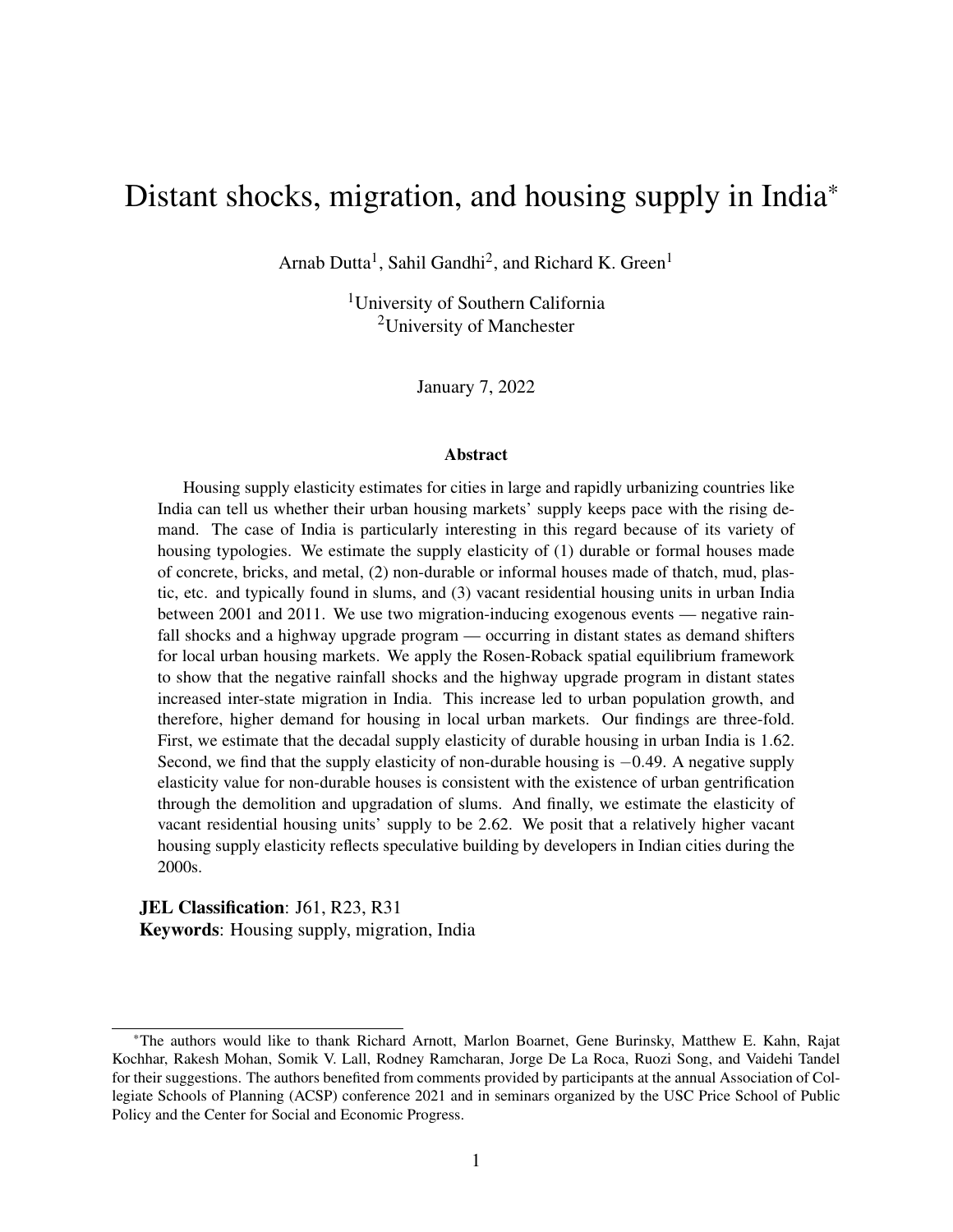# Distant shocks, migration, and housing supply in India*

Arnab Dutta[1], Sahil Gandhi[2], and Richard K. Green[1]

[1]University of Southern California
[2]University of Manchester

January 7, 2022

### Abstract

Housing supply elasticity estimates for cities in large and rapidly urbanizing countries like India can tell us whether their urban housing markets' supply keeps pace with the rising demand. The case of India is particularly interesting in this regard because of its variety of housing typologies. We estimate the supply elasticity of (1) durable or formal houses made of concrete, bricks, and metal, (2) non-durable or informal houses made of thatch, mud, plastic, etc. and typically found in slums, and (3) vacant residential housing units in urban India between 2001 and 2011. We use two migration-inducing exogenous events — negative rainfall shocks and a highway upgrade program — occurring in distant states as demand shifters for local urban housing markets. We apply the Rosen-Roback spatial equilibrium framework to show that the negative rainfall shocks and the highway upgrade program in distant states increased inter-state migration in India. This increase led to urban population growth, and therefore, higher demand for housing in local urban markets. Our findings are three-fold. First, we estimate that the decadal supply elasticity of durable housing in urban India is 1.62. Second, we find that the supply elasticity of non-durable housing is $-0.49$. A negative supply elasticity value for non-durable houses is consistent with the existence of urban gentrification through the demolition and upgradation of slums. And finally, we estimate the elasticity of vacant residential housing units' supply to be 2.62. We posit that a relatively higher vacant housing supply elasticity reflects speculative building by developers in Indian cities during the 2000s.

**JEL Classification**: J61, R23, R31
**Keywords**: Housing supply, migration, India

*The authors would like to thank Richard Arnott, Marlon Boarnet, Gene Burinsky, Matthew E. Kahn, Rajat Kochhar, Rakesh Mohan, Somik V. Lall, Rodney Ramcharan, Jorge De La Roca, Ruozi Song, and Vaidehi Tandel for their suggestions. The authors benefited from comments provided by participants at the annual Association of Collegiate Schools of Planning (ACSP) conference 2021 and in seminars organized by the USC Price School of Public Policy and the Center for Social and Economic Progress.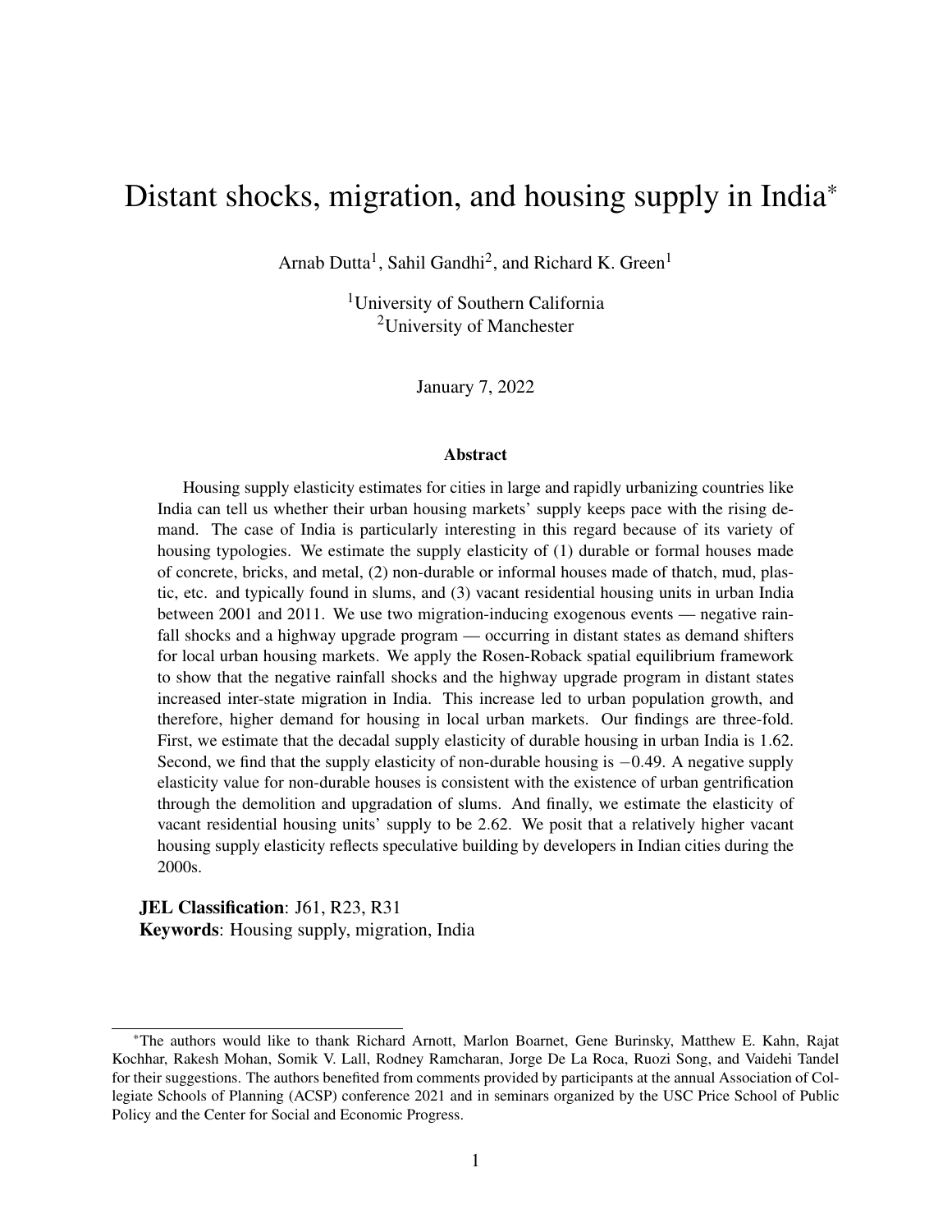# Distant shocks, migration, and housing supply in India*

Arnab Dutta[1], Sahil Gandhi[2], and Richard K. Green[1]

[1]University of Southern California
[2]University of Manchester

January 7, 2022

### Abstract

Housing supply elasticity estimates for cities in large and rapidly urbanizing countries like India can tell us whether their urban housing markets' supply keeps pace with the rising demand. The case of India is particularly interesting in this regard because of its variety of housing typologies. We estimate the supply elasticity of (1) durable or formal houses made of concrete, bricks, and metal, (2) non-durable or informal houses made of thatch, mud, plastic, etc. and typically found in slums, and (3) vacant residential housing units in urban India between 2001 and 2011. We use two migration-inducing exogenous events — negative rainfall shocks and a highway upgrade program — occurring in distant states as demand shifters for local urban housing markets. We apply the Rosen-Roback spatial equilibrium framework to show that the negative rainfall shocks and the highway upgrade program in distant states increased inter-state migration in India. This increase led to urban population growth, and therefore, higher demand for housing in local urban markets. Our findings are three-fold. First, we estimate that the decadal supply elasticity of durable housing in urban India is 1.62. Second, we find that the supply elasticity of non-durable housing is $-0.49$. A negative supply elasticity value for non-durable houses is consistent with the existence of urban gentrification through the demolition and upgradation of slums. And finally, we estimate the elasticity of vacant residential housing units' supply to be 2.62. We posit that a relatively higher vacant housing supply elasticity reflects speculative building by developers in Indian cities during the 2000s.

**JEL Classification**: J61, R23, R31
**Keywords**: Housing supply, migration, India

*The authors would like to thank Richard Arnott, Marlon Boarnet, Gene Burinsky, Matthew E. Kahn, Rajat Kochhar, Rakesh Mohan, Somik V. Lall, Rodney Ramcharan, Jorge De La Roca, Ruozi Song, and Vaidehi Tandel for their suggestions. The authors benefited from comments provided by participants at the annual Association of Collegiate Schools of Planning (ACSP) conference 2021 and in seminars organized by the USC Price School of Public Policy and the Center for Social and Economic Progress.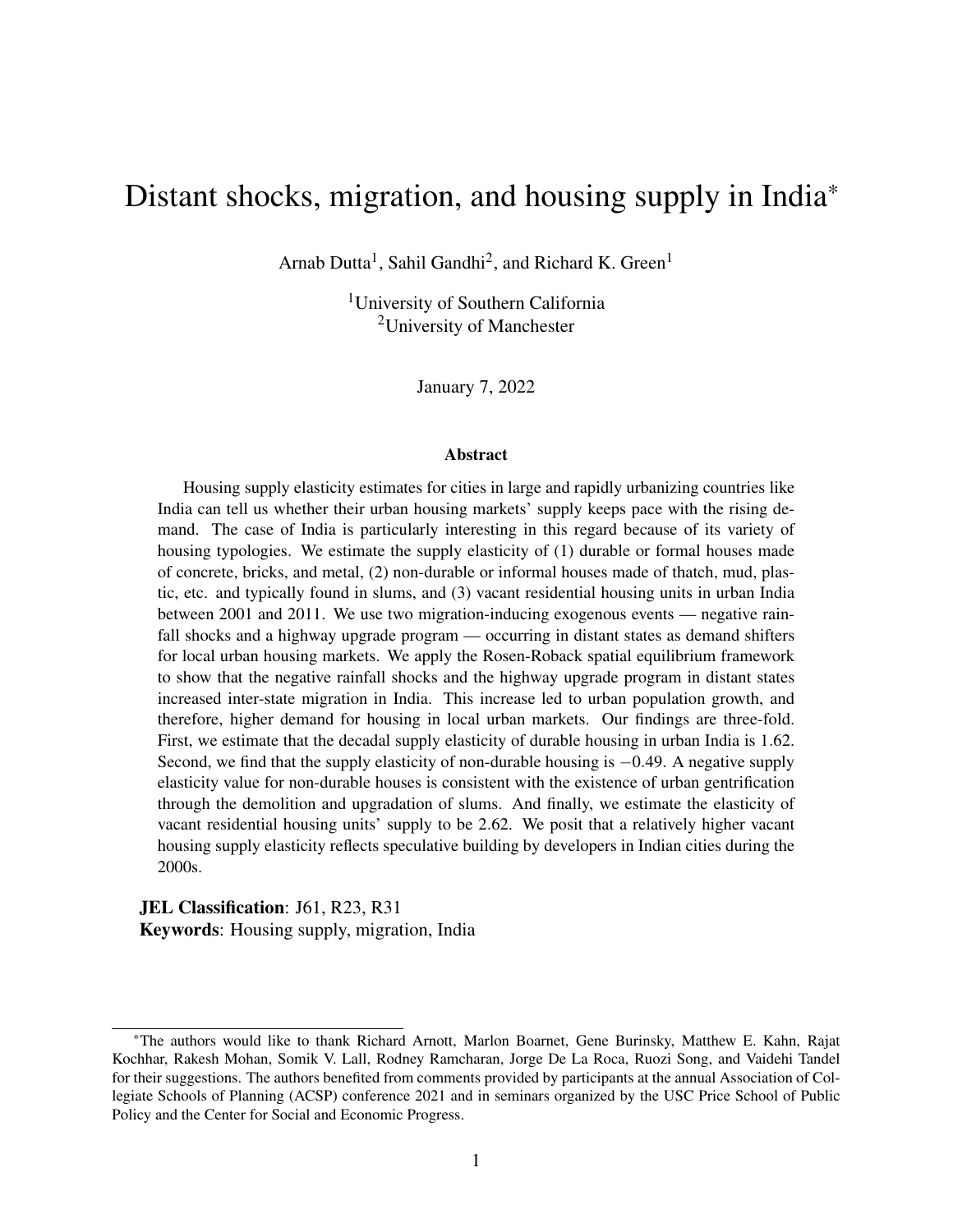# Distant shocks, migration, and housing supply in India*

Arnab Dutta[1], Sahil Gandhi[2], and Richard K. Green[1]

[1]University of Southern California
[2]University of Manchester

January 7, 2022

### Abstract

Housing supply elasticity estimates for cities in large and rapidly urbanizing countries like India can tell us whether their urban housing markets' supply keeps pace with the rising demand. The case of India is particularly interesting in this regard because of its variety of housing typologies. We estimate the supply elasticity of (1) durable or formal houses made of concrete, bricks, and metal, (2) non-durable or informal houses made of thatch, mud, plastic, etc. and typically found in slums, and (3) vacant residential housing units in urban India between 2001 and 2011. We use two migration-inducing exogenous events — negative rainfall shocks and a highway upgrade program — occurring in distant states as demand shifters for local urban housing markets. We apply the Rosen-Roback spatial equilibrium framework to show that the negative rainfall shocks and the highway upgrade program in distant states increased inter-state migration in India. This increase led to urban population growth, and therefore, higher demand for housing in local urban markets. Our findings are three-fold. First, we estimate that the decadal supply elasticity of durable housing in urban India is 1.62. Second, we find that the supply elasticity of non-durable housing is $-0.49$. A negative supply elasticity value for non-durable houses is consistent with the existence of urban gentrification through the demolition and upgradation of slums. And finally, we estimate the elasticity of vacant residential housing units' supply to be 2.62. We posit that a relatively higher vacant housing supply elasticity reflects speculative building by developers in Indian cities during the 2000s.

**JEL Classification**: J61, R23, R31
**Keywords**: Housing supply, migration, India

*The authors would like to thank Richard Arnott, Marlon Boarnet, Gene Burinsky, Matthew E. Kahn, Rajat Kochhar, Rakesh Mohan, Somik V. Lall, Rodney Ramcharan, Jorge De La Roca, Ruozi Song, and Vaidehi Tandel for their suggestions. The authors benefited from comments provided by participants at the annual Association of Collegiate Schools of Planning (ACSP) conference 2021 and in seminars organized by the USC Price School of Public Policy and the Center for Social and Economic Progress.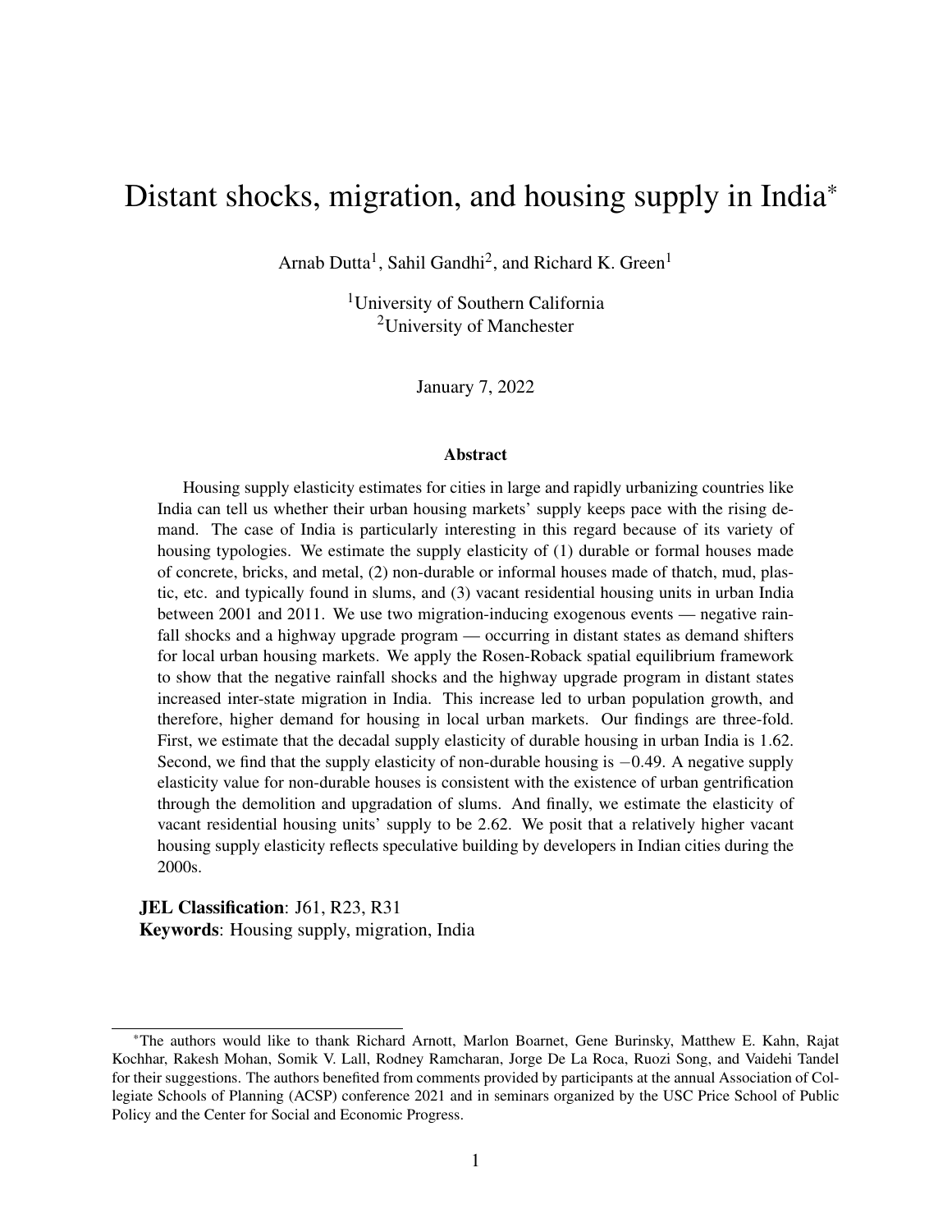# Distant shocks, migration, and housing supply in India*

Arnab Dutta[1], Sahil Gandhi[2], and Richard K. Green[1]

[1]University of Southern California
[2]University of Manchester

January 7, 2022

### Abstract

Housing supply elasticity estimates for cities in large and rapidly urbanizing countries like India can tell us whether their urban housing markets' supply keeps pace with the rising demand. The case of India is particularly interesting in this regard because of its variety of housing typologies. We estimate the supply elasticity of (1) durable or formal houses made of concrete, bricks, and metal, (2) non-durable or informal houses made of thatch, mud, plastic, etc. and typically found in slums, and (3) vacant residential housing units in urban India between 2001 and 2011. We use two migration-inducing exogenous events — negative rainfall shocks and a highway upgrade program — occurring in distant states as demand shifters for local urban housing markets. We apply the Rosen-Roback spatial equilibrium framework to show that the negative rainfall shocks and the highway upgrade program in distant states increased inter-state migration in India. This increase led to urban population growth, and therefore, higher demand for housing in local urban markets. Our findings are three-fold. First, we estimate that the decadal supply elasticity of durable housing in urban India is 1.62. Second, we find that the supply elasticity of non-durable housing is $-0.49$. A negative supply elasticity value for non-durable houses is consistent with the existence of urban gentrification through the demolition and upgradation of slums. And finally, we estimate the elasticity of vacant residential housing units' supply to be 2.62. We posit that a relatively higher vacant housing supply elasticity reflects speculative building by developers in Indian cities during the 2000s.

**JEL Classification**: J61, R23, R31
**Keywords**: Housing supply, migration, India

---

*The authors would like to thank Richard Arnott, Marlon Boarnet, Gene Burinsky, Matthew E. Kahn, Rajat Kochhar, Rakesh Mohan, Somik V. Lall, Rodney Ramcharan, Jorge De La Roca, Ruozi Song, and Vaidehi Tandel for their suggestions. The authors benefited from comments provided by participants at the annual Association of Collegiate Schools of Planning (ACSP) conference 2021 and in seminars organized by the USC Price School of Public Policy and the Center for Social and Economic Progress.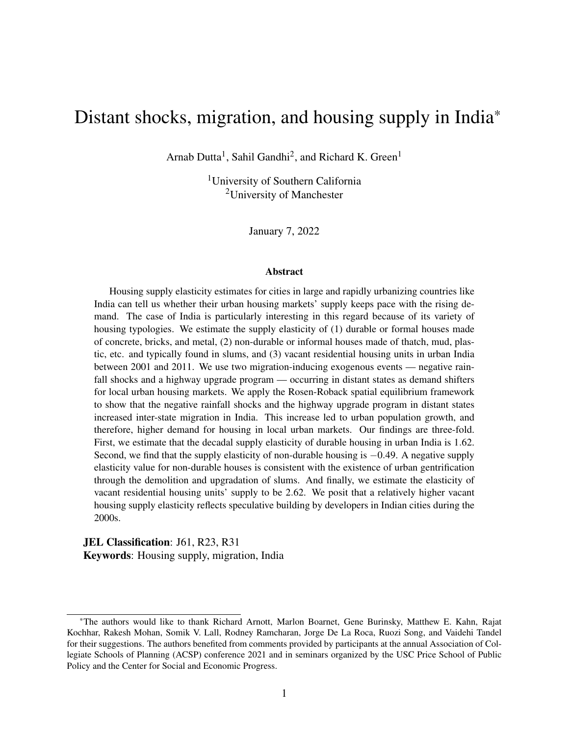# Distant shocks, migration, and housing supply in India*

Arnab Dutta[1], Sahil Gandhi[2], and Richard K. Green[1]

[1]University of Southern California
[2]University of Manchester

January 7, 2022

### Abstract

Housing supply elasticity estimates for cities in large and rapidly urbanizing countries like India can tell us whether their urban housing markets' supply keeps pace with the rising demand. The case of India is particularly interesting in this regard because of its variety of housing typologies. We estimate the supply elasticity of (1) durable or formal houses made of concrete, bricks, and metal, (2) non-durable or informal houses made of thatch, mud, plastic, etc. and typically found in slums, and (3) vacant residential housing units in urban India between 2001 and 2011. We use two migration-inducing exogenous events — negative rainfall shocks and a highway upgrade program — occurring in distant states as demand shifters for local urban housing markets. We apply the Rosen-Roback spatial equilibrium framework to show that the negative rainfall shocks and the highway upgrade program in distant states increased inter-state migration in India. This increase led to urban population growth, and therefore, higher demand for housing in local urban markets. Our findings are three-fold. First, we estimate that the decadal supply elasticity of durable housing in urban India is 1.62. Second, we find that the supply elasticity of non-durable housing is $-0.49$. A negative supply elasticity value for non-durable houses is consistent with the existence of urban gentrification through the demolition and upgradation of slums. And finally, we estimate the elasticity of vacant residential housing units' supply to be 2.62. We posit that a relatively higher vacant housing supply elasticity reflects speculative building by developers in Indian cities during the 2000s.

**JEL Classification**: J61, R23, R31
**Keywords**: Housing supply, migration, India

*The authors would like to thank Richard Arnott, Marlon Boarnet, Gene Burinsky, Matthew E. Kahn, Rajat Kochhar, Rakesh Mohan, Somik V. Lall, Rodney Ramcharan, Jorge De La Roca, Ruozi Song, and Vaidehi Tandel for their suggestions. The authors benefited from comments provided by participants at the annual Association of Collegiate Schools of Planning (ACSP) conference 2021 and in seminars organized by the USC Price School of Public Policy and the Center for Social and Economic Progress.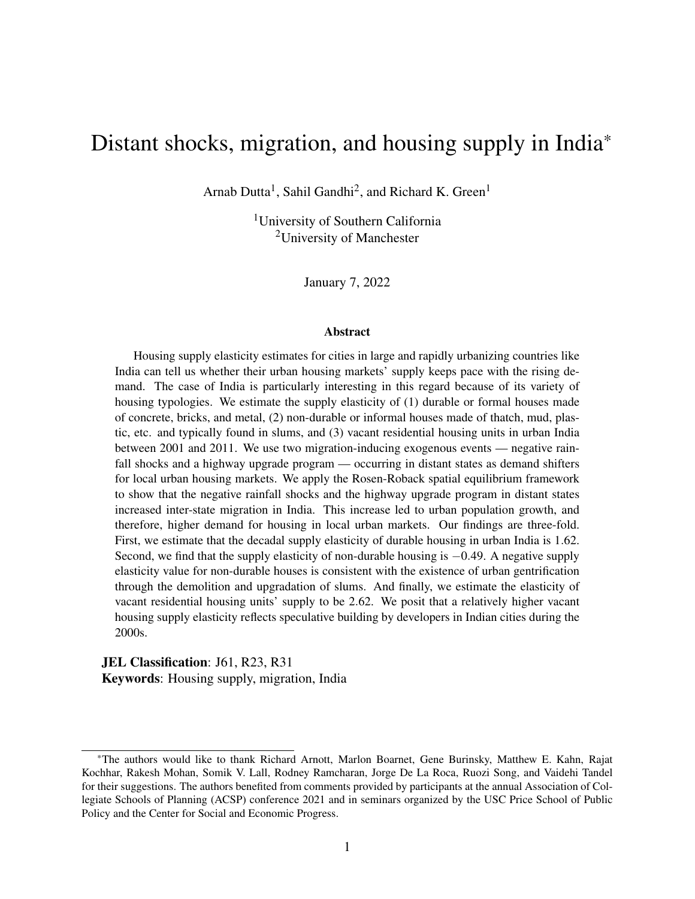# Distant shocks, migration, and housing supply in India*

Arnab Dutta[1], Sahil Gandhi[2], and Richard K. Green[1]

[1]University of Southern California
[2]University of Manchester

January 7, 2022

### Abstract

Housing supply elasticity estimates for cities in large and rapidly urbanizing countries like India can tell us whether their urban housing markets' supply keeps pace with the rising demand. The case of India is particularly interesting in this regard because of its variety of housing typologies. We estimate the supply elasticity of (1) durable or formal houses made of concrete, bricks, and metal, (2) non-durable or informal houses made of thatch, mud, plastic, etc. and typically found in slums, and (3) vacant residential housing units in urban India between 2001 and 2011. We use two migration-inducing exogenous events — negative rainfall shocks and a highway upgrade program — occurring in distant states as demand shifters for local urban housing markets. We apply the Rosen-Roback spatial equilibrium framework to show that the negative rainfall shocks and the highway upgrade program in distant states increased inter-state migration in India. This increase led to urban population growth, and therefore, higher demand for housing in local urban markets. Our findings are three-fold. First, we estimate that the decadal supply elasticity of durable housing in urban India is 1.62. Second, we find that the supply elasticity of non-durable housing is $-0.49$. A negative supply elasticity value for non-durable houses is consistent with the existence of urban gentrification through the demolition and upgradation of slums. And finally, we estimate the elasticity of vacant residential housing units' supply to be 2.62. We posit that a relatively higher vacant housing supply elasticity reflects speculative building by developers in Indian cities during the 2000s.

**JEL Classification**: J61, R23, R31
**Keywords**: Housing supply, migration, India

*The authors would like to thank Richard Arnott, Marlon Boarnet, Gene Burinsky, Matthew E. Kahn, Rajat Kochhar, Rakesh Mohan, Somik V. Lall, Rodney Ramcharan, Jorge De La Roca, Ruozi Song, and Vaidehi Tandel for their suggestions. The authors benefited from comments provided by participants at the annual Association of Collegiate Schools of Planning (ACSP) conference 2021 and in seminars organized by the USC Price School of Public Policy and the Center for Social and Economic Progress.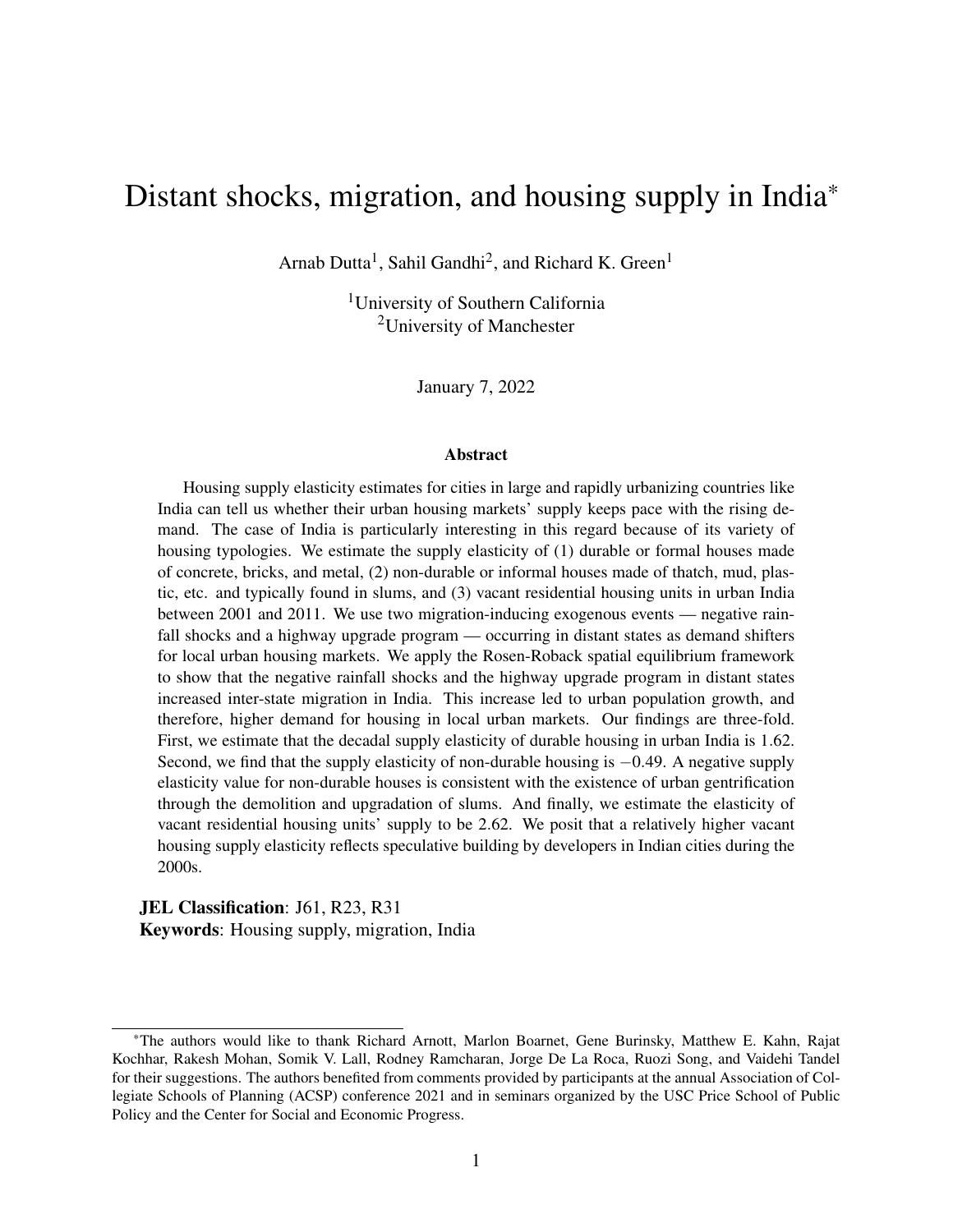# Distant shocks, migration, and housing supply in India*

Arnab Dutta[1], Sahil Gandhi[2], and Richard K. Green[1]

[1]University of Southern California
[2]University of Manchester

January 7, 2022

### Abstract

Housing supply elasticity estimates for cities in large and rapidly urbanizing countries like India can tell us whether their urban housing markets' supply keeps pace with the rising demand. The case of India is particularly interesting in this regard because of its variety of housing typologies. We estimate the supply elasticity of (1) durable or formal houses made of concrete, bricks, and metal, (2) non-durable or informal houses made of thatch, mud, plastic, etc. and typically found in slums, and (3) vacant residential housing units in urban India between 2001 and 2011. We use two migration-inducing exogenous events — negative rainfall shocks and a highway upgrade program — occurring in distant states as demand shifters for local urban housing markets. We apply the Rosen-Roback spatial equilibrium framework to show that the negative rainfall shocks and the highway upgrade program in distant states increased inter-state migration in India. This increase led to urban population growth, and therefore, higher demand for housing in local urban markets. Our findings are three-fold. First, we estimate that the decadal supply elasticity of durable housing in urban India is 1.62. Second, we find that the supply elasticity of non-durable housing is $-0.49$. A negative supply elasticity value for non-durable houses is consistent with the existence of urban gentrification through the demolition and upgradation of slums. And finally, we estimate the elasticity of vacant residential housing units' supply to be 2.62. We posit that a relatively higher vacant housing supply elasticity reflects speculative building by developers in Indian cities during the 2000s.

**JEL Classification**: J61, R23, R31
**Keywords**: Housing supply, migration, India

*The authors would like to thank Richard Arnott, Marlon Boarnet, Gene Burinsky, Matthew E. Kahn, Rajat Kochhar, Rakesh Mohan, Somik V. Lall, Rodney Ramcharan, Jorge De La Roca, Ruozi Song, and Vaidehi Tandel for their suggestions. The authors benefited from comments provided by participants at the annual Association of Collegiate Schools of Planning (ACSP) conference 2021 and in seminars organized by the USC Price School of Public Policy and the Center for Social and Economic Progress.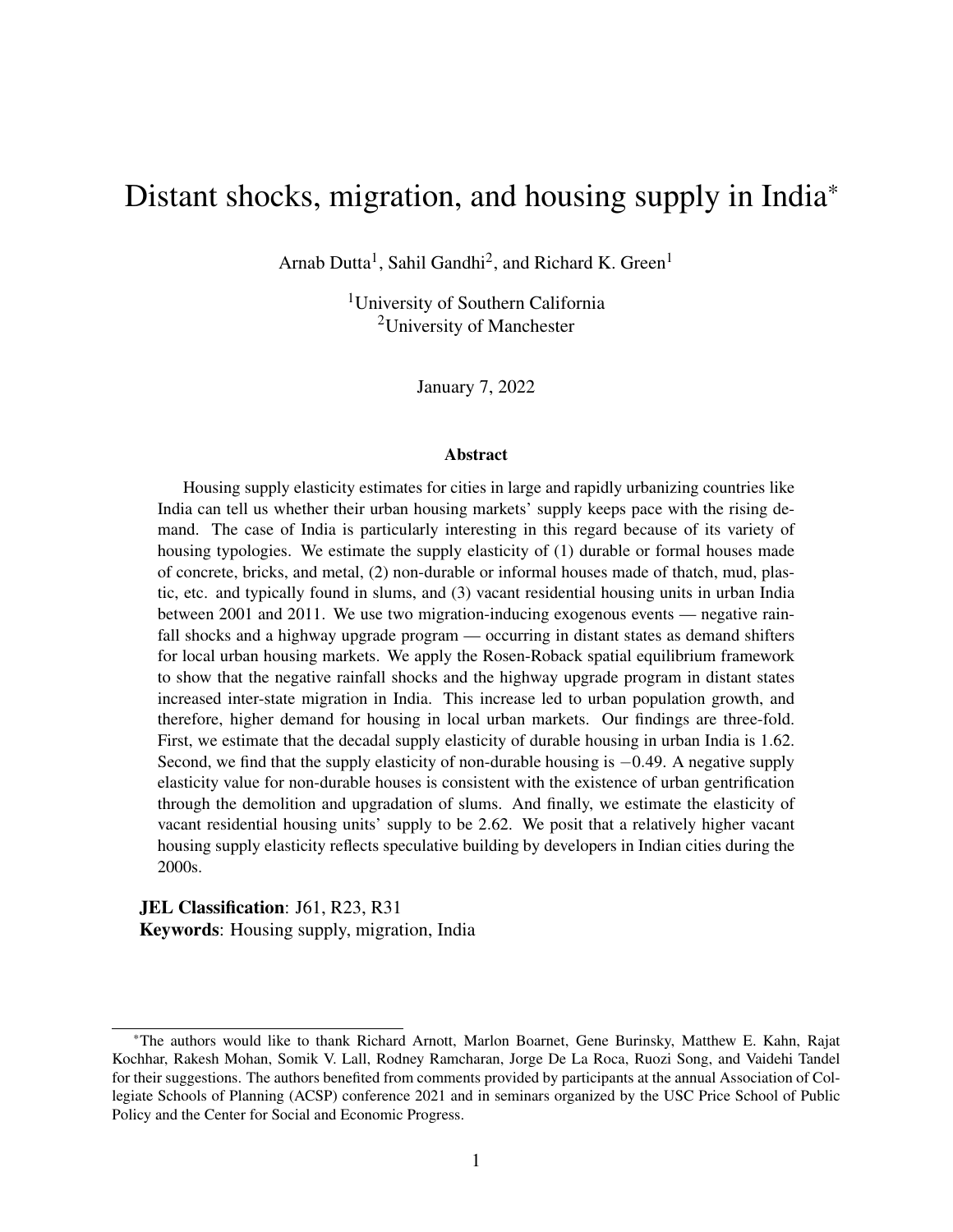# Distant shocks, migration, and housing supply in India*

Arnab Dutta[1], Sahil Gandhi[2], and Richard K. Green[1]

[1]University of Southern California
[2]University of Manchester

January 7, 2022

### Abstract

Housing supply elasticity estimates for cities in large and rapidly urbanizing countries like India can tell us whether their urban housing markets' supply keeps pace with the rising demand. The case of India is particularly interesting in this regard because of its variety of housing typologies. We estimate the supply elasticity of (1) durable or formal houses made of concrete, bricks, and metal, (2) non-durable or informal houses made of thatch, mud, plastic, etc. and typically found in slums, and (3) vacant residential housing units in urban India between 2001 and 2011. We use two migration-inducing exogenous events — negative rainfall shocks and a highway upgrade program — occurring in distant states as demand shifters for local urban housing markets. We apply the Rosen-Roback spatial equilibrium framework to show that the negative rainfall shocks and the highway upgrade program in distant states increased inter-state migration in India. This increase led to urban population growth, and therefore, higher demand for housing in local urban markets. Our findings are three-fold. First, we estimate that the decadal supply elasticity of durable housing in urban India is 1.62. Second, we find that the supply elasticity of non-durable housing is $-0.49$. A negative supply elasticity value for non-durable houses is consistent with the existence of urban gentrification through the demolition and upgradation of slums. And finally, we estimate the elasticity of vacant residential housing units' supply to be 2.62. We posit that a relatively higher vacant housing supply elasticity reflects speculative building by developers in Indian cities during the 2000s.

**JEL Classification**: J61, R23, R31
**Keywords**: Housing supply, migration, India

*The authors would like to thank Richard Arnott, Marlon Boarnet, Gene Burinsky, Matthew E. Kahn, Rajat Kochhar, Rakesh Mohan, Somik V. Lall, Rodney Ramcharan, Jorge De La Roca, Ruozi Song, and Vaidehi Tandel for their suggestions. The authors benefited from comments provided by participants at the annual Association of Collegiate Schools of Planning (ACSP) conference 2021 and in seminars organized by the USC Price School of Public Policy and the Center for Social and Economic Progress.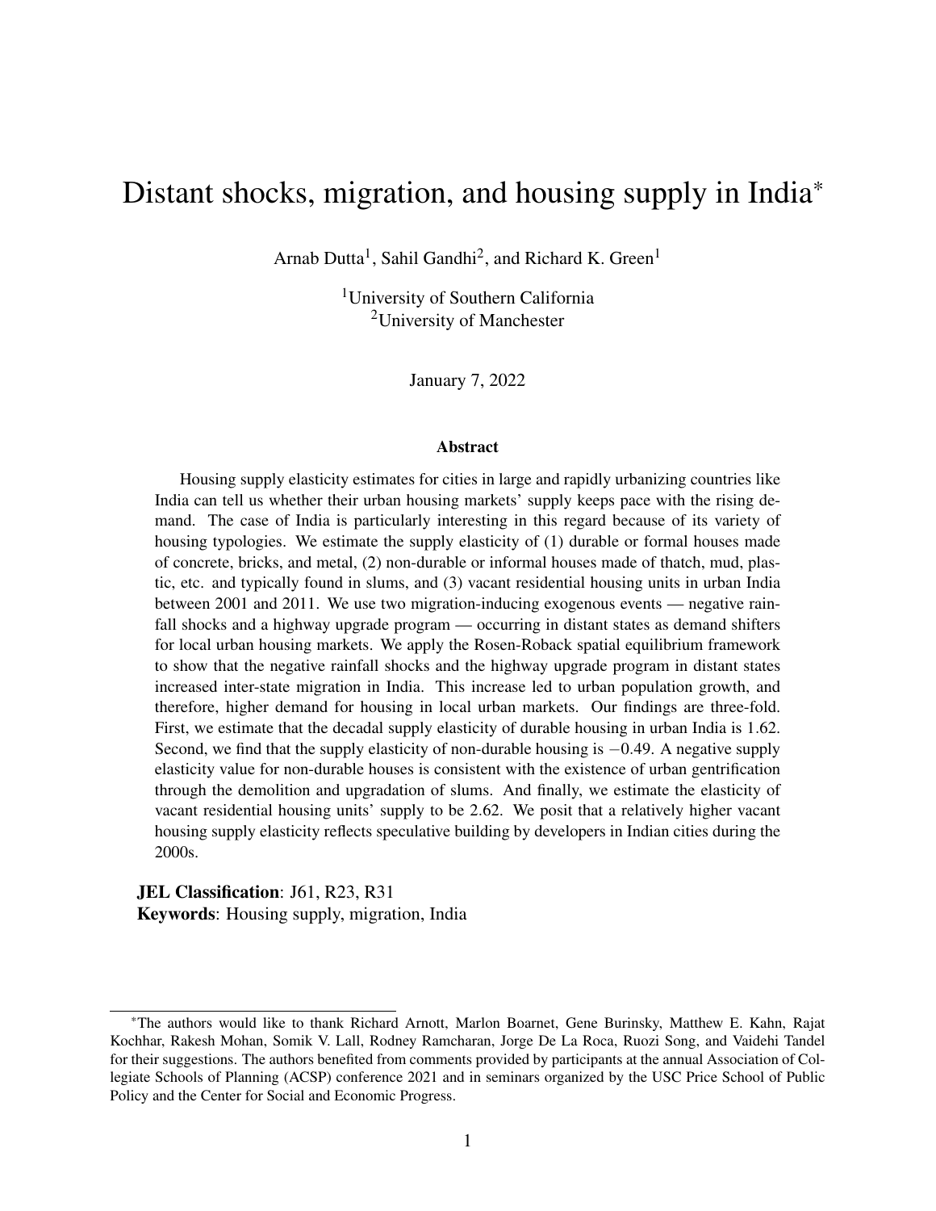# Distant shocks, migration, and housing supply in India*

Arnab Dutta[1], Sahil Gandhi[2], and Richard K. Green[1]

[1]University of Southern California
[2]University of Manchester

January 7, 2022

### Abstract

Housing supply elasticity estimates for cities in large and rapidly urbanizing countries like India can tell us whether their urban housing markets' supply keeps pace with the rising demand. The case of India is particularly interesting in this regard because of its variety of housing typologies. We estimate the supply elasticity of (1) durable or formal houses made of concrete, bricks, and metal, (2) non-durable or informal houses made of thatch, mud, plastic, etc. and typically found in slums, and (3) vacant residential housing units in urban India between 2001 and 2011. We use two migration-inducing exogenous events — negative rainfall shocks and a highway upgrade program — occurring in distant states as demand shifters for local urban housing markets. We apply the Rosen-Roback spatial equilibrium framework to show that the negative rainfall shocks and the highway upgrade program in distant states increased inter-state migration in India. This increase led to urban population growth, and therefore, higher demand for housing in local urban markets. Our findings are three-fold. First, we estimate that the decadal supply elasticity of durable housing in urban India is 1.62. Second, we find that the supply elasticity of non-durable housing is $-0.49$. A negative supply elasticity value for non-durable houses is consistent with the existence of urban gentrification through the demolition and upgradation of slums. And finally, we estimate the elasticity of vacant residential housing units' supply to be 2.62. We posit that a relatively higher vacant housing supply elasticity reflects speculative building by developers in Indian cities during the 2000s.

**JEL Classification**: J61, R23, R31
**Keywords**: Housing supply, migration, India

---

*The authors would like to thank Richard Arnott, Marlon Boarnet, Gene Burinsky, Matthew E. Kahn, Rajat Kochhar, Rakesh Mohan, Somik V. Lall, Rodney Ramcharan, Jorge De La Roca, Ruozi Song, and Vaidehi Tandel for their suggestions. The authors benefited from comments provided by participants at the annual Association of Collegiate Schools of Planning (ACSP) conference 2021 and in seminars organized by the USC Price School of Public Policy and the Center for Social and Economic Progress.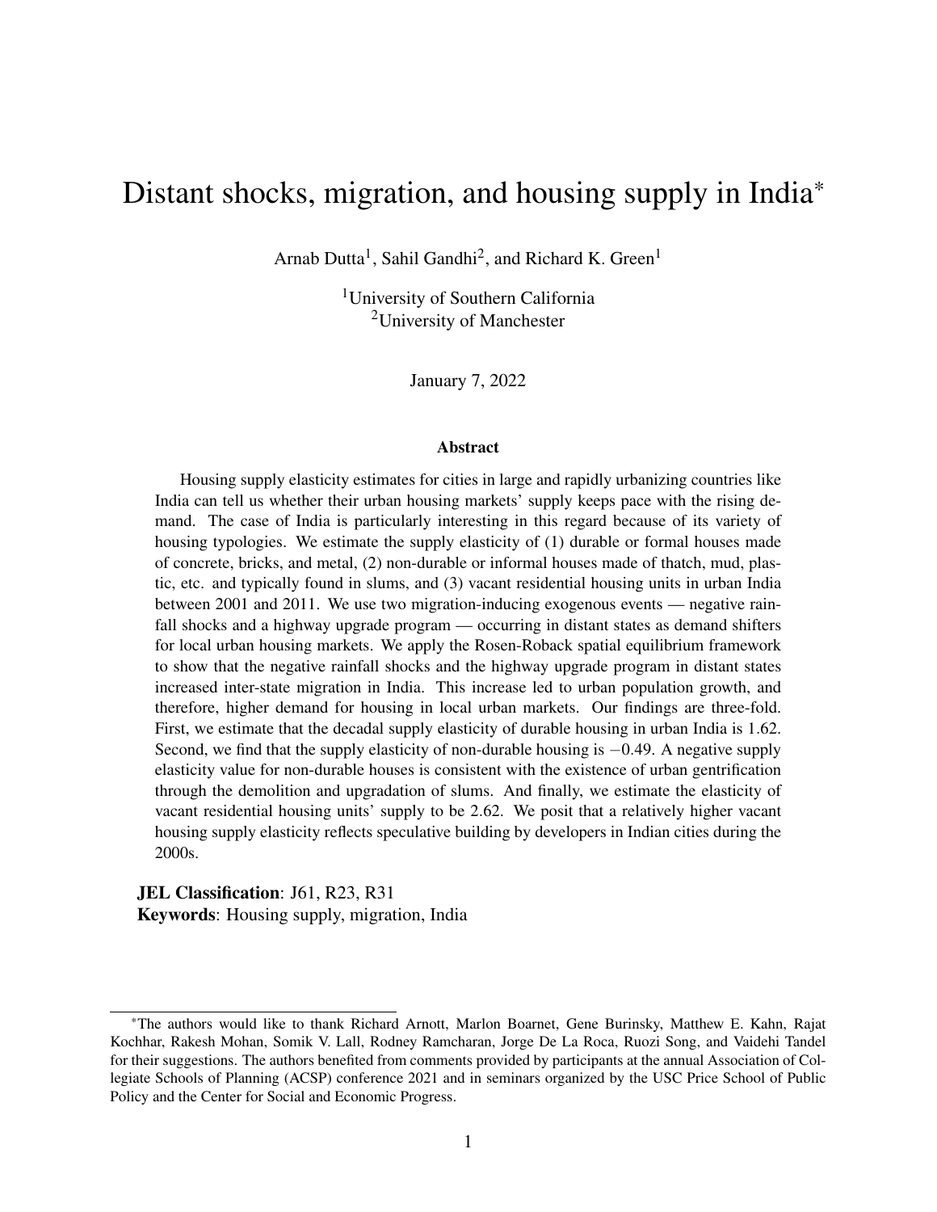# Distant shocks, migration, and housing supply in India*

Arnab Dutta[1], Sahil Gandhi[2], and Richard K. Green[1]

[1]University of Southern California
[2]University of Manchester

January 7, 2022

### Abstract

Housing supply elasticity estimates for cities in large and rapidly urbanizing countries like India can tell us whether their urban housing markets' supply keeps pace with the rising demand. The case of India is particularly interesting in this regard because of its variety of housing typologies. We estimate the supply elasticity of (1) durable or formal houses made of concrete, bricks, and metal, (2) non-durable or informal houses made of thatch, mud, plastic, etc. and typically found in slums, and (3) vacant residential housing units in urban India between 2001 and 2011. We use two migration-inducing exogenous events — negative rainfall shocks and a highway upgrade program — occurring in distant states as demand shifters for local urban housing markets. We apply the Rosen-Roback spatial equilibrium framework to show that the negative rainfall shocks and the highway upgrade program in distant states increased inter-state migration in India. This increase led to urban population growth, and therefore, higher demand for housing in local urban markets. Our findings are three-fold. First, we estimate that the decadal supply elasticity of durable housing in urban India is 1.62. Second, we find that the supply elasticity of non-durable housing is $-0.49$. A negative supply elasticity value for non-durable houses is consistent with the existence of urban gentrification through the demolition and upgradation of slums. And finally, we estimate the elasticity of vacant residential housing units' supply to be 2.62. We posit that a relatively higher vacant housing supply elasticity reflects speculative building by developers in Indian cities during the 2000s.

**JEL Classification**: J61, R23, R31
**Keywords**: Housing supply, migration, India

---

*The authors would like to thank Richard Arnott, Marlon Boarnet, Gene Burinsky, Matthew E. Kahn, Rajat Kochhar, Rakesh Mohan, Somik V. Lall, Rodney Ramcharan, Jorge De La Roca, Ruozi Song, and Vaidehi Tandel for their suggestions. The authors benefited from comments provided by participants at the annual Association of Collegiate Schools of Planning (ACSP) conference 2021 and in seminars organized by the USC Price School of Public Policy and the Center for Social and Economic Progress.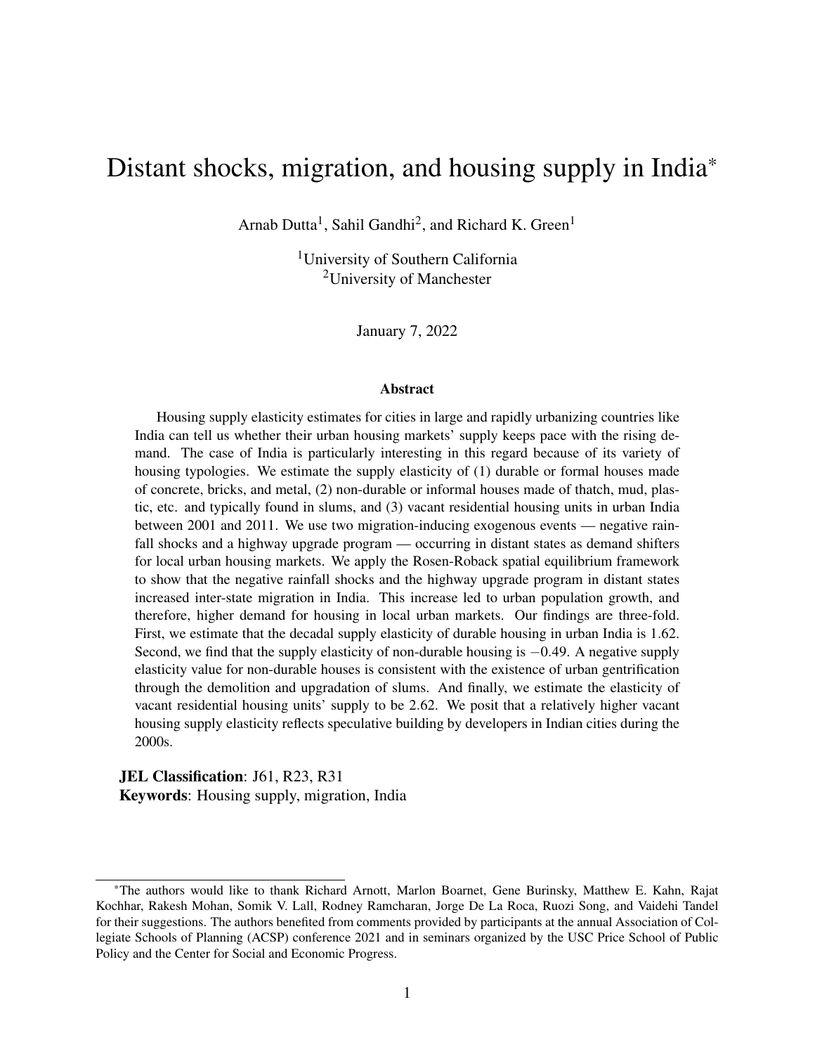# Distant shocks, migration, and housing supply in India*

Arnab Dutta[1], Sahil Gandhi[2], and Richard K. Green[1]

[1]University of Southern California
[2]University of Manchester

January 7, 2022

### Abstract

Housing supply elasticity estimates for cities in large and rapidly urbanizing countries like India can tell us whether their urban housing markets' supply keeps pace with the rising demand. The case of India is particularly interesting in this regard because of its variety of housing typologies. We estimate the supply elasticity of (1) durable or formal houses made of concrete, bricks, and metal, (2) non-durable or informal houses made of thatch, mud, plastic, etc. and typically found in slums, and (3) vacant residential housing units in urban India between 2001 and 2011. We use two migration-inducing exogenous events — negative rainfall shocks and a highway upgrade program — occurring in distant states as demand shifters for local urban housing markets. We apply the Rosen-Roback spatial equilibrium framework to show that the negative rainfall shocks and the highway upgrade program in distant states increased inter-state migration in India. This increase led to urban population growth, and therefore, higher demand for housing in local urban markets. Our findings are three-fold. First, we estimate that the decadal supply elasticity of durable housing in urban India is 1.62. Second, we find that the supply elasticity of non-durable housing is $-0.49$. A negative supply elasticity value for non-durable houses is consistent with the existence of urban gentrification through the demolition and upgradation of slums. And finally, we estimate the elasticity of vacant residential housing units' supply to be 2.62. We posit that a relatively higher vacant housing supply elasticity reflects speculative building by developers in Indian cities during the 2000s.

**JEL Classification**: J61, R23, R31
**Keywords**: Housing supply, migration, India

---

*The authors would like to thank Richard Arnott, Marlon Boarnet, Gene Burinsky, Matthew E. Kahn, Rajat Kochhar, Rakesh Mohan, Somik V. Lall, Rodney Ramcharan, Jorge De La Roca, Ruozi Song, and Vaidehi Tandel for their suggestions. The authors benefited from comments provided by participants at the annual Association of Collegiate Schools of Planning (ACSP) conference 2021 and in seminars organized by the USC Price School of Public Policy and the Center for Social and Economic Progress.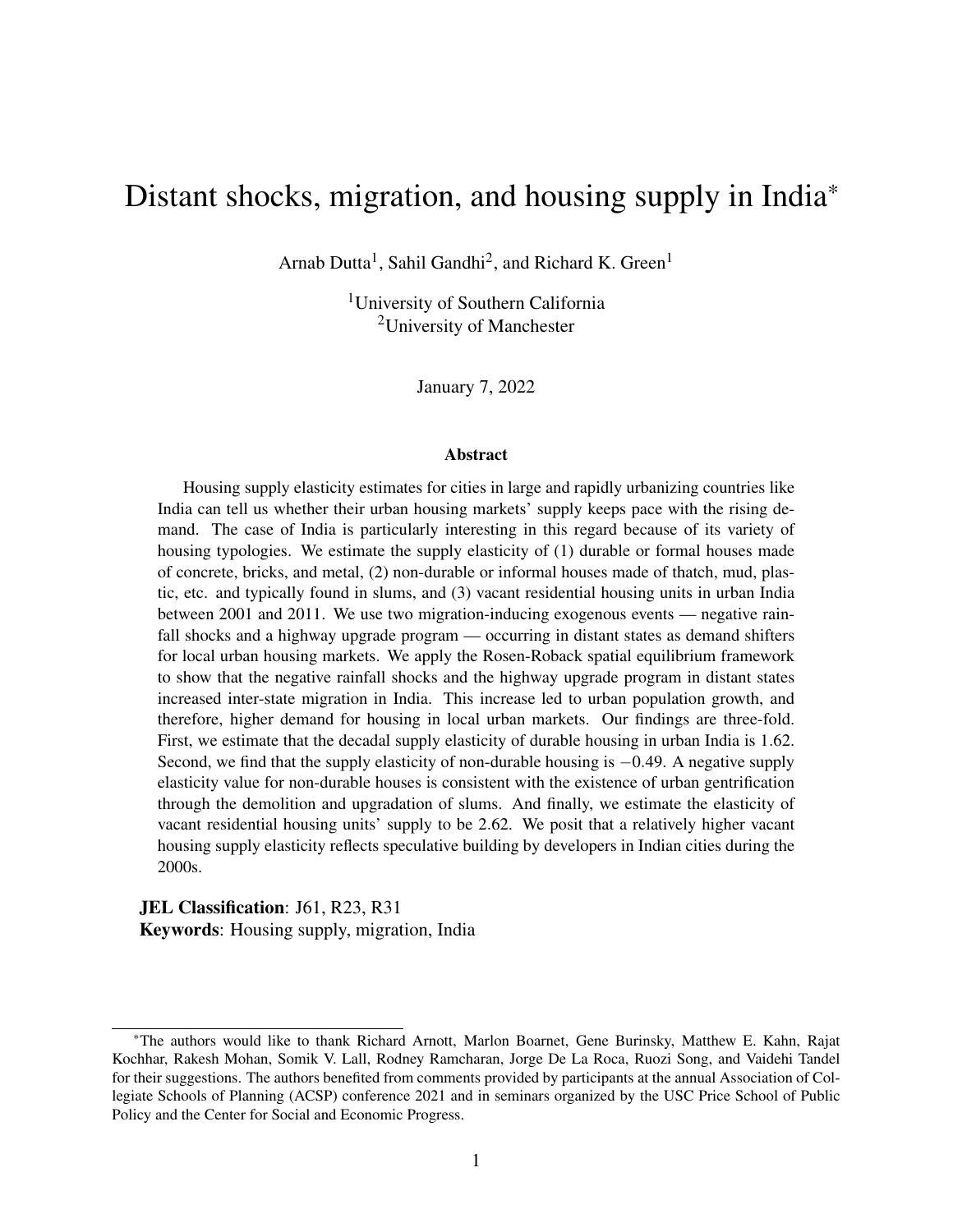# Distant shocks, migration, and housing supply in India*

Arnab Dutta[1], Sahil Gandhi[2], and Richard K. Green[1]

[1]University of Southern California
[2]University of Manchester

January 7, 2022

### Abstract

Housing supply elasticity estimates for cities in large and rapidly urbanizing countries like India can tell us whether their urban housing markets' supply keeps pace with the rising demand. The case of India is particularly interesting in this regard because of its variety of housing typologies. We estimate the supply elasticity of (1) durable or formal houses made of concrete, bricks, and metal, (2) non-durable or informal houses made of thatch, mud, plastic, etc. and typically found in slums, and (3) vacant residential housing units in urban India between 2001 and 2011. We use two migration-inducing exogenous events — negative rainfall shocks and a highway upgrade program — occurring in distant states as demand shifters for local urban housing markets. We apply the Rosen-Roback spatial equilibrium framework to show that the negative rainfall shocks and the highway upgrade program in distant states increased inter-state migration in India. This increase led to urban population growth, and therefore, higher demand for housing in local urban markets. Our findings are three-fold. First, we estimate that the decadal supply elasticity of durable housing in urban India is 1.62. Second, we find that the supply elasticity of non-durable housing is $-0.49$. A negative supply elasticity value for non-durable houses is consistent with the existence of urban gentrification through the demolition and upgradation of slums. And finally, we estimate the elasticity of vacant residential housing units' supply to be 2.62. We posit that a relatively higher vacant housing supply elasticity reflects speculative building by developers in Indian cities during the 2000s.

**JEL Classification**: J61, R23, R31
**Keywords**: Housing supply, migration, India

---

*The authors would like to thank Richard Arnott, Marlon Boarnet, Gene Burinsky, Matthew E. Kahn, Rajat Kochhar, Rakesh Mohan, Somik V. Lall, Rodney Ramcharan, Jorge De La Roca, Ruozi Song, and Vaidehi Tandel for their suggestions. The authors benefited from comments provided by participants at the annual Association of Collegiate Schools of Planning (ACSP) conference 2021 and in seminars organized by the USC Price School of Public Policy and the Center for Social and Economic Progress.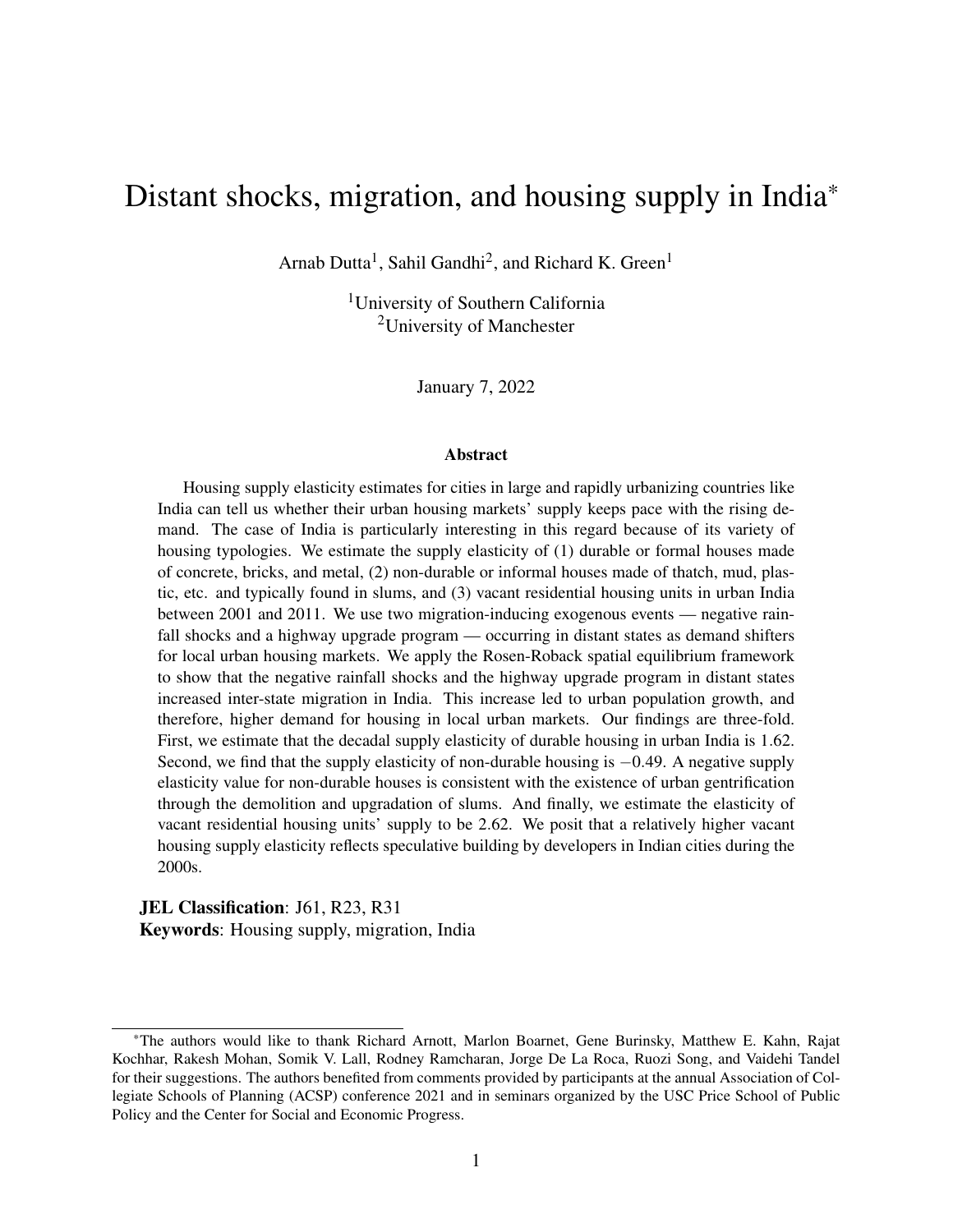# Distant shocks, migration, and housing supply in India*

Arnab Dutta[1], Sahil Gandhi[2], and Richard K. Green[1]

[1]University of Southern California
[2]University of Manchester

January 7, 2022

### Abstract

Housing supply elasticity estimates for cities in large and rapidly urbanizing countries like India can tell us whether their urban housing markets' supply keeps pace with the rising demand. The case of India is particularly interesting in this regard because of its variety of housing typologies. We estimate the supply elasticity of (1) durable or formal houses made of concrete, bricks, and metal, (2) non-durable or informal houses made of thatch, mud, plastic, etc. and typically found in slums, and (3) vacant residential housing units in urban India between 2001 and 2011. We use two migration-inducing exogenous events — negative rainfall shocks and a highway upgrade program — occurring in distant states as demand shifters for local urban housing markets. We apply the Rosen-Roback spatial equilibrium framework to show that the negative rainfall shocks and the highway upgrade program in distant states increased inter-state migration in India. This increase led to urban population growth, and therefore, higher demand for housing in local urban markets. Our findings are three-fold. First, we estimate that the decadal supply elasticity of durable housing in urban India is 1.62. Second, we find that the supply elasticity of non-durable housing is $-0.49$. A negative supply elasticity value for non-durable houses is consistent with the existence of urban gentrification through the demolition and upgradation of slums. And finally, we estimate the elasticity of vacant residential housing units' supply to be 2.62. We posit that a relatively higher vacant housing supply elasticity reflects speculative building by developers in Indian cities during the 2000s.

**JEL Classification**: J61, R23, R31
**Keywords**: Housing supply, migration, India

*The authors would like to thank Richard Arnott, Marlon Boarnet, Gene Burinsky, Matthew E. Kahn, Rajat Kochhar, Rakesh Mohan, Somik V. Lall, Rodney Ramcharan, Jorge De La Roca, Ruozi Song, and Vaidehi Tandel for their suggestions. The authors benefited from comments provided by participants at the annual Association of Collegiate Schools of Planning (ACSP) conference 2021 and in seminars organized by the USC Price School of Public Policy and the Center for Social and Economic Progress.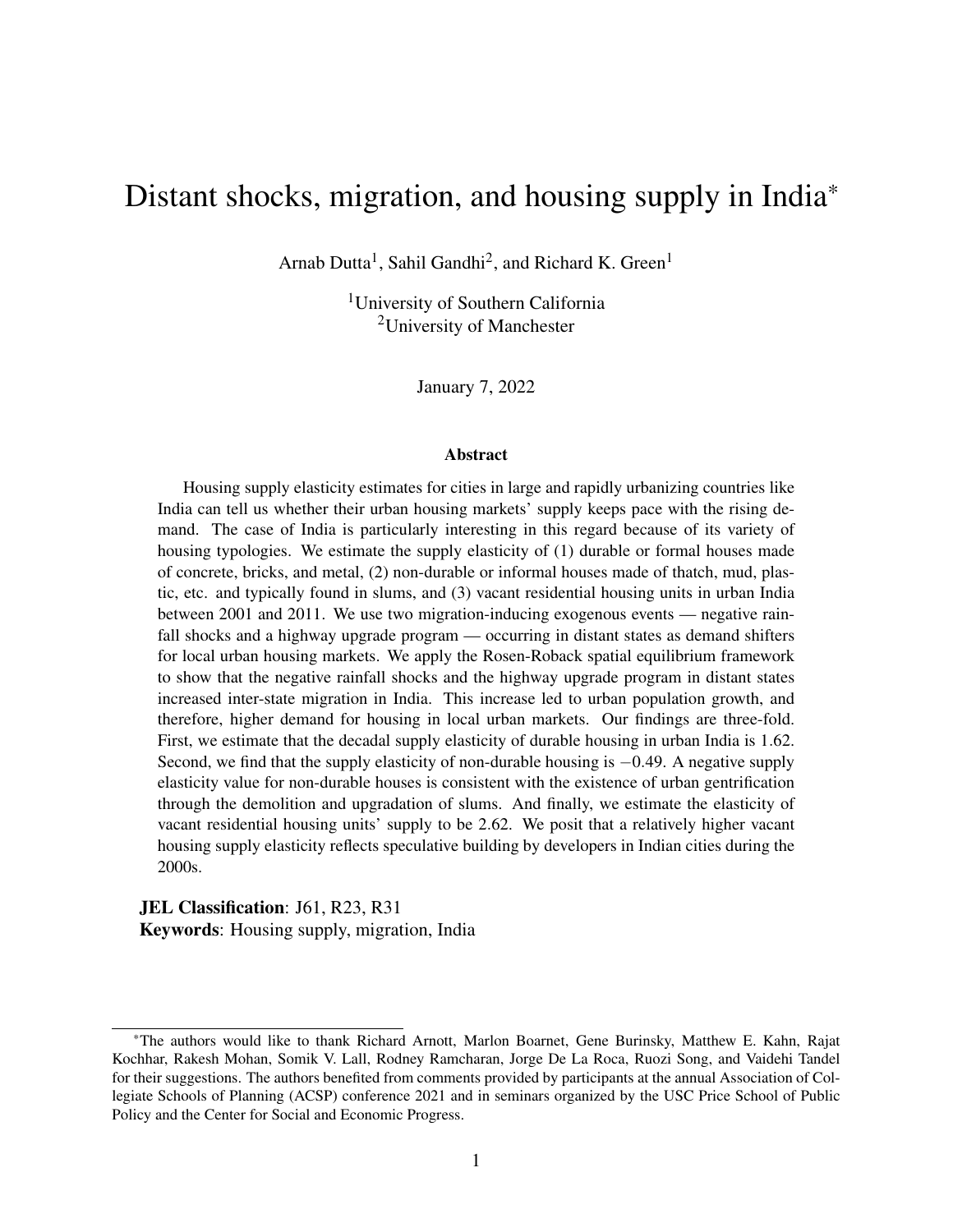# Distant shocks, migration, and housing supply in India*

Arnab Dutta[1], Sahil Gandhi[2], and Richard K. Green[1]

[1]University of Southern California
[2]University of Manchester

January 7, 2022

### Abstract

Housing supply elasticity estimates for cities in large and rapidly urbanizing countries like India can tell us whether their urban housing markets' supply keeps pace with the rising demand. The case of India is particularly interesting in this regard because of its variety of housing typologies. We estimate the supply elasticity of (1) durable or formal houses made of concrete, bricks, and metal, (2) non-durable or informal houses made of thatch, mud, plastic, etc. and typically found in slums, and (3) vacant residential housing units in urban India between 2001 and 2011. We use two migration-inducing exogenous events — negative rainfall shocks and a highway upgrade program — occurring in distant states as demand shifters for local urban housing markets. We apply the Rosen-Roback spatial equilibrium framework to show that the negative rainfall shocks and the highway upgrade program in distant states increased inter-state migration in India. This increase led to urban population growth, and therefore, higher demand for housing in local urban markets. Our findings are three-fold. First, we estimate that the decadal supply elasticity of durable housing in urban India is 1.62. Second, we find that the supply elasticity of non-durable housing is $-0.49$. A negative supply elasticity value for non-durable houses is consistent with the existence of urban gentrification through the demolition and upgradation of slums. And finally, we estimate the elasticity of vacant residential housing units' supply to be 2.62. We posit that a relatively higher vacant housing supply elasticity reflects speculative building by developers in Indian cities during the 2000s.

**JEL Classification**: J61, R23, R31
**Keywords**: Housing supply, migration, India

*The authors would like to thank Richard Arnott, Marlon Boarnet, Gene Burinsky, Matthew E. Kahn, Rajat Kochhar, Rakesh Mohan, Somik V. Lall, Rodney Ramcharan, Jorge De La Roca, Ruozi Song, and Vaidehi Tandel for their suggestions. The authors benefited from comments provided by participants at the annual Association of Collegiate Schools of Planning (ACSP) conference 2021 and in seminars organized by the USC Price School of Public Policy and the Center for Social and Economic Progress.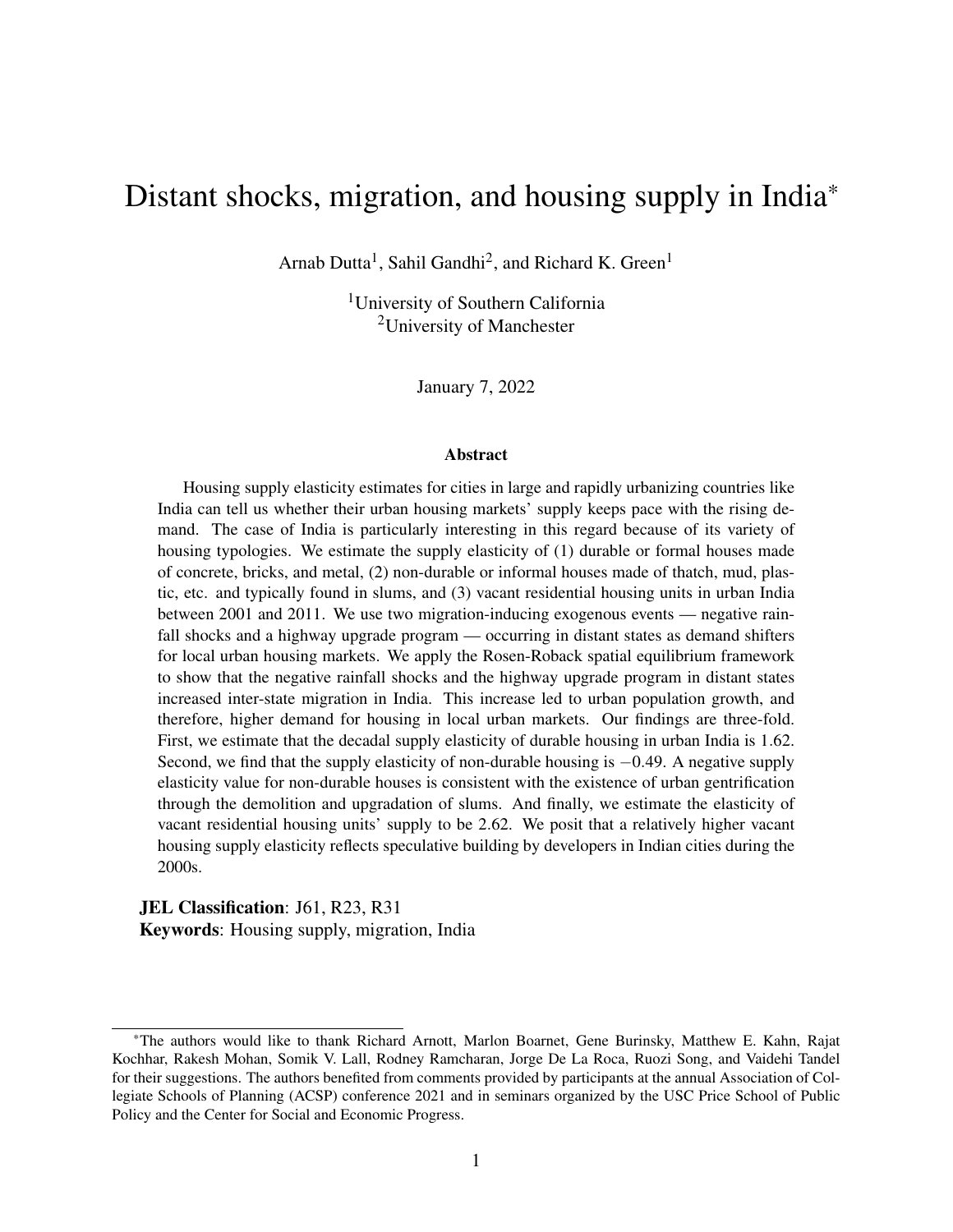# Distant shocks, migration, and housing supply in India*

Arnab Dutta[1], Sahil Gandhi[2], and Richard K. Green[1]

[1]University of Southern California
[2]University of Manchester

January 7, 2022

### Abstract

Housing supply elasticity estimates for cities in large and rapidly urbanizing countries like India can tell us whether their urban housing markets' supply keeps pace with the rising demand. The case of India is particularly interesting in this regard because of its variety of housing typologies. We estimate the supply elasticity of (1) durable or formal houses made of concrete, bricks, and metal, (2) non-durable or informal houses made of thatch, mud, plastic, etc. and typically found in slums, and (3) vacant residential housing units in urban India between 2001 and 2011. We use two migration-inducing exogenous events — negative rainfall shocks and a highway upgrade program — occurring in distant states as demand shifters for local urban housing markets. We apply the Rosen-Roback spatial equilibrium framework to show that the negative rainfall shocks and the highway upgrade program in distant states increased inter-state migration in India. This increase led to urban population growth, and therefore, higher demand for housing in local urban markets. Our findings are three-fold. First, we estimate that the decadal supply elasticity of durable housing in urban India is 1.62. Second, we find that the supply elasticity of non-durable housing is $-0.49$. A negative supply elasticity value for non-durable houses is consistent with the existence of urban gentrification through the demolition and upgradation of slums. And finally, we estimate the elasticity of vacant residential housing units' supply to be 2.62. We posit that a relatively higher vacant housing supply elasticity reflects speculative building by developers in Indian cities during the 2000s.

**JEL Classification**: J61, R23, R31
**Keywords**: Housing supply, migration, India

---

*The authors would like to thank Richard Arnott, Marlon Boarnet, Gene Burinsky, Matthew E. Kahn, Rajat Kochhar, Rakesh Mohan, Somik V. Lall, Rodney Ramcharan, Jorge De La Roca, Ruozi Song, and Vaidehi Tandel for their suggestions. The authors benefited from comments provided by participants at the annual Association of Collegiate Schools of Planning (ACSP) conference 2021 and in seminars organized by the USC Price School of Public Policy and the Center for Social and Economic Progress.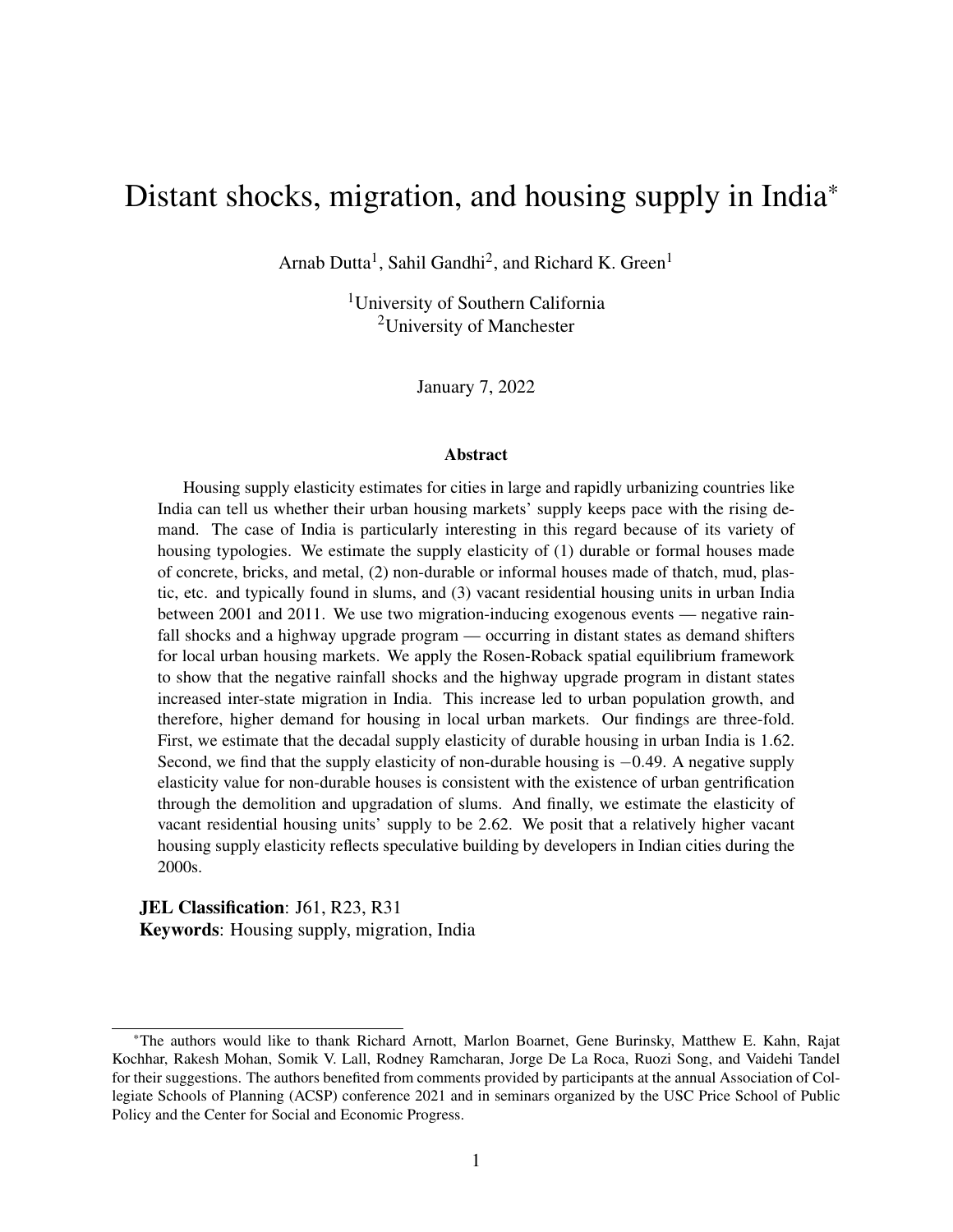// Distant shocks, migration, and housing supply in India*

Arnab Dutta[1], Sahil Gandhi[2], and Richard K. Green[1]

[1]University of Southern California
[2]University of Manchester

January 7, 2022

### Abstract

Housing supply elasticity estimates for cities in large and rapidly urbanizing countries like India can tell us whether their urban housing markets' supply keeps pace with the rising demand. The case of India is particularly interesting in this regard because of its variety of housing typologies. We estimate the supply elasticity of (1) durable or formal houses made of concrete, bricks, and metal, (2) non-durable or informal houses made of thatch, mud, plastic, etc. and typically found in slums, and (3) vacant residential housing units in urban India between 2001 and 2011. We use two migration-inducing exogenous events — negative rainfall shocks and a highway upgrade program — occurring in distant states as demand shifters for local urban housing markets. We apply the Rosen-Roback spatial equilibrium framework to show that the negative rainfall shocks and the highway upgrade program in distant states increased inter-state migration in India. This increase led to urban population growth, and therefore, higher demand for housing in local urban markets. Our findings are three-fold. First, we estimate that the decadal supply elasticity of durable housing in urban India is 1.62. Second, we find that the supply elasticity of non-durable housing is $-0.49$. A negative supply elasticity value for non-durable houses is consistent with the existence of urban gentrification through the demolition and upgradation of slums. And finally, we estimate the elasticity of vacant residential housing units' supply to be 2.62. We posit that a relatively higher vacant housing supply elasticity reflects speculative building by developers in Indian cities during the 2000s.

**JEL Classification**: J61, R23, R31
**Keywords**: Housing supply, migration, India

*The authors would like to thank Richard Arnott, Marlon Boarnet, Gene Burinsky, Matthew E. Kahn, Rajat Kochhar, Rakesh Mohan, Somik V. Lall, Rodney Ramcharan, Jorge De La Roca, Ruozi Song, and Vaidehi Tandel for their suggestions. The authors benefited from comments provided by participants at the annual Association of Collegiate Schools of Planning (ACSP) conference 2021 and in seminars organized by the USC Price School of Public Policy and the Center for Social and Economic Progress.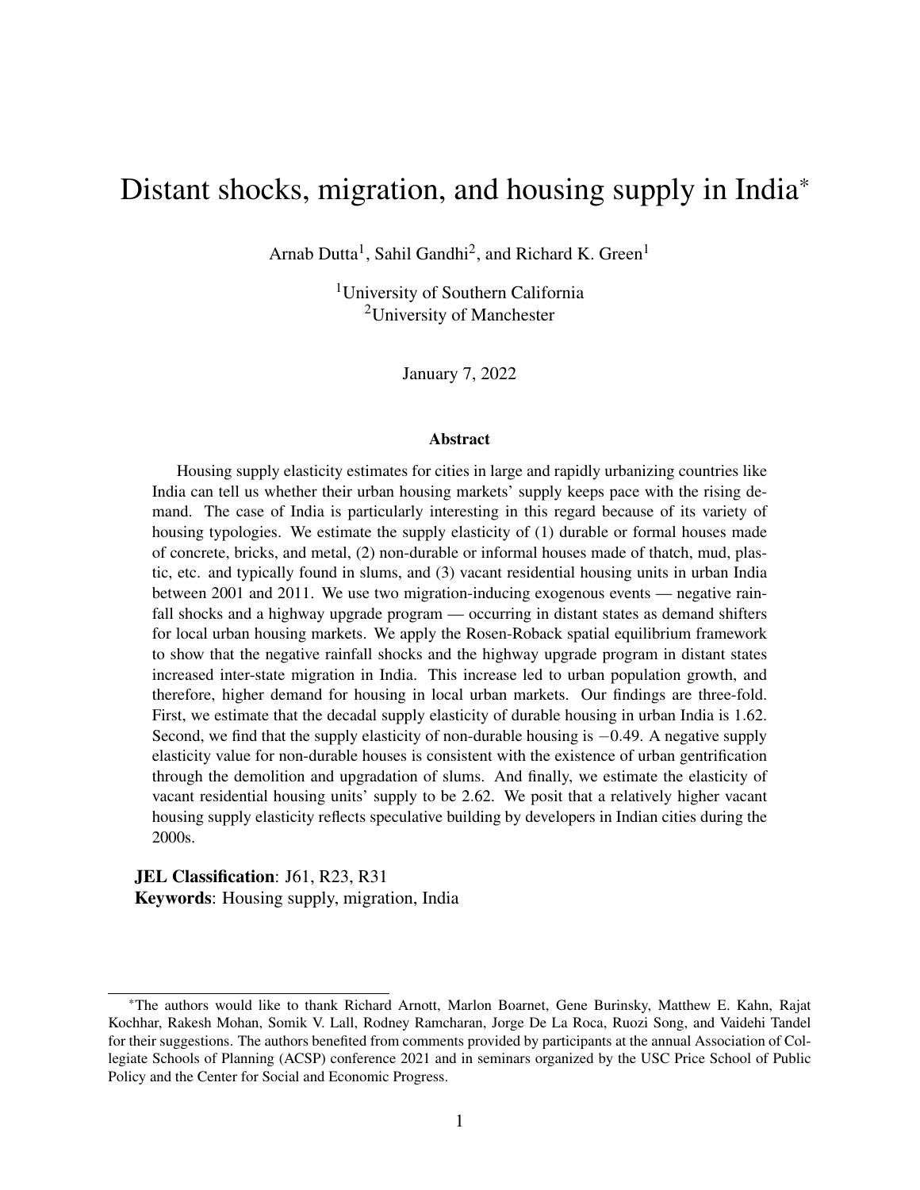# Distant shocks, migration, and housing supply in India*

Arnab Dutta[1], Sahil Gandhi[2], and Richard K. Green[1]

[1]University of Southern California
[2]University of Manchester

January 7, 2022

### Abstract

Housing supply elasticity estimates for cities in large and rapidly urbanizing countries like India can tell us whether their urban housing markets' supply keeps pace with the rising demand. The case of India is particularly interesting in this regard because of its variety of housing typologies. We estimate the supply elasticity of (1) durable or formal houses made of concrete, bricks, and metal, (2) non-durable or informal houses made of thatch, mud, plastic, etc. and typically found in slums, and (3) vacant residential housing units in urban India between 2001 and 2011. We use two migration-inducing exogenous events — negative rainfall shocks and a highway upgrade program — occurring in distant states as demand shifters for local urban housing markets. We apply the Rosen-Roback spatial equilibrium framework to show that the negative rainfall shocks and the highway upgrade program in distant states increased inter-state migration in India. This increase led to urban population growth, and therefore, higher demand for housing in local urban markets. Our findings are three-fold. First, we estimate that the decadal supply elasticity of durable housing in urban India is 1.62. Second, we find that the supply elasticity of non-durable housing is $-0.49$. A negative supply elasticity value for non-durable houses is consistent with the existence of urban gentrification through the demolition and upgradation of slums. And finally, we estimate the elasticity of vacant residential housing units' supply to be 2.62. We posit that a relatively higher vacant housing supply elasticity reflects speculative building by developers in Indian cities during the 2000s.

**JEL Classification**: J61, R23, R31
**Keywords**: Housing supply, migration, India

*The authors would like to thank Richard Arnott, Marlon Boarnet, Gene Burinsky, Matthew E. Kahn, Rajat Kochhar, Rakesh Mohan, Somik V. Lall, Rodney Ramcharan, Jorge De La Roca, Ruozi Song, and Vaidehi Tandel for their suggestions. The authors benefited from comments provided by participants at the annual Association of Collegiate Schools of Planning (ACSP) conference 2021 and in seminars organized by the USC Price School of Public Policy and the Center for Social and Economic Progress.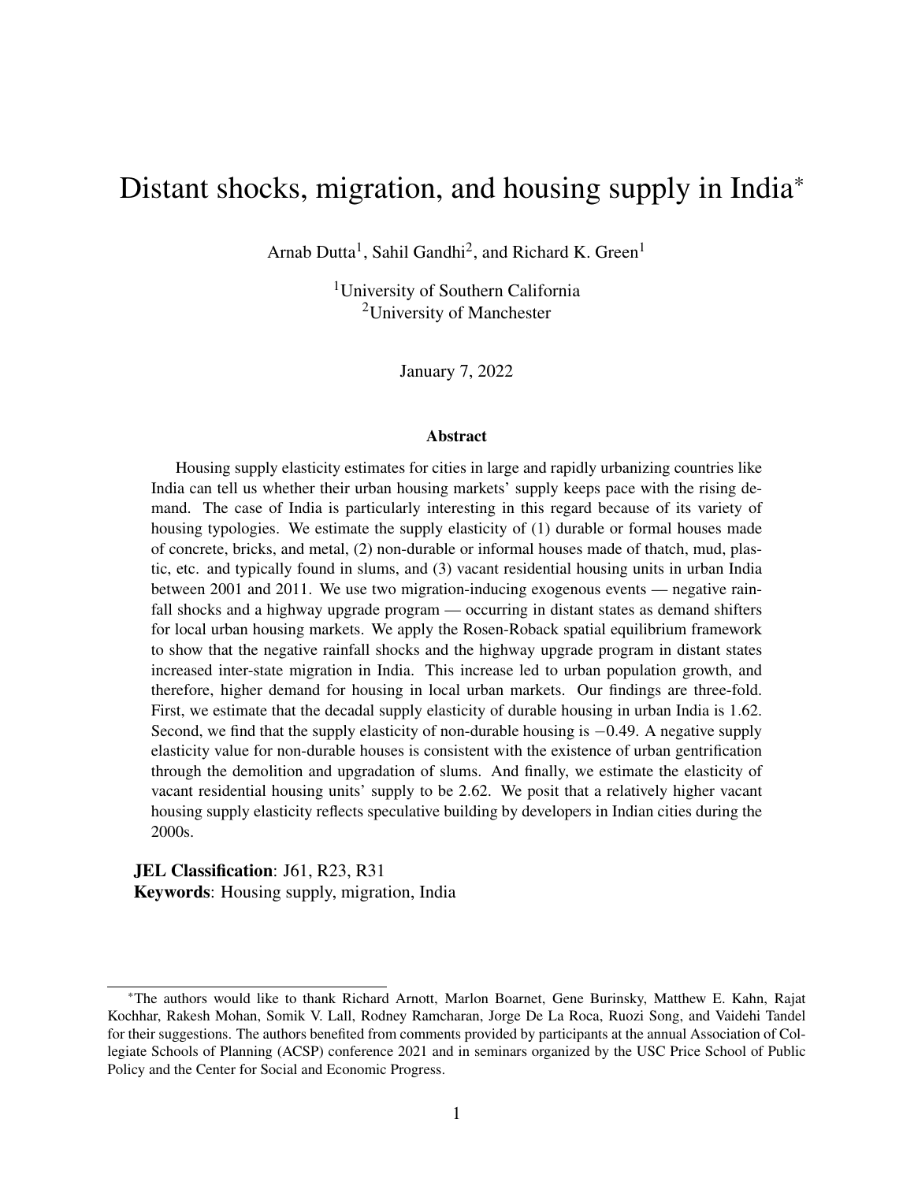# Distant shocks, migration, and housing supply in India*

Arnab Dutta[1], Sahil Gandhi[2], and Richard K. Green[1]

[1]University of Southern California
[2]University of Manchester

January 7, 2022

### Abstract

Housing supply elasticity estimates for cities in large and rapidly urbanizing countries like India can tell us whether their urban housing markets' supply keeps pace with the rising demand. The case of India is particularly interesting in this regard because of its variety of housing typologies. We estimate the supply elasticity of (1) durable or formal houses made of concrete, bricks, and metal, (2) non-durable or informal houses made of thatch, mud, plastic, etc. and typically found in slums, and (3) vacant residential housing units in urban India between 2001 and 2011. We use two migration-inducing exogenous events — negative rainfall shocks and a highway upgrade program — occurring in distant states as demand shifters for local urban housing markets. We apply the Rosen-Roback spatial equilibrium framework to show that the negative rainfall shocks and the highway upgrade program in distant states increased inter-state migration in India. This increase led to urban population growth, and therefore, higher demand for housing in local urban markets. Our findings are three-fold. First, we estimate that the decadal supply elasticity of durable housing in urban India is 1.62. Second, we find that the supply elasticity of non-durable housing is $-0.49$. A negative supply elasticity value for non-durable houses is consistent with the existence of urban gentrification through the demolition and upgradation of slums. And finally, we estimate the elasticity of vacant residential housing units' supply to be 2.62. We posit that a relatively higher vacant housing supply elasticity reflects speculative building by developers in Indian cities during the 2000s.

**JEL Classification**: J61, R23, R31
**Keywords**: Housing supply, migration, India

*The authors would like to thank Richard Arnott, Marlon Boarnet, Gene Burinsky, Matthew E. Kahn, Rajat Kochhar, Rakesh Mohan, Somik V. Lall, Rodney Ramcharan, Jorge De La Roca, Ruozi Song, and Vaidehi Tandel for their suggestions. The authors benefited from comments provided by participants at the annual Association of Collegiate Schools of Planning (ACSP) conference 2021 and in seminars organized by the USC Price School of Public Policy and the Center for Social and Economic Progress.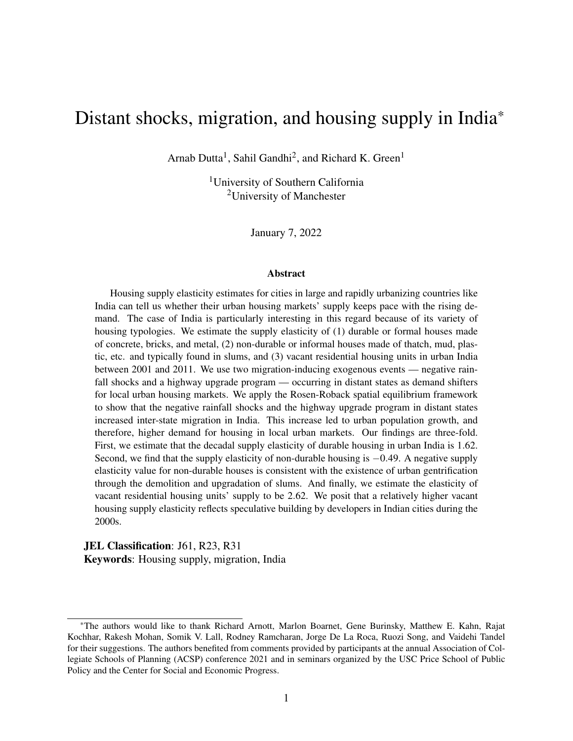# Distant shocks, migration, and housing supply in India*

Arnab Dutta[1], Sahil Gandhi[2], and Richard K. Green[1]

[1]University of Southern California
[2]University of Manchester

January 7, 2022

### Abstract

Housing supply elasticity estimates for cities in large and rapidly urbanizing countries like India can tell us whether their urban housing markets' supply keeps pace with the rising demand. The case of India is particularly interesting in this regard because of its variety of housing typologies. We estimate the supply elasticity of (1) durable or formal houses made of concrete, bricks, and metal, (2) non-durable or informal houses made of thatch, mud, plastic, etc. and typically found in slums, and (3) vacant residential housing units in urban India between 2001 and 2011. We use two migration-inducing exogenous events — negative rainfall shocks and a highway upgrade program — occurring in distant states as demand shifters for local urban housing markets. We apply the Rosen-Roback spatial equilibrium framework to show that the negative rainfall shocks and the highway upgrade program in distant states increased inter-state migration in India. This increase led to urban population growth, and therefore, higher demand for housing in local urban markets. Our findings are three-fold. First, we estimate that the decadal supply elasticity of durable housing in urban India is 1.62. Second, we find that the supply elasticity of non-durable housing is $-0.49$. A negative supply elasticity value for non-durable houses is consistent with the existence of urban gentrification through the demolition and upgradation of slums. And finally, we estimate the elasticity of vacant residential housing units' supply to be 2.62. We posit that a relatively higher vacant housing supply elasticity reflects speculative building by developers in Indian cities during the 2000s.

**JEL Classification**: J61, R23, R31
**Keywords**: Housing supply, migration, India

---

*The authors would like to thank Richard Arnott, Marlon Boarnet, Gene Burinsky, Matthew E. Kahn, Rajat Kochhar, Rakesh Mohan, Somik V. Lall, Rodney Ramcharan, Jorge De La Roca, Ruozi Song, and Vaidehi Tandel for their suggestions. The authors benefited from comments provided by participants at the annual Association of Collegiate Schools of Planning (ACSP) conference 2021 and in seminars organized by the USC Price School of Public Policy and the Center for Social and Economic Progress.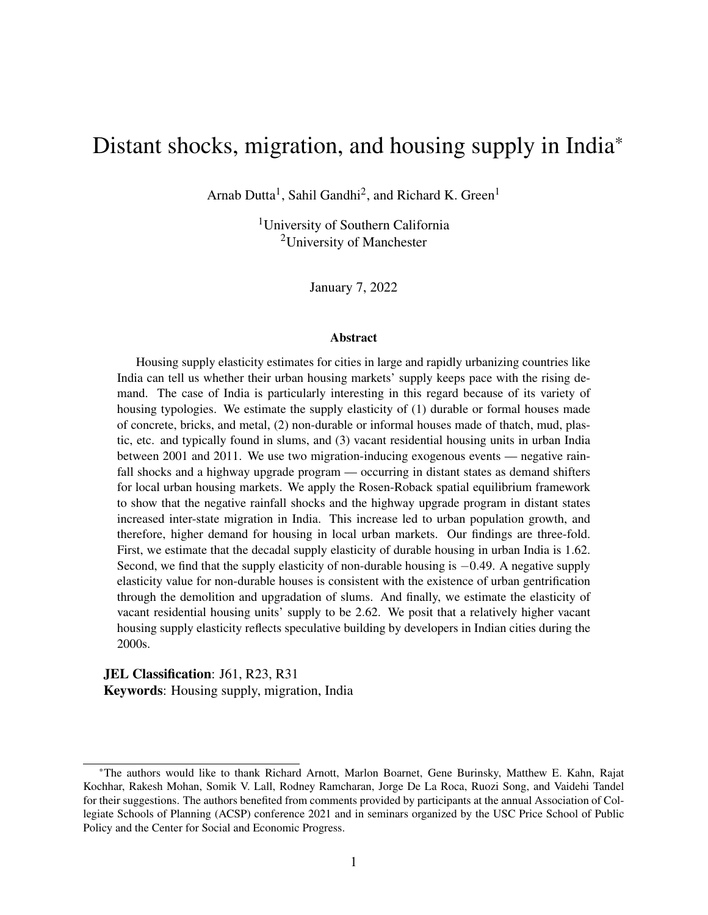# Distant shocks, migration, and housing supply in India*

Arnab Dutta[1], Sahil Gandhi[2], and Richard K. Green[1]

[1]University of Southern California
[2]University of Manchester

January 7, 2022

### Abstract

Housing supply elasticity estimates for cities in large and rapidly urbanizing countries like India can tell us whether their urban housing markets' supply keeps pace with the rising demand. The case of India is particularly interesting in this regard because of its variety of housing typologies. We estimate the supply elasticity of (1) durable or formal houses made of concrete, bricks, and metal, (2) non-durable or informal houses made of thatch, mud, plastic, etc. and typically found in slums, and (3) vacant residential housing units in urban India between 2001 and 2011. We use two migration-inducing exogenous events — negative rainfall shocks and a highway upgrade program — occurring in distant states as demand shifters for local urban housing markets. We apply the Rosen-Roback spatial equilibrium framework to show that the negative rainfall shocks and the highway upgrade program in distant states increased inter-state migration in India. This increase led to urban population growth, and therefore, higher demand for housing in local urban markets. Our findings are three-fold. First, we estimate that the decadal supply elasticity of durable housing in urban India is 1.62. Second, we find that the supply elasticity of non-durable housing is $-0.49$. A negative supply elasticity value for non-durable houses is consistent with the existence of urban gentrification through the demolition and upgradation of slums. And finally, we estimate the elasticity of vacant residential housing units' supply to be 2.62. We posit that a relatively higher vacant housing supply elasticity reflects speculative building by developers in Indian cities during the 2000s.

**JEL Classification**: J61, R23, R31
**Keywords**: Housing supply, migration, India

*The authors would like to thank Richard Arnott, Marlon Boarnet, Gene Burinsky, Matthew E. Kahn, Rajat Kochhar, Rakesh Mohan, Somik V. Lall, Rodney Ramcharan, Jorge De La Roca, Ruozi Song, and Vaidehi Tandel for their suggestions. The authors benefited from comments provided by participants at the annual Association of Collegiate Schools of Planning (ACSP) conference 2021 and in seminars organized by the USC Price School of Public Policy and the Center for Social and Economic Progress.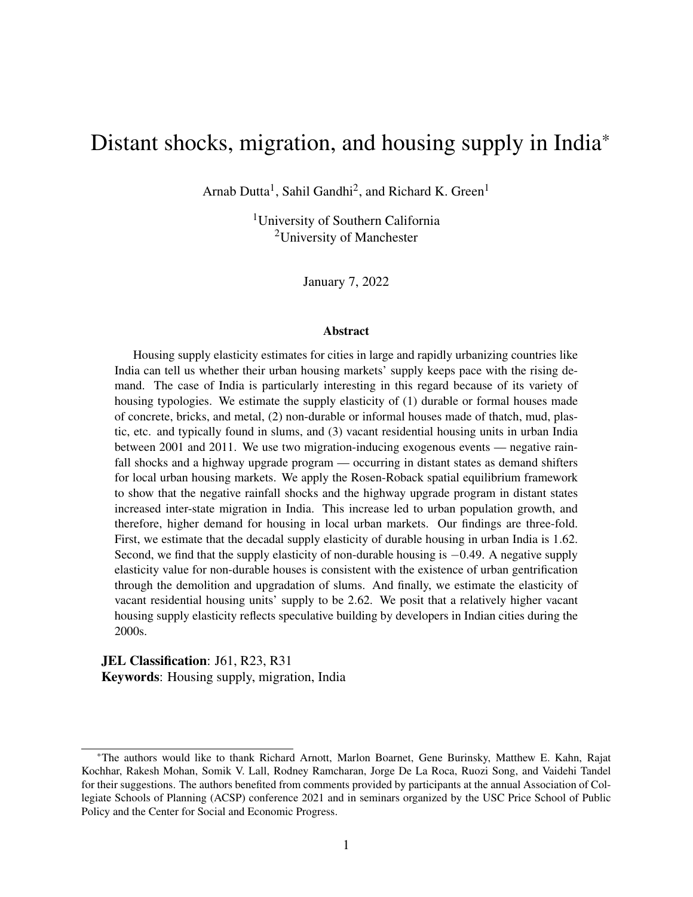# Distant shocks, migration, and housing supply in India*

Arnab Dutta[1], Sahil Gandhi[2], and Richard K. Green[1]

[1]University of Southern California
[2]University of Manchester

January 7, 2022

### Abstract

Housing supply elasticity estimates for cities in large and rapidly urbanizing countries like India can tell us whether their urban housing markets' supply keeps pace with the rising demand. The case of India is particularly interesting in this regard because of its variety of housing typologies. We estimate the supply elasticity of (1) durable or formal houses made of concrete, bricks, and metal, (2) non-durable or informal houses made of thatch, mud, plastic, etc. and typically found in slums, and (3) vacant residential housing units in urban India between 2001 and 2011. We use two migration-inducing exogenous events — negative rainfall shocks and a highway upgrade program — occurring in distant states as demand shifters for local urban housing markets. We apply the Rosen-Roback spatial equilibrium framework to show that the negative rainfall shocks and the highway upgrade program in distant states increased inter-state migration in India. This increase led to urban population growth, and therefore, higher demand for housing in local urban markets. Our findings are three-fold. First, we estimate that the decadal supply elasticity of durable housing in urban India is 1.62. Second, we find that the supply elasticity of non-durable housing is $-0.49$. A negative supply elasticity value for non-durable houses is consistent with the existence of urban gentrification through the demolition and upgradation of slums. And finally, we estimate the elasticity of vacant residential housing units' supply to be 2.62. We posit that a relatively higher vacant housing supply elasticity reflects speculative building by developers in Indian cities during the 2000s.

**JEL Classification**: J61, R23, R31
**Keywords**: Housing supply, migration, India

*The authors would like to thank Richard Arnott, Marlon Boarnet, Gene Burinsky, Matthew E. Kahn, Rajat Kochhar, Rakesh Mohan, Somik V. Lall, Rodney Ramcharan, Jorge De La Roca, Ruozi Song, and Vaidehi Tandel for their suggestions. The authors benefited from comments provided by participants at the annual Association of Collegiate Schools of Planning (ACSP) conference 2021 and in seminars organized by the USC Price School of Public Policy and the Center for Social and Economic Progress.